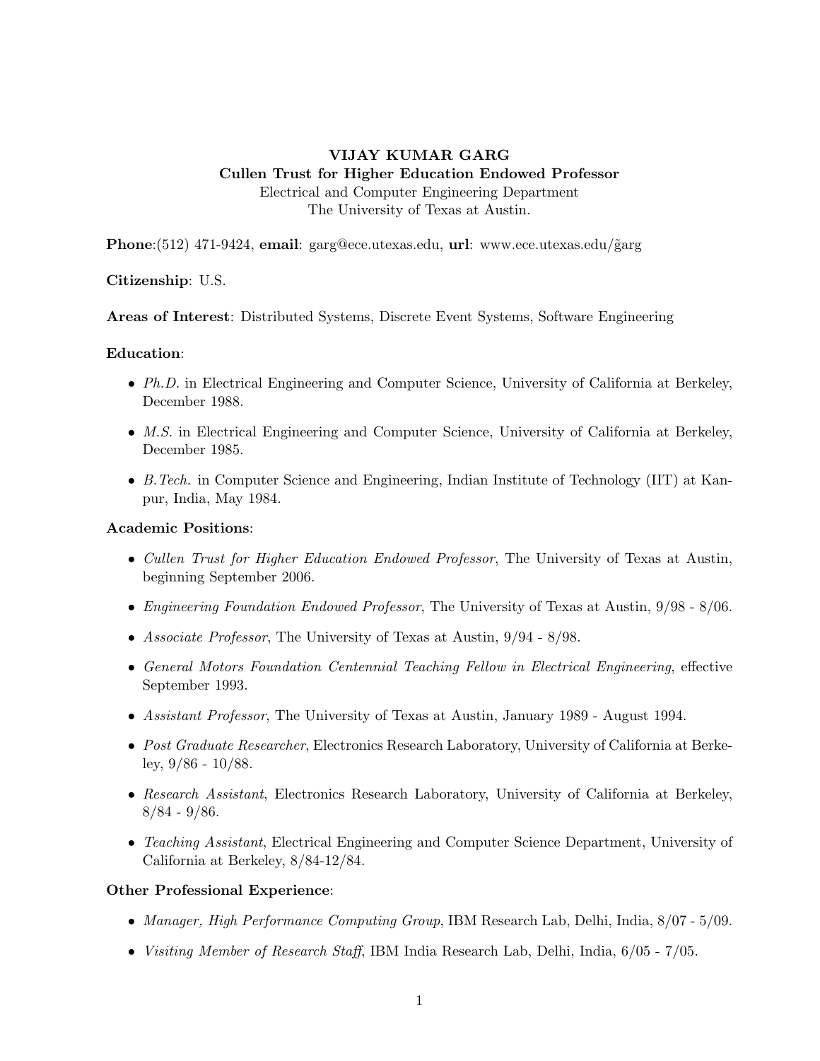# VIJAY KUMAR GARG

## Cullen Trust for Higher Education Endowed Professor

Electrical and Computer Engineering Department
The University of Texas at Austin.

**Phone**:(512) 471-9424, **email**: garg@ece.utexas.edu, **url**: www.ece.utexas.edu/~garg

**Citizenship**: U.S.

**Areas of Interest**: Distributed Systems, Discrete Event Systems, Software Engineering

**Education**:

- *Ph.D.* in Electrical Engineering and Computer Science, University of California at Berkeley, December 1988.
- *M.S.* in Electrical Engineering and Computer Science, University of California at Berkeley, December 1985.
- *B.Tech.* in Computer Science and Engineering, Indian Institute of Technology (IIT) at Kanpur, India, May 1984.

**Academic Positions**:

- *Cullen Trust for Higher Education Endowed Professor*, The University of Texas at Austin, beginning September 2006.
- *Engineering Foundation Endowed Professor*, The University of Texas at Austin, 9/98 - 8/06.
- *Associate Professor*, The University of Texas at Austin, 9/94 - 8/98.
- *General Motors Foundation Centennial Teaching Fellow in Electrical Engineering*, effective September 1993.
- *Assistant Professor*, The University of Texas at Austin, January 1989 - August 1994.
- *Post Graduate Researcher*, Electronics Research Laboratory, University of California at Berkeley, 9/86 - 10/88.
- *Research Assistant*, Electronics Research Laboratory, University of California at Berkeley, 8/84 - 9/86.
- *Teaching Assistant*, Electrical Engineering and Computer Science Department, University of California at Berkeley, 8/84-12/84.

**Other Professional Experience**:

- *Manager, High Performance Computing Group*, IBM Research Lab, Delhi, India, 8/07 - 5/09.
- *Visiting Member of Research Staff*, IBM India Research Lab, Delhi, India, 6/05 - 7/05.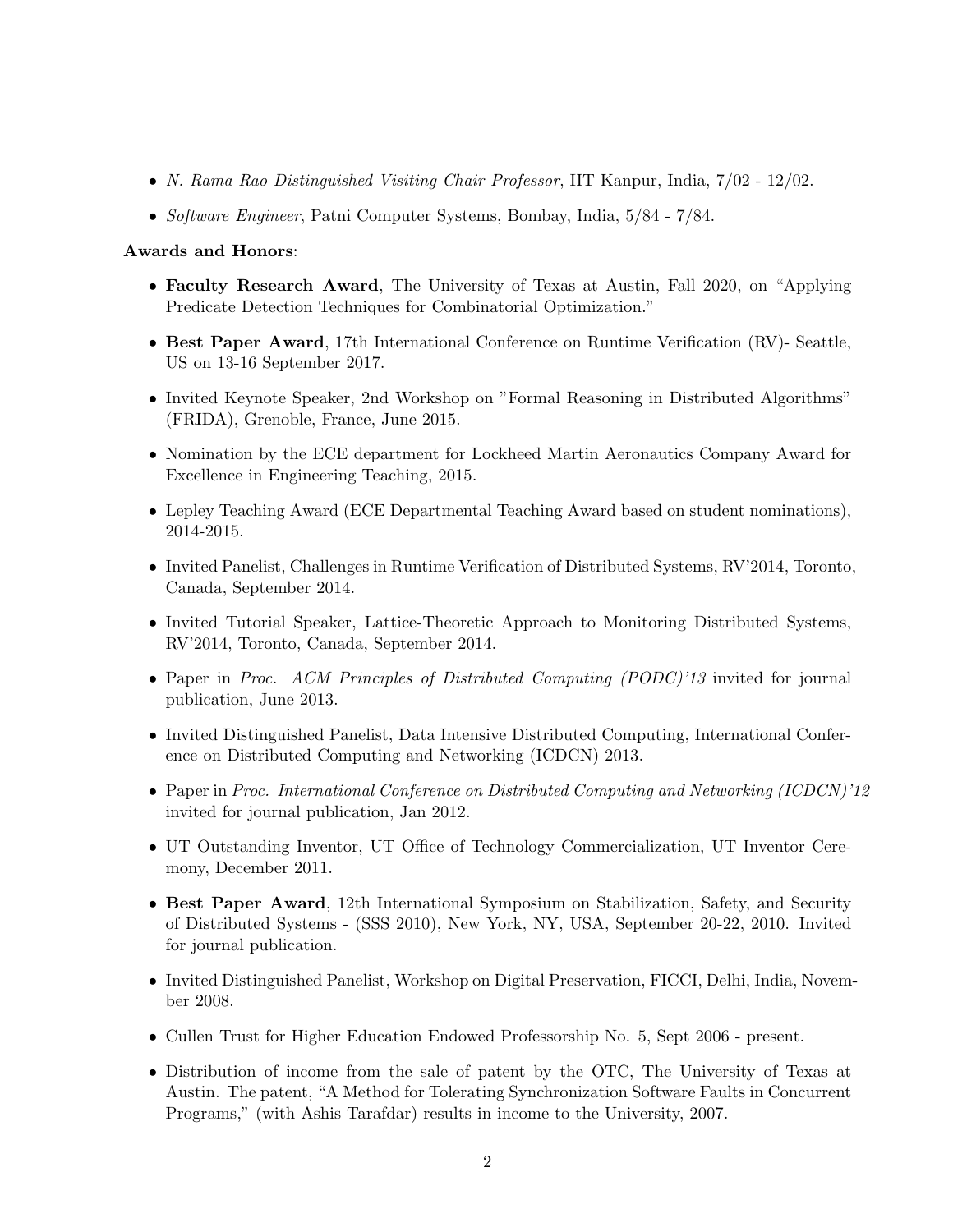- *N. Rama Rao Distinguished Visiting Chair Professor*, IIT Kanpur, India, 7/02 - 12/02.
- *Software Engineer*, Patni Computer Systems, Bombay, India, 5/84 - 7/84.

**Awards and Honors**:

- **Faculty Research Award**, The University of Texas at Austin, Fall 2020, on "Applying Predicate Detection Techniques for Combinatorial Optimization."
- **Best Paper Award**, 17th International Conference on Runtime Verification (RV)- Seattle, US on 13-16 September 2017.
- Invited Keynote Speaker, 2nd Workshop on "Formal Reasoning in Distributed Algorithms" (FRIDA), Grenoble, France, June 2015.
- Nomination by the ECE department for Lockheed Martin Aeronautics Company Award for Excellence in Engineering Teaching, 2015.
- Lepley Teaching Award (ECE Departmental Teaching Award based on student nominations), 2014-2015.
- Invited Panelist, Challenges in Runtime Verification of Distributed Systems, RV'2014, Toronto, Canada, September 2014.
- Invited Tutorial Speaker, Lattice-Theoretic Approach to Monitoring Distributed Systems, RV'2014, Toronto, Canada, September 2014.
- Paper in *Proc. ACM Principles of Distributed Computing (PODC)'13* invited for journal publication, June 2013.
- Invited Distinguished Panelist, Data Intensive Distributed Computing, International Conference on Distributed Computing and Networking (ICDCN) 2013.
- Paper in *Proc. International Conference on Distributed Computing and Networking (ICDCN)'12* invited for journal publication, Jan 2012.
- UT Outstanding Inventor, UT Office of Technology Commercialization, UT Inventor Ceremony, December 2011.
- **Best Paper Award**, 12th International Symposium on Stabilization, Safety, and Security of Distributed Systems - (SSS 2010), New York, NY, USA, September 20-22, 2010. Invited for journal publication.
- Invited Distinguished Panelist, Workshop on Digital Preservation, FICCI, Delhi, India, November 2008.
- Cullen Trust for Higher Education Endowed Professorship No. 5, Sept 2006 - present.
- Distribution of income from the sale of patent by the OTC, The University of Texas at Austin. The patent, "A Method for Tolerating Synchronization Software Faults in Concurrent Programs," (with Ashis Tarafdar) results in income to the University, 2007.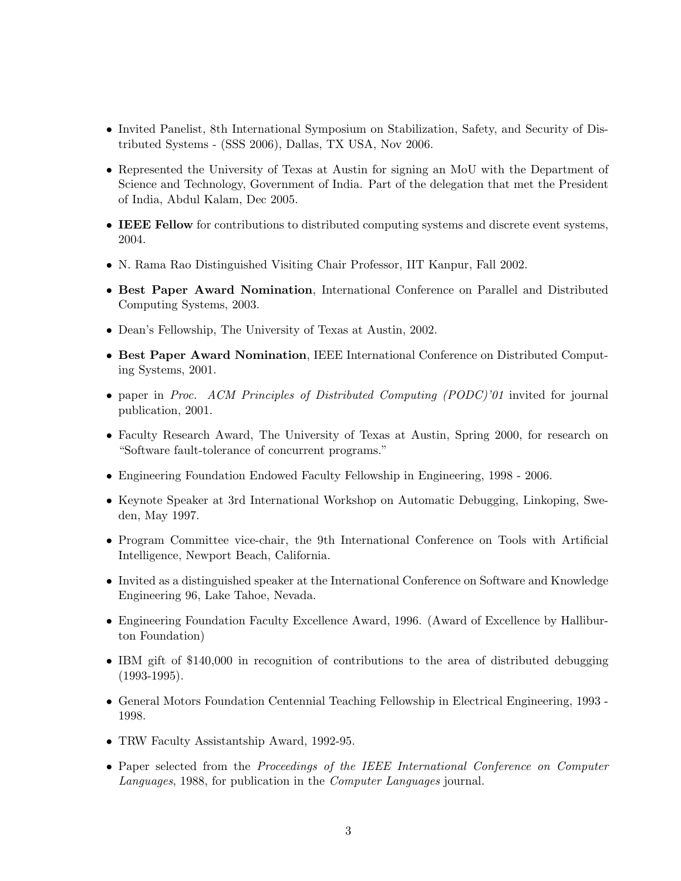- Invited Panelist, 8th International Symposium on Stabilization, Safety, and Security of Distributed Systems - (SSS 2006), Dallas, TX USA, Nov 2006.
- Represented the University of Texas at Austin for signing an MoU with the Department of Science and Technology, Government of India. Part of the delegation that met the President of India, Abdul Kalam, Dec 2005.
- **IEEE Fellow** for contributions to distributed computing systems and discrete event systems, 2004.
- N. Rama Rao Distinguished Visiting Chair Professor, IIT Kanpur, Fall 2002.
- **Best Paper Award Nomination**, International Conference on Parallel and Distributed Computing Systems, 2003.
- Dean's Fellowship, The University of Texas at Austin, 2002.
- **Best Paper Award Nomination**, IEEE International Conference on Distributed Computing Systems, 2001.
- paper in *Proc. ACM Principles of Distributed Computing (PODC)'01* invited for journal publication, 2001.
- Faculty Research Award, The University of Texas at Austin, Spring 2000, for research on "Software fault-tolerance of concurrent programs."
- Engineering Foundation Endowed Faculty Fellowship in Engineering, 1998 - 2006.
- Keynote Speaker at 3rd International Workshop on Automatic Debugging, Linkoping, Sweden, May 1997.
- Program Committee vice-chair, the 9th International Conference on Tools with Artificial Intelligence, Newport Beach, California.
- Invited as a distinguished speaker at the International Conference on Software and Knowledge Engineering 96, Lake Tahoe, Nevada.
- Engineering Foundation Faculty Excellence Award, 1996. (Award of Excellence by Halliburton Foundation)
- IBM gift of $140,000 in recognition of contributions to the area of distributed debugging (1993-1995).
- General Motors Foundation Centennial Teaching Fellowship in Electrical Engineering, 1993 - 1998.
- TRW Faculty Assistantship Award, 1992-95.
- Paper selected from the *Proceedings of the IEEE International Conference on Computer Languages*, 1988, for publication in the *Computer Languages* journal.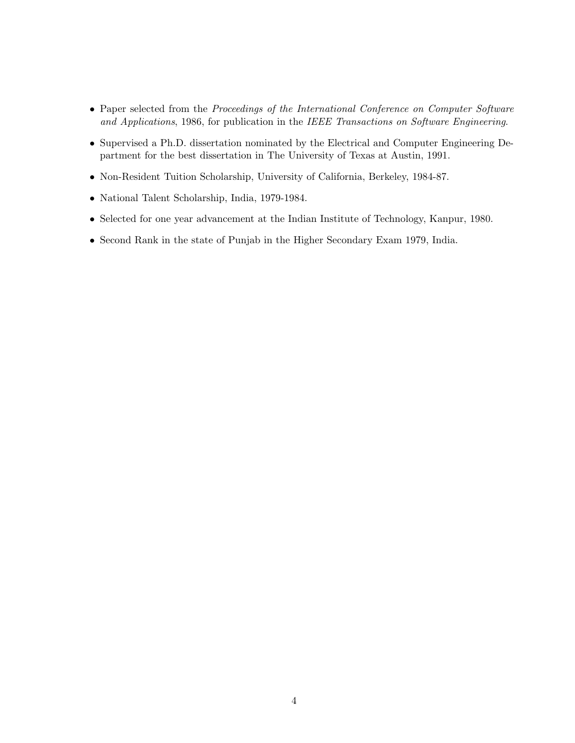- Paper selected from the *Proceedings of the International Conference on Computer Software and Applications*, 1986, for publication in the *IEEE Transactions on Software Engineering*.
- Supervised a Ph.D. dissertation nominated by the Electrical and Computer Engineering Department for the best dissertation in The University of Texas at Austin, 1991.
- Non-Resident Tuition Scholarship, University of California, Berkeley, 1984-87.
- National Talent Scholarship, India, 1979-1984.
- Selected for one year advancement at the Indian Institute of Technology, Kanpur, 1980.
- Second Rank in the state of Punjab in the Higher Secondary Exam 1979, India.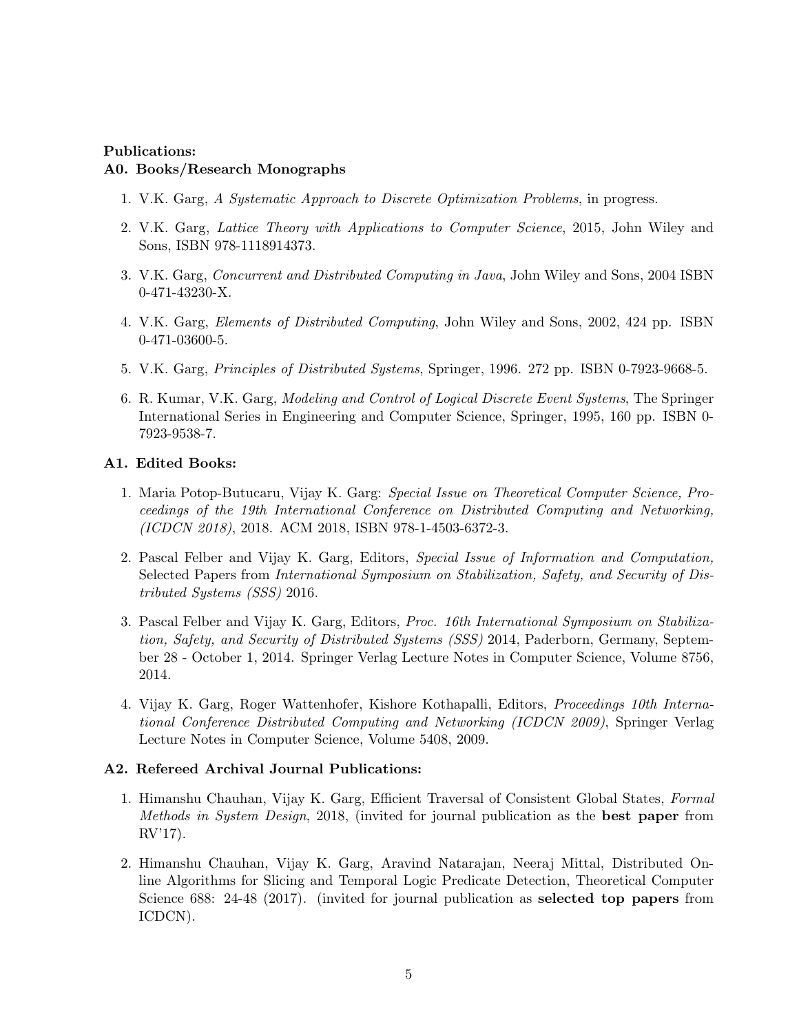**Publications:**

**A0. Books/Research Monographs**

1. V.K. Garg, *A Systematic Approach to Discrete Optimization Problems*, in progress.

2. V.K. Garg, *Lattice Theory with Applications to Computer Science*, 2015, John Wiley and Sons, ISBN 978-1118914373.

3. V.K. Garg, *Concurrent and Distributed Computing in Java*, John Wiley and Sons, 2004 ISBN 0-471-43230-X.

4. V.K. Garg, *Elements of Distributed Computing*, John Wiley and Sons, 2002, 424 pp. ISBN 0-471-03600-5.

5. V.K. Garg, *Principles of Distributed Systems*, Springer, 1996. 272 pp. ISBN 0-7923-9668-5.

6. R. Kumar, V.K. Garg, *Modeling and Control of Logical Discrete Event Systems*, The Springer International Series in Engineering and Computer Science, Springer, 1995, 160 pp. ISBN 0-7923-9538-7.

**A1. Edited Books:**

1. Maria Potop-Butucaru, Vijay K. Garg: *Special Issue on Theoretical Computer Science, Proceedings of the 19th International Conference on Distributed Computing and Networking, (ICDCN 2018)*, 2018. ACM 2018, ISBN 978-1-4503-6372-3.

2. Pascal Felber and Vijay K. Garg, Editors, *Special Issue of Information and Computation,* Selected Papers from *International Symposium on Stabilization, Safety, and Security of Distributed Systems (SSS)* 2016.

3. Pascal Felber and Vijay K. Garg, Editors, *Proc. 16th International Symposium on Stabilization, Safety, and Security of Distributed Systems (SSS)* 2014, Paderborn, Germany, September 28 - October 1, 2014. Springer Verlag Lecture Notes in Computer Science, Volume 8756, 2014.

4. Vijay K. Garg, Roger Wattenhofer, Kishore Kothapalli, Editors, *Proceedings 10th International Conference Distributed Computing and Networking (ICDCN 2009)*, Springer Verlag Lecture Notes in Computer Science, Volume 5408, 2009.

**A2. Refereed Archival Journal Publications:**

1. Himanshu Chauhan, Vijay K. Garg, Efficient Traversal of Consistent Global States, *Formal Methods in System Design*, 2018, (invited for journal publication as the **best paper** from RV'17).

2. Himanshu Chauhan, Vijay K. Garg, Aravind Natarajan, Neeraj Mittal, Distributed Online Algorithms for Slicing and Temporal Logic Predicate Detection, Theoretical Computer Science 688: 24-48 (2017). (invited for journal publication as **selected top papers** from ICDCN).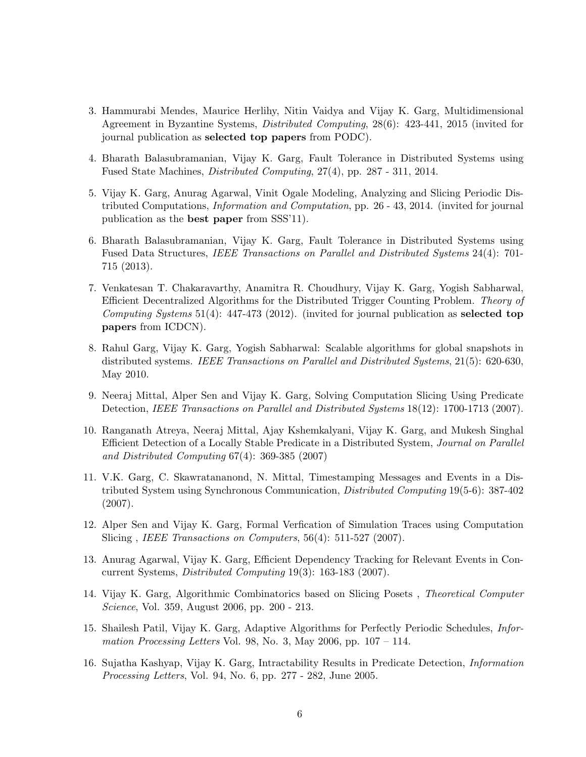3. Hammurabi Mendes, Maurice Herlihy, Nitin Vaidya and Vijay K. Garg, Multidimensional Agreement in Byzantine Systems, *Distributed Computing*, 28(6): 423-441, 2015 (invited for journal publication as **selected top papers** from PODC).

4. Bharath Balasubramanian, Vijay K. Garg, Fault Tolerance in Distributed Systems using Fused State Machines, *Distributed Computing*, 27(4), pp. 287 - 311, 2014.

5. Vijay K. Garg, Anurag Agarwal, Vinit Ogale Modeling, Analyzing and Slicing Periodic Distributed Computations, *Information and Computation*, pp. 26 - 43, 2014. (invited for journal publication as the **best paper** from SSS'11).

6. Bharath Balasubramanian, Vijay K. Garg, Fault Tolerance in Distributed Systems using Fused Data Structures, *IEEE Transactions on Parallel and Distributed Systems* 24(4): 701-715 (2013).

7. Venkatesan T. Chakaravarthy, Anamitra R. Choudhury, Vijay K. Garg, Yogish Sabharwal, Efficient Decentralized Algorithms for the Distributed Trigger Counting Problem. *Theory of Computing Systems* 51(4): 447-473 (2012). (invited for journal publication as **selected top papers** from ICDCN).

8. Rahul Garg, Vijay K. Garg, Yogish Sabharwal: Scalable algorithms for global snapshots in distributed systems. *IEEE Transactions on Parallel and Distributed Systems*, 21(5): 620-630, May 2010.

9. Neeraj Mittal, Alper Sen and Vijay K. Garg, Solving Computation Slicing Using Predicate Detection, *IEEE Transactions on Parallel and Distributed Systems* 18(12): 1700-1713 (2007).

10. Ranganath Atreya, Neeraj Mittal, Ajay Kshemkalyani, Vijay K. Garg, and Mukesh Singhal Efficient Detection of a Locally Stable Predicate in a Distributed System, *Journal on Parallel and Distributed Computing* 67(4): 369-385 (2007)

11. V.K. Garg, C. Skawratananond, N. Mittal, Timestamping Messages and Events in a Distributed System using Synchronous Communication, *Distributed Computing* 19(5-6): 387-402 (2007).

12. Alper Sen and Vijay K. Garg, Formal Verfication of Simulation Traces using Computation Slicing , *IEEE Transactions on Computers*, 56(4): 511-527 (2007).

13. Anurag Agarwal, Vijay K. Garg, Efficient Dependency Tracking for Relevant Events in Concurrent Systems, *Distributed Computing* 19(3): 163-183 (2007).

14. Vijay K. Garg, Algorithmic Combinatorics based on Slicing Posets , *Theoretical Computer Science*, Vol. 359, August 2006, pp. 200 - 213.

15. Shailesh Patil, Vijay K. Garg, Adaptive Algorithms for Perfectly Periodic Schedules, *Information Processing Letters* Vol. 98, No. 3, May 2006, pp. 107 – 114.

16. Sujatha Kashyap, Vijay K. Garg, Intractability Results in Predicate Detection, *Information Processing Letters*, Vol. 94, No. 6, pp. 277 - 282, June 2005.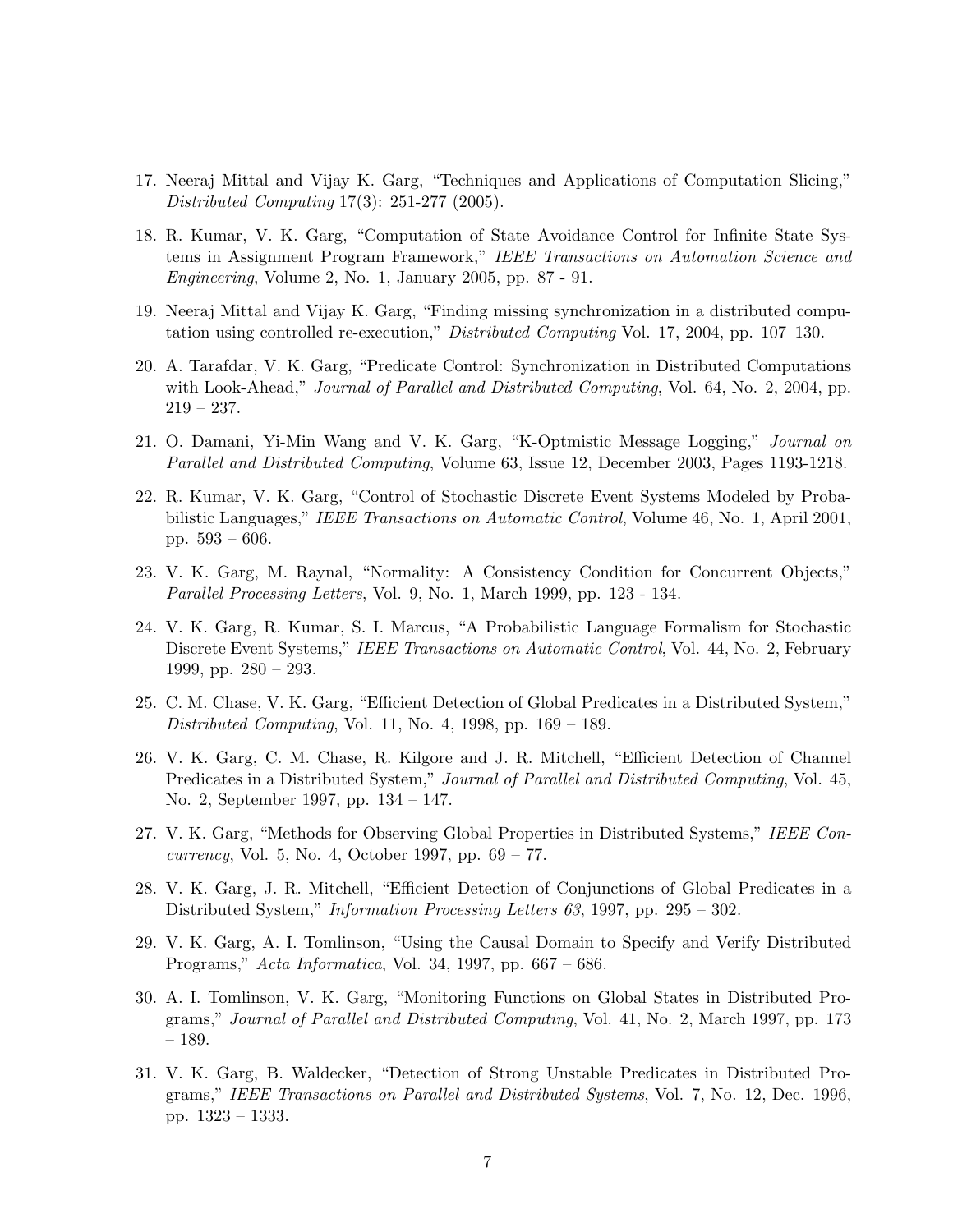17. Neeraj Mittal and Vijay K. Garg, "Techniques and Applications of Computation Slicing," *Distributed Computing* 17(3): 251-277 (2005).

18. R. Kumar, V. K. Garg, "Computation of State Avoidance Control for Infinite State Systems in Assignment Program Framework," *IEEE Transactions on Automation Science and Engineering*, Volume 2, No. 1, January 2005, pp. 87 - 91.

19. Neeraj Mittal and Vijay K. Garg, "Finding missing synchronization in a distributed computation using controlled re-execution," *Distributed Computing* Vol. 17, 2004, pp. 107–130.

20. A. Tarafdar, V. K. Garg, "Predicate Control: Synchronization in Distributed Computations with Look-Ahead," *Journal of Parallel and Distributed Computing*, Vol. 64, No. 2, 2004, pp. 219 – 237.

21. O. Damani, Yi-Min Wang and V. K. Garg, "K-Optmistic Message Logging," *Journal on Parallel and Distributed Computing*, Volume 63, Issue 12, December 2003, Pages 1193-1218.

22. R. Kumar, V. K. Garg, "Control of Stochastic Discrete Event Systems Modeled by Probabilistic Languages," *IEEE Transactions on Automatic Control*, Volume 46, No. 1, April 2001, pp. 593 – 606.

23. V. K. Garg, M. Raynal, "Normality: A Consistency Condition for Concurrent Objects," *Parallel Processing Letters*, Vol. 9, No. 1, March 1999, pp. 123 - 134.

24. V. K. Garg, R. Kumar, S. I. Marcus, "A Probabilistic Language Formalism for Stochastic Discrete Event Systems," *IEEE Transactions on Automatic Control*, Vol. 44, No. 2, February 1999, pp. 280 – 293.

25. C. M. Chase, V. K. Garg, "Efficient Detection of Global Predicates in a Distributed System," *Distributed Computing*, Vol. 11, No. 4, 1998, pp. 169 – 189.

26. V. K. Garg, C. M. Chase, R. Kilgore and J. R. Mitchell, "Efficient Detection of Channel Predicates in a Distributed System," *Journal of Parallel and Distributed Computing*, Vol. 45, No. 2, September 1997, pp. 134 – 147.

27. V. K. Garg, "Methods for Observing Global Properties in Distributed Systems," *IEEE Concurrency*, Vol. 5, No. 4, October 1997, pp. 69 – 77.

28. V. K. Garg, J. R. Mitchell, "Efficient Detection of Conjunctions of Global Predicates in a Distributed System," *Information Processing Letters 63*, 1997, pp. 295 – 302.

29. V. K. Garg, A. I. Tomlinson, "Using the Causal Domain to Specify and Verify Distributed Programs," *Acta Informatica*, Vol. 34, 1997, pp. 667 – 686.

30. A. I. Tomlinson, V. K. Garg, "Monitoring Functions on Global States in Distributed Programs," *Journal of Parallel and Distributed Computing*, Vol. 41, No. 2, March 1997, pp. 173 – 189.

31. V. K. Garg, B. Waldecker, "Detection of Strong Unstable Predicates in Distributed Programs," *IEEE Transactions on Parallel and Distributed Systems*, Vol. 7, No. 12, Dec. 1996, pp. 1323 – 1333.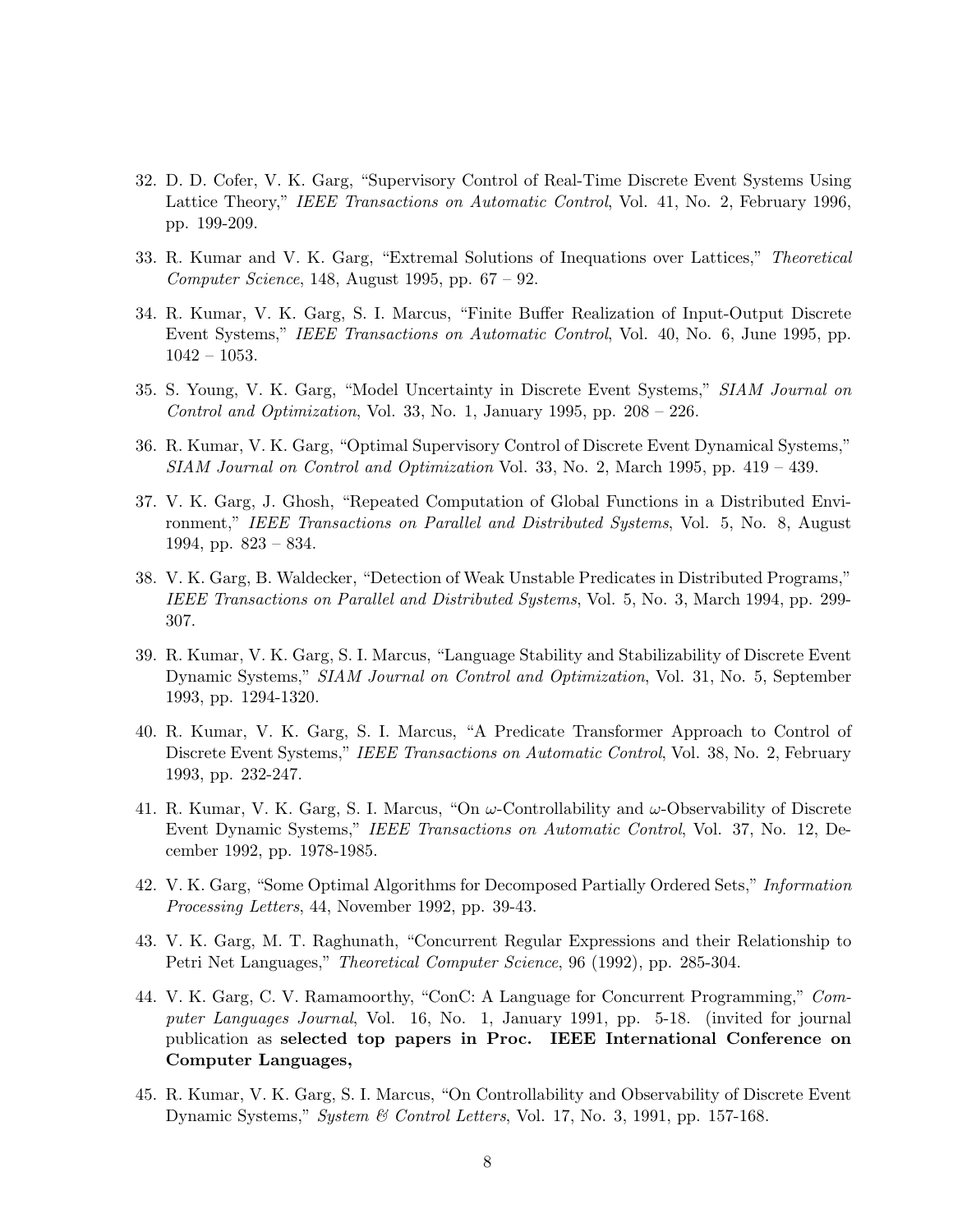32. D. D. Cofer, V. K. Garg, "Supervisory Control of Real-Time Discrete Event Systems Using Lattice Theory," *IEEE Transactions on Automatic Control*, Vol. 41, No. 2, February 1996, pp. 199-209.

33. R. Kumar and V. K. Garg, "Extremal Solutions of Inequations over Lattices," *Theoretical Computer Science*, 148, August 1995, pp. 67 – 92.

34. R. Kumar, V. K. Garg, S. I. Marcus, "Finite Buffer Realization of Input-Output Discrete Event Systems," *IEEE Transactions on Automatic Control*, Vol. 40, No. 6, June 1995, pp. 1042 – 1053.

35. S. Young, V. K. Garg, "Model Uncertainty in Discrete Event Systems," *SIAM Journal on Control and Optimization*, Vol. 33, No. 1, January 1995, pp. 208 – 226.

36. R. Kumar, V. K. Garg, "Optimal Supervisory Control of Discrete Event Dynamical Systems," *SIAM Journal on Control and Optimization* Vol. 33, No. 2, March 1995, pp. 419 – 439.

37. V. K. Garg, J. Ghosh, "Repeated Computation of Global Functions in a Distributed Environment," *IEEE Transactions on Parallel and Distributed Systems*, Vol. 5, No. 8, August 1994, pp. 823 – 834.

38. V. K. Garg, B. Waldecker, "Detection of Weak Unstable Predicates in Distributed Programs," *IEEE Transactions on Parallel and Distributed Systems*, Vol. 5, No. 3, March 1994, pp. 299-307.

39. R. Kumar, V. K. Garg, S. I. Marcus, "Language Stability and Stabilizability of Discrete Event Dynamic Systems," *SIAM Journal on Control and Optimization*, Vol. 31, No. 5, September 1993, pp. 1294-1320.

40. R. Kumar, V. K. Garg, S. I. Marcus, "A Predicate Transformer Approach to Control of Discrete Event Systems," *IEEE Transactions on Automatic Control*, Vol. 38, No. 2, February 1993, pp. 232-247.

41. R. Kumar, V. K. Garg, S. I. Marcus, "On $\omega$-Controllability and $\omega$-Observability of Discrete Event Dynamic Systems," *IEEE Transactions on Automatic Control*, Vol. 37, No. 12, December 1992, pp. 1978-1985.

42. V. K. Garg, "Some Optimal Algorithms for Decomposed Partially Ordered Sets," *Information Processing Letters*, 44, November 1992, pp. 39-43.

43. V. K. Garg, M. T. Raghunath, "Concurrent Regular Expressions and their Relationship to Petri Net Languages," *Theoretical Computer Science*, 96 (1992), pp. 285-304.

44. V. K. Garg, C. V. Ramamoorthy, "ConC: A Language for Concurrent Programming," *Computer Languages Journal*, Vol. 16, No. 1, January 1991, pp. 5-18. (invited for journal publication as **selected top papers in Proc. IEEE International Conference on Computer Languages,**

45. R. Kumar, V. K. Garg, S. I. Marcus, "On Controllability and Observability of Discrete Event Dynamic Systems," *System & Control Letters*, Vol. 17, No. 3, 1991, pp. 157-168.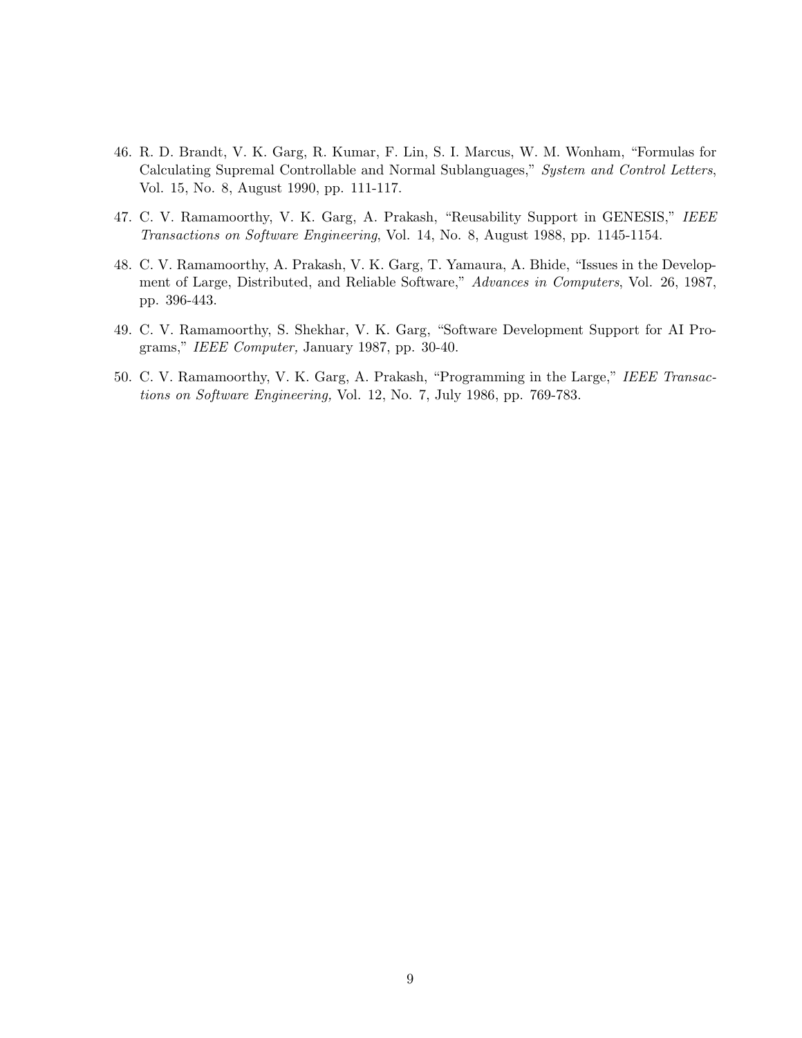46. R. D. Brandt, V. K. Garg, R. Kumar, F. Lin, S. I. Marcus, W. M. Wonham, "Formulas for Calculating Supremal Controllable and Normal Sublanguages," *System and Control Letters*, Vol. 15, No. 8, August 1990, pp. 111-117.

47. C. V. Ramamoorthy, V. K. Garg, A. Prakash, "Reusability Support in GENESIS," *IEEE Transactions on Software Engineering*, Vol. 14, No. 8, August 1988, pp. 1145-1154.

48. C. V. Ramamoorthy, A. Prakash, V. K. Garg, T. Yamaura, A. Bhide, "Issues in the Development of Large, Distributed, and Reliable Software," *Advances in Computers*, Vol. 26, 1987, pp. 396-443.

49. C. V. Ramamoorthy, S. Shekhar, V. K. Garg, "Software Development Support for AI Programs," *IEEE Computer,* January 1987, pp. 30-40.

50. C. V. Ramamoorthy, V. K. Garg, A. Prakash, "Programming in the Large," *IEEE Transactions on Software Engineering,* Vol. 12, No. 7, July 1986, pp. 769-783.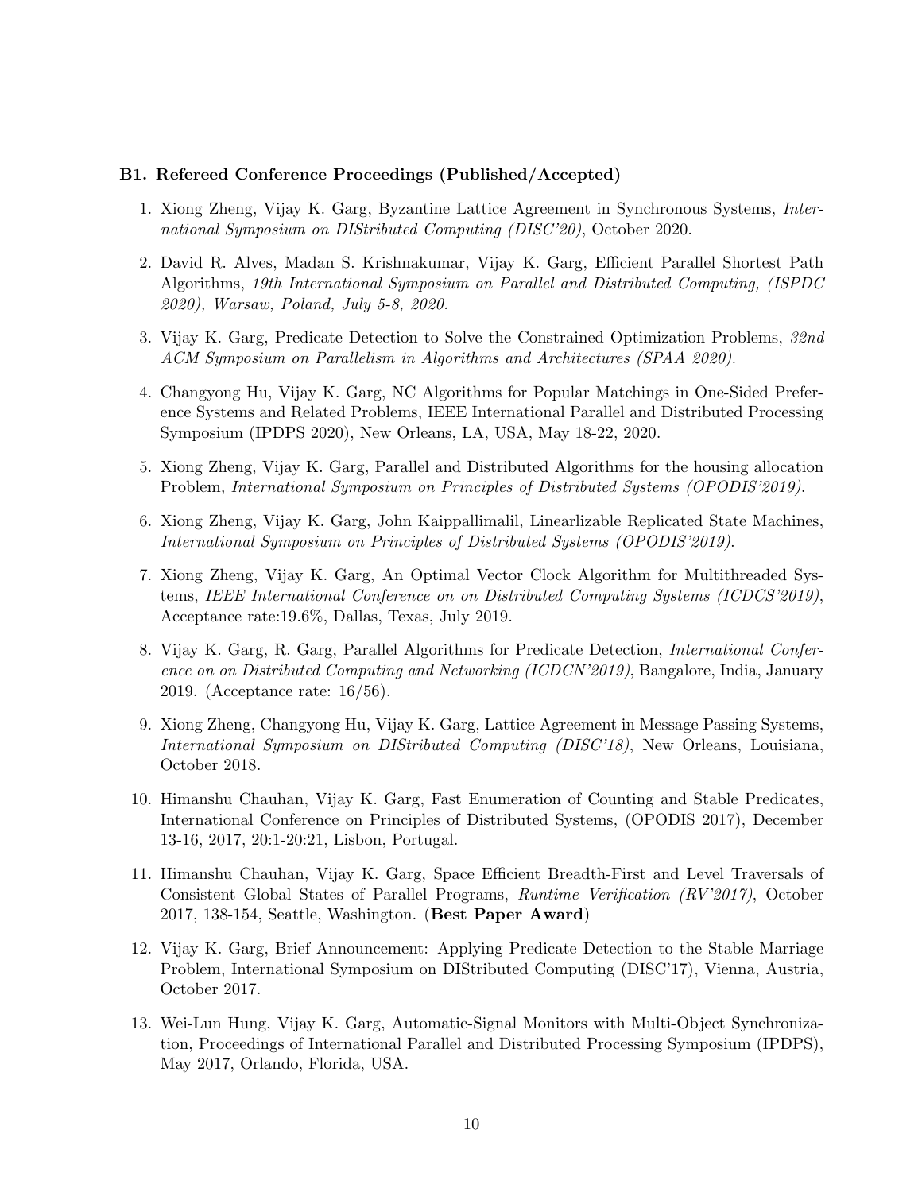#### B1. Refereed Conference Proceedings (Published/Accepted)

1. Xiong Zheng, Vijay K. Garg, Byzantine Lattice Agreement in Synchronous Systems, *International Symposium on DIStributed Computing (DISC'20)*, October 2020.

2. David R. Alves, Madan S. Krishnakumar, Vijay K. Garg, Efficient Parallel Shortest Path Algorithms, *19th International Symposium on Parallel and Distributed Computing, (ISPDC 2020), Warsaw, Poland, July 5-8, 2020.*

3. Vijay K. Garg, Predicate Detection to Solve the Constrained Optimization Problems, *32nd ACM Symposium on Parallelism in Algorithms and Architectures (SPAA 2020).*

4. Changyong Hu, Vijay K. Garg, NC Algorithms for Popular Matchings in One-Sided Preference Systems and Related Problems, IEEE International Parallel and Distributed Processing Symposium (IPDPS 2020), New Orleans, LA, USA, May 18-22, 2020.

5. Xiong Zheng, Vijay K. Garg, Parallel and Distributed Algorithms for the housing allocation Problem, *International Symposium on Principles of Distributed Systems (OPODIS'2019).*

6. Xiong Zheng, Vijay K. Garg, John Kaippallimalil, Linearlizable Replicated State Machines, *International Symposium on Principles of Distributed Systems (OPODIS'2019).*

7. Xiong Zheng, Vijay K. Garg, An Optimal Vector Clock Algorithm for Multithreaded Systems, *IEEE International Conference on on Distributed Computing Systems (ICDCS'2019)*, Acceptance rate:19.6%, Dallas, Texas, July 2019.

8. Vijay K. Garg, R. Garg, Parallel Algorithms for Predicate Detection, *International Conference on on Distributed Computing and Networking (ICDCN'2019)*, Bangalore, India, January 2019. (Acceptance rate: 16/56).

9. Xiong Zheng, Changyong Hu, Vijay K. Garg, Lattice Agreement in Message Passing Systems, *International Symposium on DIStributed Computing (DISC'18)*, New Orleans, Louisiana, October 2018.

10. Himanshu Chauhan, Vijay K. Garg, Fast Enumeration of Counting and Stable Predicates, International Conference on Principles of Distributed Systems, (OPODIS 2017), December 13-16, 2017, 20:1-20:21, Lisbon, Portugal.

11. Himanshu Chauhan, Vijay K. Garg, Space Efficient Breadth-First and Level Traversals of Consistent Global States of Parallel Programs, *Runtime Verification (RV'2017)*, October 2017, 138-154, Seattle, Washington. (**Best Paper Award**)

12. Vijay K. Garg, Brief Announcement: Applying Predicate Detection to the Stable Marriage Problem, International Symposium on DIStributed Computing (DISC'17), Vienna, Austria, October 2017.

13. Wei-Lun Hung, Vijay K. Garg, Automatic-Signal Monitors with Multi-Object Synchronization, Proceedings of International Parallel and Distributed Processing Symposium (IPDPS), May 2017, Orlando, Florida, USA.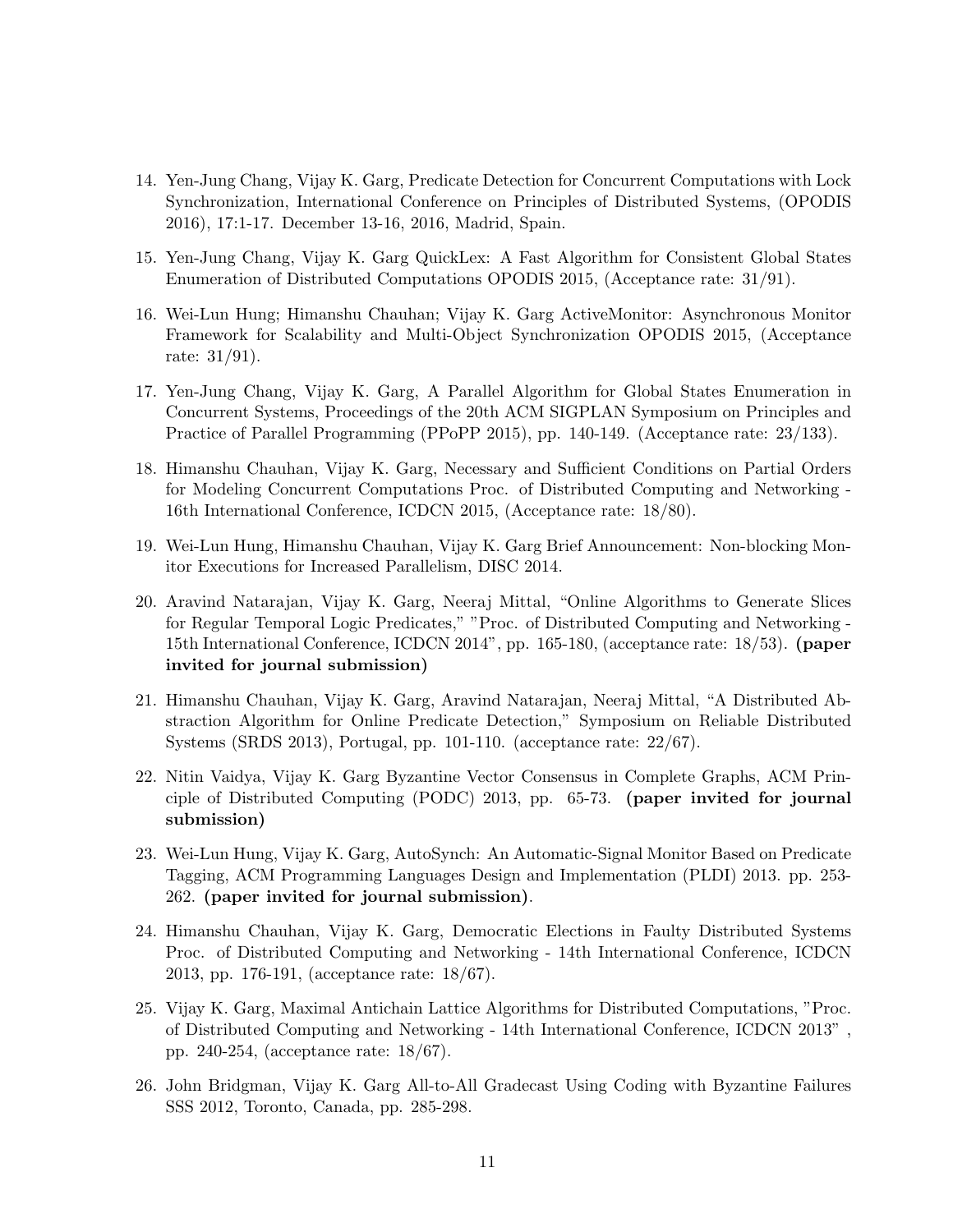14. Yen-Jung Chang, Vijay K. Garg, Predicate Detection for Concurrent Computations with Lock Synchronization, International Conference on Principles of Distributed Systems, (OPODIS 2016), 17:1-17. December 13-16, 2016, Madrid, Spain.

15. Yen-Jung Chang, Vijay K. Garg QuickLex: A Fast Algorithm for Consistent Global States Enumeration of Distributed Computations OPODIS 2015, (Acceptance rate: 31/91).

16. Wei-Lun Hung; Himanshu Chauhan; Vijay K. Garg ActiveMonitor: Asynchronous Monitor Framework for Scalability and Multi-Object Synchronization OPODIS 2015, (Acceptance rate: 31/91).

17. Yen-Jung Chang, Vijay K. Garg, A Parallel Algorithm for Global States Enumeration in Concurrent Systems, Proceedings of the 20th ACM SIGPLAN Symposium on Principles and Practice of Parallel Programming (PPoPP 2015), pp. 140-149. (Acceptance rate: 23/133).

18. Himanshu Chauhan, Vijay K. Garg, Necessary and Sufficient Conditions on Partial Orders for Modeling Concurrent Computations Proc. of Distributed Computing and Networking - 16th International Conference, ICDCN 2015, (Acceptance rate: 18/80).

19. Wei-Lun Hung, Himanshu Chauhan, Vijay K. Garg Brief Announcement: Non-blocking Monitor Executions for Increased Parallelism, DISC 2014.

20. Aravind Natarajan, Vijay K. Garg, Neeraj Mittal, "Online Algorithms to Generate Slices for Regular Temporal Logic Predicates," "Proc. of Distributed Computing and Networking - 15th International Conference, ICDCN 2014", pp. 165-180, (acceptance rate: 18/53). **(paper invited for journal submission)**

21. Himanshu Chauhan, Vijay K. Garg, Aravind Natarajan, Neeraj Mittal, "A Distributed Abstraction Algorithm for Online Predicate Detection," Symposium on Reliable Distributed Systems (SRDS 2013), Portugal, pp. 101-110. (acceptance rate: 22/67).

22. Nitin Vaidya, Vijay K. Garg Byzantine Vector Consensus in Complete Graphs, ACM Principle of Distributed Computing (PODC) 2013, pp. 65-73. **(paper invited for journal submission)**

23. Wei-Lun Hung, Vijay K. Garg, AutoSynch: An Automatic-Signal Monitor Based on Predicate Tagging, ACM Programming Languages Design and Implementation (PLDI) 2013. pp. 253-262. **(paper invited for journal submission)**.

24. Himanshu Chauhan, Vijay K. Garg, Democratic Elections in Faulty Distributed Systems Proc. of Distributed Computing and Networking - 14th International Conference, ICDCN 2013, pp. 176-191, (acceptance rate: 18/67).

25. Vijay K. Garg, Maximal Antichain Lattice Algorithms for Distributed Computations, "Proc. of Distributed Computing and Networking - 14th International Conference, ICDCN 2013" , pp. 240-254, (acceptance rate: 18/67).

26. John Bridgman, Vijay K. Garg All-to-All Gradecast Using Coding with Byzantine Failures SSS 2012, Toronto, Canada, pp. 285-298.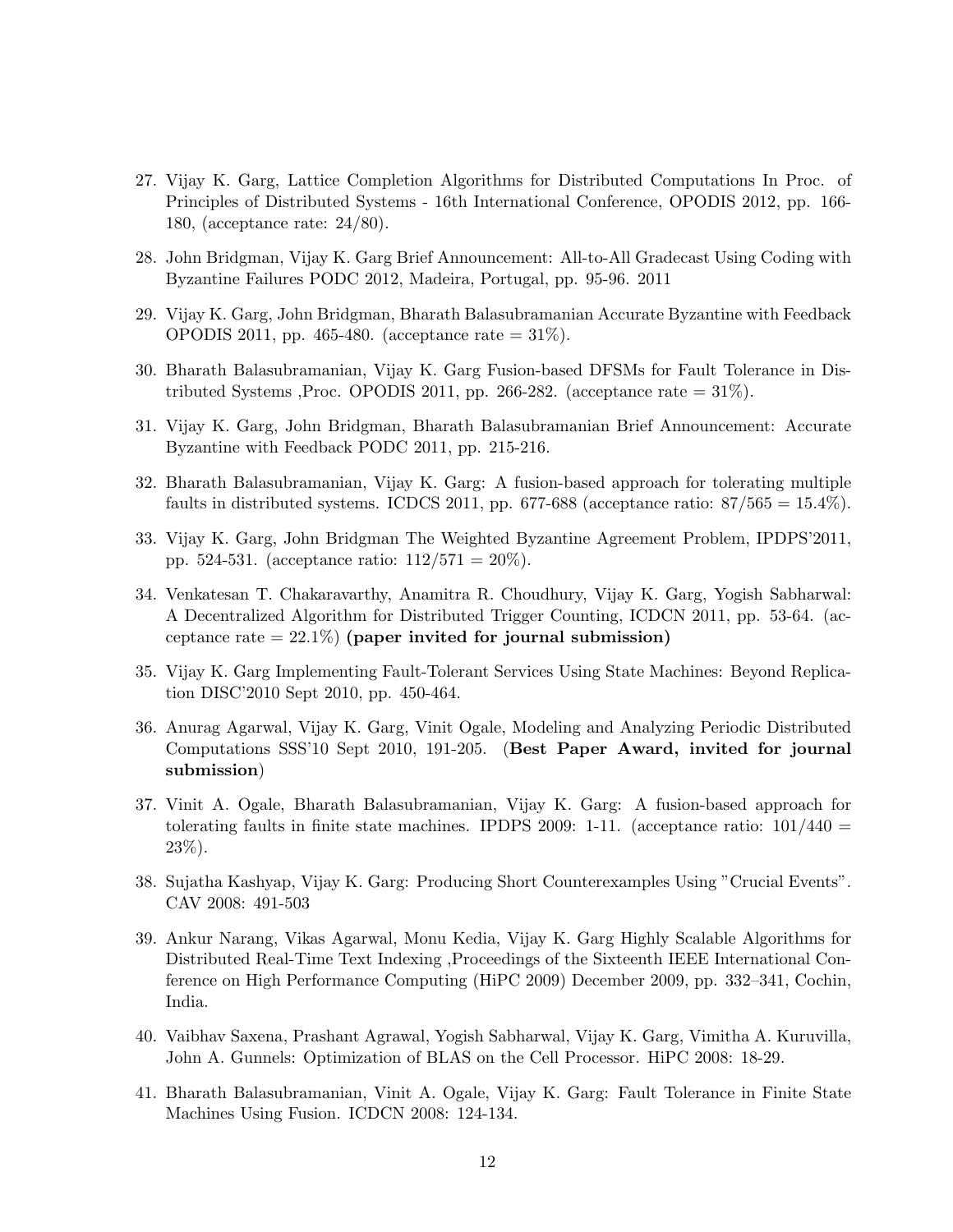27. Vijay K. Garg, Lattice Completion Algorithms for Distributed Computations In Proc. of Principles of Distributed Systems - 16th International Conference, OPODIS 2012, pp. 166-180, (acceptance rate: 24/80).

28. John Bridgman, Vijay K. Garg Brief Announcement: All-to-All Gradecast Using Coding with Byzantine Failures PODC 2012, Madeira, Portugal, pp. 95-96. 2011

29. Vijay K. Garg, John Bridgman, Bharath Balasubramanian Accurate Byzantine with Feedback OPODIS 2011, pp. 465-480. (acceptance rate = 31%).

30. Bharath Balasubramanian, Vijay K. Garg Fusion-based DFSMs for Fault Tolerance in Distributed Systems ,Proc. OPODIS 2011, pp. 266-282. (acceptance rate = 31%).

31. Vijay K. Garg, John Bridgman, Bharath Balasubramanian Brief Announcement: Accurate Byzantine with Feedback PODC 2011, pp. 215-216.

32. Bharath Balasubramanian, Vijay K. Garg: A fusion-based approach for tolerating multiple faults in distributed systems. ICDCS 2011, pp. 677-688 (acceptance ratio: 87/565 = 15.4%).

33. Vijay K. Garg, John Bridgman The Weighted Byzantine Agreement Problem, IPDPS'2011, pp. 524-531. (acceptance ratio: 112/571 = 20%).

34. Venkatesan T. Chakaravarthy, Anamitra R. Choudhury, Vijay K. Garg, Yogish Sabharwal: A Decentralized Algorithm for Distributed Trigger Counting, ICDCN 2011, pp. 53-64. (acceptance rate = 22.1%) **(paper invited for journal submission)**

35. Vijay K. Garg Implementing Fault-Tolerant Services Using State Machines: Beyond Replication DISC'2010 Sept 2010, pp. 450-464.

36. Anurag Agarwal, Vijay K. Garg, Vinit Ogale, Modeling and Analyzing Periodic Distributed Computations SSS'10 Sept 2010, 191-205. (**Best Paper Award, invited for journal submission**)

37. Vinit A. Ogale, Bharath Balasubramanian, Vijay K. Garg: A fusion-based approach for tolerating faults in finite state machines. IPDPS 2009: 1-11. (acceptance ratio: 101/440 = 23%).

38. Sujatha Kashyap, Vijay K. Garg: Producing Short Counterexamples Using "Crucial Events". CAV 2008: 491-503

39. Ankur Narang, Vikas Agarwal, Monu Kedia, Vijay K. Garg Highly Scalable Algorithms for Distributed Real-Time Text Indexing ,Proceedings of the Sixteenth IEEE International Conference on High Performance Computing (HiPC 2009) December 2009, pp. 332–341, Cochin, India.

40. Vaibhav Saxena, Prashant Agrawal, Yogish Sabharwal, Vijay K. Garg, Vimitha A. Kuruvilla, John A. Gunnels: Optimization of BLAS on the Cell Processor. HiPC 2008: 18-29.

41. Bharath Balasubramanian, Vinit A. Ogale, Vijay K. Garg: Fault Tolerance in Finite State Machines Using Fusion. ICDCN 2008: 124-134.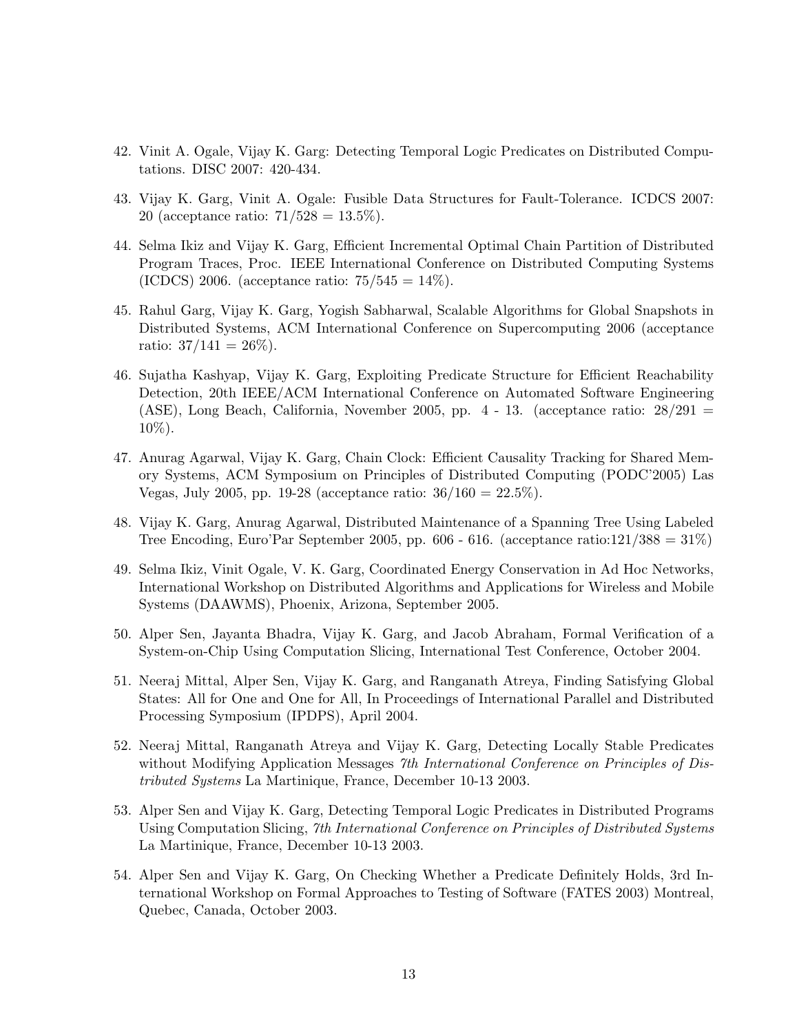42. Vinit A. Ogale, Vijay K. Garg: Detecting Temporal Logic Predicates on Distributed Computations. DISC 2007: 420-434.

43. Vijay K. Garg, Vinit A. Ogale: Fusible Data Structures for Fault-Tolerance. ICDCS 2007: 20 (acceptance ratio: 71/528 = 13.5%).

44. Selma Ikiz and Vijay K. Garg, Efficient Incremental Optimal Chain Partition of Distributed Program Traces, Proc. IEEE International Conference on Distributed Computing Systems (ICDCS) 2006. (acceptance ratio: 75/545 = 14%).

45. Rahul Garg, Vijay K. Garg, Yogish Sabharwal, Scalable Algorithms for Global Snapshots in Distributed Systems, ACM International Conference on Supercomputing 2006 (acceptance ratio: 37/141 = 26%).

46. Sujatha Kashyap, Vijay K. Garg, Exploiting Predicate Structure for Efficient Reachability Detection, 20th IEEE/ACM International Conference on Automated Software Engineering (ASE), Long Beach, California, November 2005, pp. 4 - 13. (acceptance ratio: 28/291 = 10%).

47. Anurag Agarwal, Vijay K. Garg, Chain Clock: Efficient Causality Tracking for Shared Memory Systems, ACM Symposium on Principles of Distributed Computing (PODC'2005) Las Vegas, July 2005, pp. 19-28 (acceptance ratio: 36/160 = 22.5%).

48. Vijay K. Garg, Anurag Agarwal, Distributed Maintenance of a Spanning Tree Using Labeled Tree Encoding, Euro'Par September 2005, pp. 606 - 616. (acceptance ratio:121/388 = 31%)

49. Selma Ikiz, Vinit Ogale, V. K. Garg, Coordinated Energy Conservation in Ad Hoc Networks, International Workshop on Distributed Algorithms and Applications for Wireless and Mobile Systems (DAAWMS), Phoenix, Arizona, September 2005.

50. Alper Sen, Jayanta Bhadra, Vijay K. Garg, and Jacob Abraham, Formal Verification of a System-on-Chip Using Computation Slicing, International Test Conference, October 2004.

51. Neeraj Mittal, Alper Sen, Vijay K. Garg, and Ranganath Atreya, Finding Satisfying Global States: All for One and One for All, In Proceedings of International Parallel and Distributed Processing Symposium (IPDPS), April 2004.

52. Neeraj Mittal, Ranganath Atreya and Vijay K. Garg, Detecting Locally Stable Predicates without Modifying Application Messages *7th International Conference on Principles of Distributed Systems* La Martinique, France, December 10-13 2003.

53. Alper Sen and Vijay K. Garg, Detecting Temporal Logic Predicates in Distributed Programs Using Computation Slicing, *7th International Conference on Principles of Distributed Systems* La Martinique, France, December 10-13 2003.

54. Alper Sen and Vijay K. Garg, On Checking Whether a Predicate Definitely Holds, 3rd International Workshop on Formal Approaches to Testing of Software (FATES 2003) Montreal, Quebec, Canada, October 2003.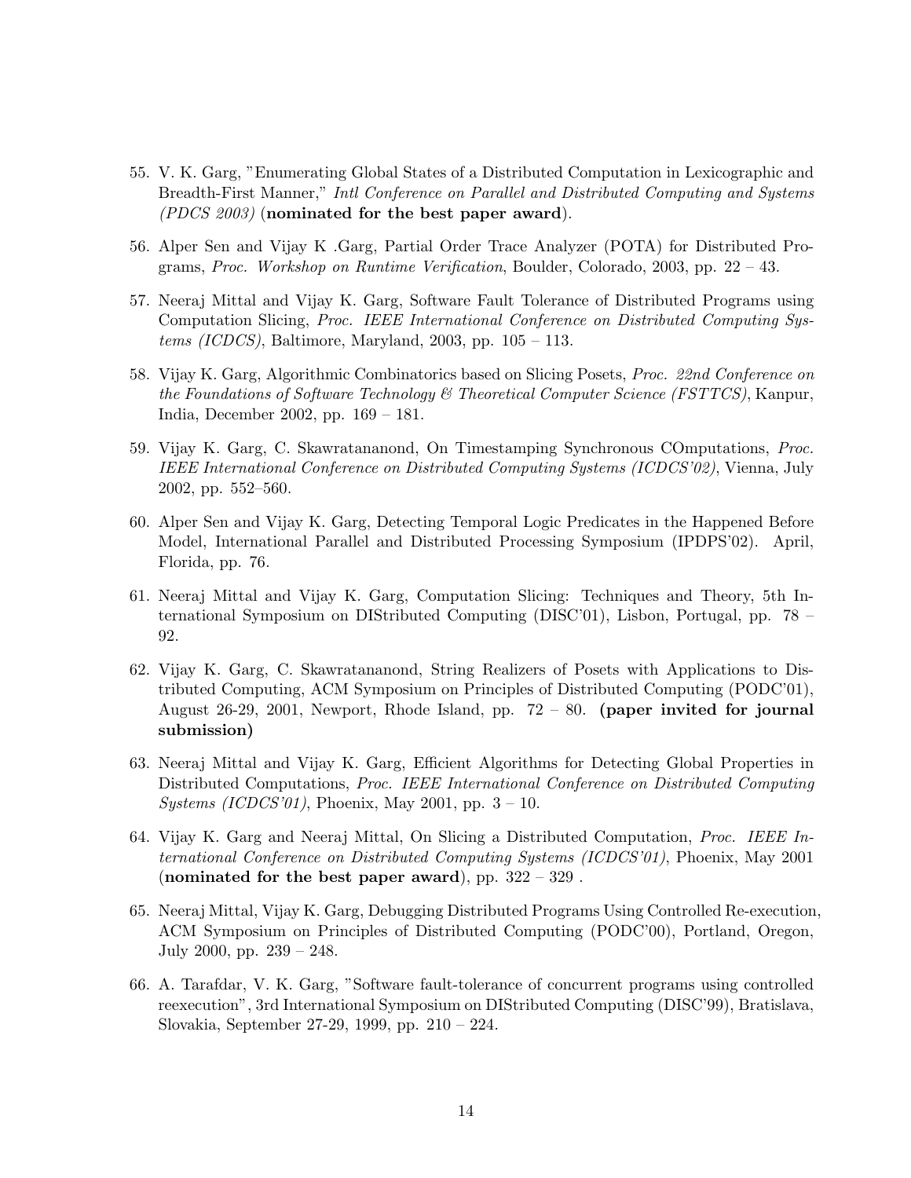55. V. K. Garg, "Enumerating Global States of a Distributed Computation in Lexicographic and Breadth-First Manner," *Intl Conference on Parallel and Distributed Computing and Systems (PDCS 2003)* (**nominated for the best paper award**).

56. Alper Sen and Vijay K .Garg, Partial Order Trace Analyzer (POTA) for Distributed Programs, *Proc. Workshop on Runtime Verification*, Boulder, Colorado, 2003, pp. 22 – 43.

57. Neeraj Mittal and Vijay K. Garg, Software Fault Tolerance of Distributed Programs using Computation Slicing, *Proc. IEEE International Conference on Distributed Computing Systems (ICDCS)*, Baltimore, Maryland, 2003, pp. 105 – 113.

58. Vijay K. Garg, Algorithmic Combinatorics based on Slicing Posets, *Proc. 22nd Conference on the Foundations of Software Technology & Theoretical Computer Science (FSTTCS)*, Kanpur, India, December 2002, pp. 169 – 181.

59. Vijay K. Garg, C. Skawratananond, On Timestamping Synchronous COmputations, *Proc. IEEE International Conference on Distributed Computing Systems (ICDCS'02)*, Vienna, July 2002, pp. 552–560.

60. Alper Sen and Vijay K. Garg, Detecting Temporal Logic Predicates in the Happened Before Model, International Parallel and Distributed Processing Symposium (IPDPS'02). April, Florida, pp. 76.

61. Neeraj Mittal and Vijay K. Garg, Computation Slicing: Techniques and Theory, 5th International Symposium on DIStributed Computing (DISC'01), Lisbon, Portugal, pp. 78 – 92.

62. Vijay K. Garg, C. Skawratananond, String Realizers of Posets with Applications to Distributed Computing, ACM Symposium on Principles of Distributed Computing (PODC'01), August 26-29, 2001, Newport, Rhode Island, pp. 72 – 80. **(paper invited for journal submission)**

63. Neeraj Mittal and Vijay K. Garg, Efficient Algorithms for Detecting Global Properties in Distributed Computations, *Proc. IEEE International Conference on Distributed Computing Systems (ICDCS'01)*, Phoenix, May 2001, pp. 3 – 10.

64. Vijay K. Garg and Neeraj Mittal, On Slicing a Distributed Computation, *Proc. IEEE International Conference on Distributed Computing Systems (ICDCS'01)*, Phoenix, May 2001 (**nominated for the best paper award**), pp. 322 – 329 .

65. Neeraj Mittal, Vijay K. Garg, Debugging Distributed Programs Using Controlled Re-execution, ACM Symposium on Principles of Distributed Computing (PODC'00), Portland, Oregon, July 2000, pp. 239 – 248.

66. A. Tarafdar, V. K. Garg, "Software fault-tolerance of concurrent programs using controlled reexecution", 3rd International Symposium on DIStributed Computing (DISC'99), Bratislava, Slovakia, September 27-29, 1999, pp. 210 – 224.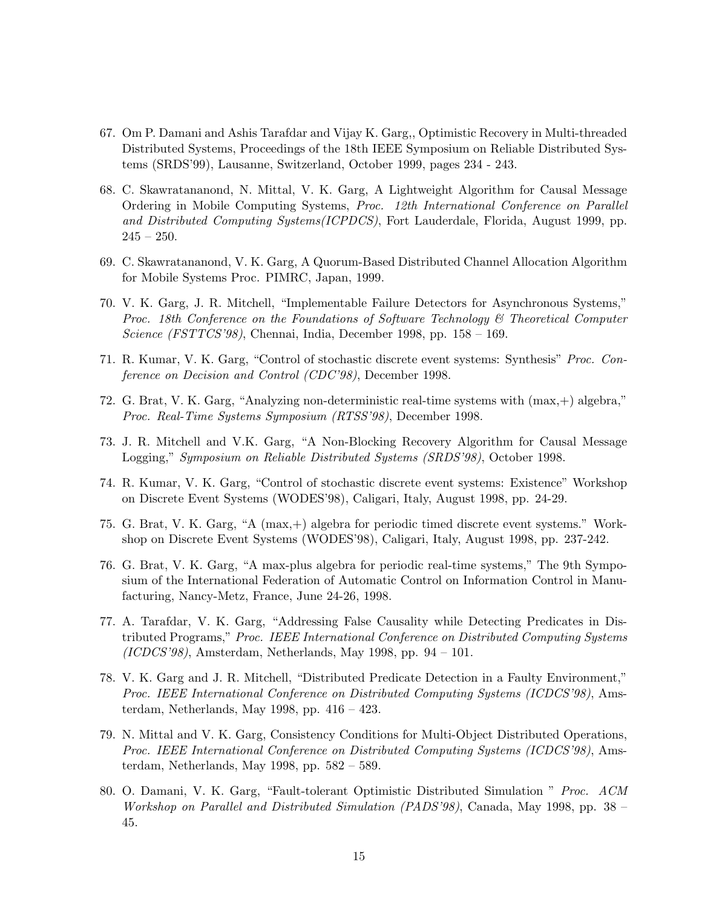67. Om P. Damani and Ashis Tarafdar and Vijay K. Garg,, Optimistic Recovery in Multi-threaded Distributed Systems, Proceedings of the 18th IEEE Symposium on Reliable Distributed Systems (SRDS'99), Lausanne, Switzerland, October 1999, pages 234 - 243.

68. C. Skawratananond, N. Mittal, V. K. Garg, A Lightweight Algorithm for Causal Message Ordering in Mobile Computing Systems, *Proc. 12th International Conference on Parallel and Distributed Computing Systems(ICPDCS)*, Fort Lauderdale, Florida, August 1999, pp. 245 – 250.

69. C. Skawratananond, V. K. Garg, A Quorum-Based Distributed Channel Allocation Algorithm for Mobile Systems Proc. PIMRC, Japan, 1999.

70. V. K. Garg, J. R. Mitchell, "Implementable Failure Detectors for Asynchronous Systems," *Proc. 18th Conference on the Foundations of Software Technology & Theoretical Computer Science (FSTTCS'98)*, Chennai, India, December 1998, pp. 158 – 169.

71. R. Kumar, V. K. Garg, "Control of stochastic discrete event systems: Synthesis" *Proc. Conference on Decision and Control (CDC'98)*, December 1998.

72. G. Brat, V. K. Garg, "Analyzing non-deterministic real-time systems with (max,+) algebra," *Proc. Real-Time Systems Symposium (RTSS'98)*, December 1998.

73. J. R. Mitchell and V.K. Garg, "A Non-Blocking Recovery Algorithm for Causal Message Logging," *Symposium on Reliable Distributed Systems (SRDS'98)*, October 1998.

74. R. Kumar, V. K. Garg, "Control of stochastic discrete event systems: Existence" Workshop on Discrete Event Systems (WODES'98), Caligari, Italy, August 1998, pp. 24-29.

75. G. Brat, V. K. Garg, "A (max,+) algebra for periodic timed discrete event systems." Workshop on Discrete Event Systems (WODES'98), Caligari, Italy, August 1998, pp. 237-242.

76. G. Brat, V. K. Garg, "A max-plus algebra for periodic real-time systems," The 9th Symposium of the International Federation of Automatic Control on Information Control in Manufacturing, Nancy-Metz, France, June 24-26, 1998.

77. A. Tarafdar, V. K. Garg, "Addressing False Causality while Detecting Predicates in Distributed Programs," *Proc. IEEE International Conference on Distributed Computing Systems (ICDCS'98)*, Amsterdam, Netherlands, May 1998, pp. 94 – 101.

78. V. K. Garg and J. R. Mitchell, "Distributed Predicate Detection in a Faulty Environment," *Proc. IEEE International Conference on Distributed Computing Systems (ICDCS'98)*, Amsterdam, Netherlands, May 1998, pp. 416 – 423.

79. N. Mittal and V. K. Garg, Consistency Conditions for Multi-Object Distributed Operations, *Proc. IEEE International Conference on Distributed Computing Systems (ICDCS'98)*, Amsterdam, Netherlands, May 1998, pp. 582 – 589.

80. O. Damani, V. K. Garg, "Fault-tolerant Optimistic Distributed Simulation " *Proc. ACM Workshop on Parallel and Distributed Simulation (PADS'98)*, Canada, May 1998, pp. 38 – 45.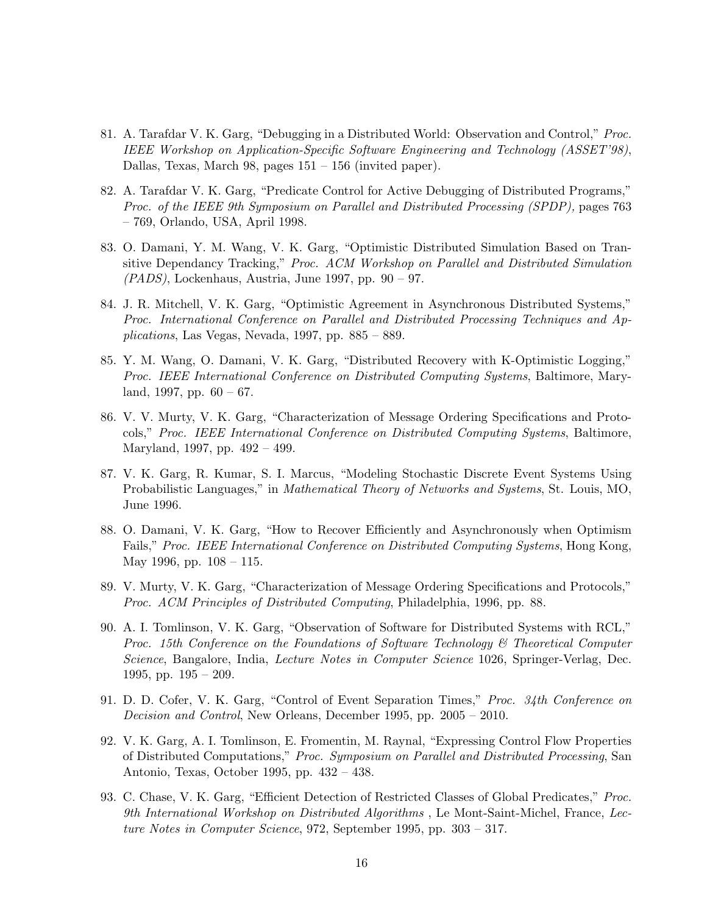81. A. Tarafdar V. K. Garg, "Debugging in a Distributed World: Observation and Control," *Proc. IEEE Workshop on Application-Specific Software Engineering and Technology (ASSET'98)*, Dallas, Texas, March 98, pages 151 – 156 (invited paper).

82. A. Tarafdar V. K. Garg, "Predicate Control for Active Debugging of Distributed Programs," *Proc. of the IEEE 9th Symposium on Parallel and Distributed Processing (SPDP),* pages 763 – 769, Orlando, USA, April 1998.

83. O. Damani, Y. M. Wang, V. K. Garg, "Optimistic Distributed Simulation Based on Transitive Dependancy Tracking," *Proc. ACM Workshop on Parallel and Distributed Simulation (PADS)*, Lockenhaus, Austria, June 1997, pp. 90 – 97.

84. J. R. Mitchell, V. K. Garg, "Optimistic Agreement in Asynchronous Distributed Systems," *Proc. International Conference on Parallel and Distributed Processing Techniques and Applications*, Las Vegas, Nevada, 1997, pp. 885 – 889.

85. Y. M. Wang, O. Damani, V. K. Garg, "Distributed Recovery with K-Optimistic Logging," *Proc. IEEE International Conference on Distributed Computing Systems*, Baltimore, Maryland, 1997, pp. 60 – 67.

86. V. V. Murty, V. K. Garg, "Characterization of Message Ordering Specifications and Protocols," *Proc. IEEE International Conference on Distributed Computing Systems*, Baltimore, Maryland, 1997, pp. 492 – 499.

87. V. K. Garg, R. Kumar, S. I. Marcus, "Modeling Stochastic Discrete Event Systems Using Probabilistic Languages," in *Mathematical Theory of Networks and Systems*, St. Louis, MO, June 1996.

88. O. Damani, V. K. Garg, "How to Recover Efficiently and Asynchronously when Optimism Fails," *Proc. IEEE International Conference on Distributed Computing Systems*, Hong Kong, May 1996, pp. 108 – 115.

89. V. Murty, V. K. Garg, "Characterization of Message Ordering Specifications and Protocols," *Proc. ACM Principles of Distributed Computing*, Philadelphia, 1996, pp. 88.

90. A. I. Tomlinson, V. K. Garg, "Observation of Software for Distributed Systems with RCL," *Proc. 15th Conference on the Foundations of Software Technology & Theoretical Computer Science*, Bangalore, India, *Lecture Notes in Computer Science* 1026, Springer-Verlag, Dec. 1995, pp. 195 – 209.

91. D. D. Cofer, V. K. Garg, "Control of Event Separation Times," *Proc. 34th Conference on Decision and Control*, New Orleans, December 1995, pp. 2005 – 2010.

92. V. K. Garg, A. I. Tomlinson, E. Fromentin, M. Raynal, "Expressing Control Flow Properties of Distributed Computations," *Proc. Symposium on Parallel and Distributed Processing,* San Antonio, Texas, October 1995, pp. 432 – 438.

93. C. Chase, V. K. Garg, "Efficient Detection of Restricted Classes of Global Predicates," *Proc. 9th International Workshop on Distributed Algorithms* , Le Mont-Saint-Michel, France, *Lecture Notes in Computer Science*, 972, September 1995, pp. 303 – 317.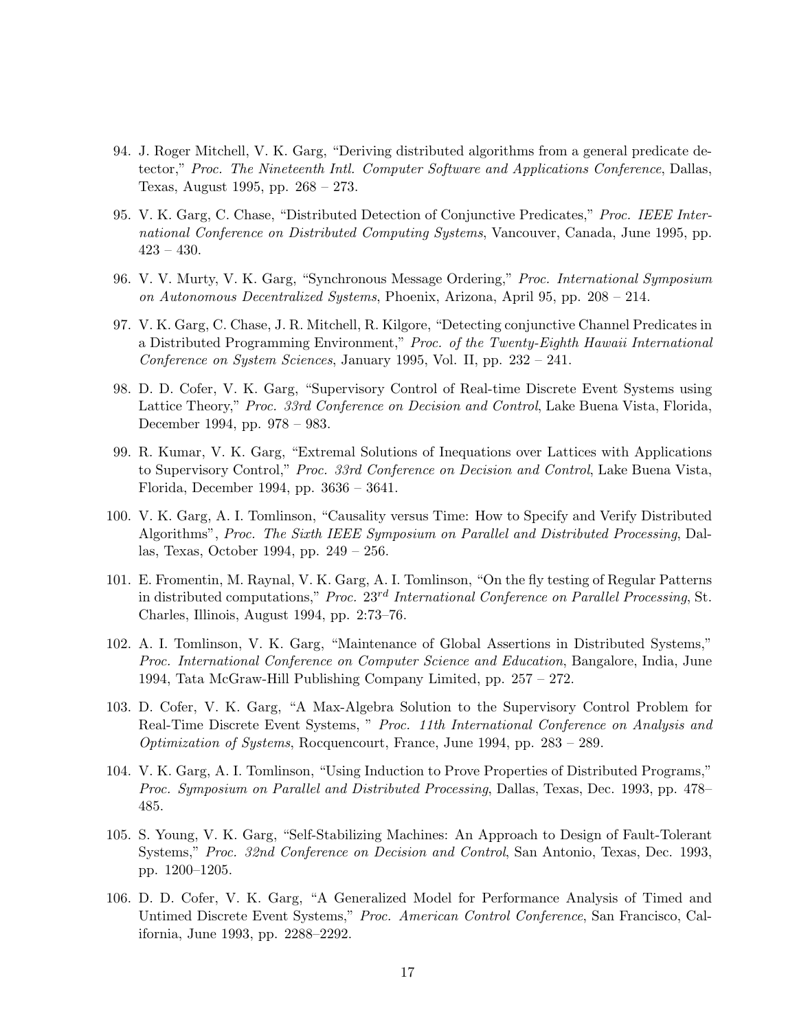94. J. Roger Mitchell, V. K. Garg, "Deriving distributed algorithms from a general predicate detector," *Proc. The Nineteenth Intl. Computer Software and Applications Conference*, Dallas, Texas, August 1995, pp. 268 – 273.

95. V. K. Garg, C. Chase, "Distributed Detection of Conjunctive Predicates," *Proc. IEEE International Conference on Distributed Computing Systems*, Vancouver, Canada, June 1995, pp. 423 – 430.

96. V. V. Murty, V. K. Garg, "Synchronous Message Ordering," *Proc. International Symposium on Autonomous Decentralized Systems*, Phoenix, Arizona, April 95, pp. 208 – 214.

97. V. K. Garg, C. Chase, J. R. Mitchell, R. Kilgore, "Detecting conjunctive Channel Predicates in a Distributed Programming Environment," *Proc. of the Twenty-Eighth Hawaii International Conference on System Sciences*, January 1995, Vol. II, pp. 232 – 241.

98. D. D. Cofer, V. K. Garg, "Supervisory Control of Real-time Discrete Event Systems using Lattice Theory," *Proc. 33rd Conference on Decision and Control*, Lake Buena Vista, Florida, December 1994, pp. 978 – 983.

99. R. Kumar, V. K. Garg, "Extremal Solutions of Inequations over Lattices with Applications to Supervisory Control," *Proc. 33rd Conference on Decision and Control*, Lake Buena Vista, Florida, December 1994, pp. 3636 – 3641.

100. V. K. Garg, A. I. Tomlinson, "Causality versus Time: How to Specify and Verify Distributed Algorithms", *Proc. The Sixth IEEE Symposium on Parallel and Distributed Processing*, Dallas, Texas, October 1994, pp. 249 – 256.

101. E. Fromentin, M. Raynal, V. K. Garg, A. I. Tomlinson, "On the fly testing of Regular Patterns in distributed computations," *Proc. 23rd International Conference on Parallel Processing*, St. Charles, Illinois, August 1994, pp. 2:73–76.

102. A. I. Tomlinson, V. K. Garg, "Maintenance of Global Assertions in Distributed Systems," *Proc. International Conference on Computer Science and Education*, Bangalore, India, June 1994, Tata McGraw-Hill Publishing Company Limited, pp. 257 – 272.

103. D. Cofer, V. K. Garg, "A Max-Algebra Solution to the Supervisory Control Problem for Real-Time Discrete Event Systems, " *Proc. 11th International Conference on Analysis and Optimization of Systems*, Rocquencourt, France, June 1994, pp. 283 – 289.

104. V. K. Garg, A. I. Tomlinson, "Using Induction to Prove Properties of Distributed Programs," *Proc. Symposium on Parallel and Distributed Processing*, Dallas, Texas, Dec. 1993, pp. 478–485.

105. S. Young, V. K. Garg, "Self-Stabilizing Machines: An Approach to Design of Fault-Tolerant Systems," *Proc. 32nd Conference on Decision and Control*, San Antonio, Texas, Dec. 1993, pp. 1200–1205.

106. D. D. Cofer, V. K. Garg, "A Generalized Model for Performance Analysis of Timed and Untimed Discrete Event Systems," *Proc. American Control Conference*, San Francisco, California, June 1993, pp. 2288–2292.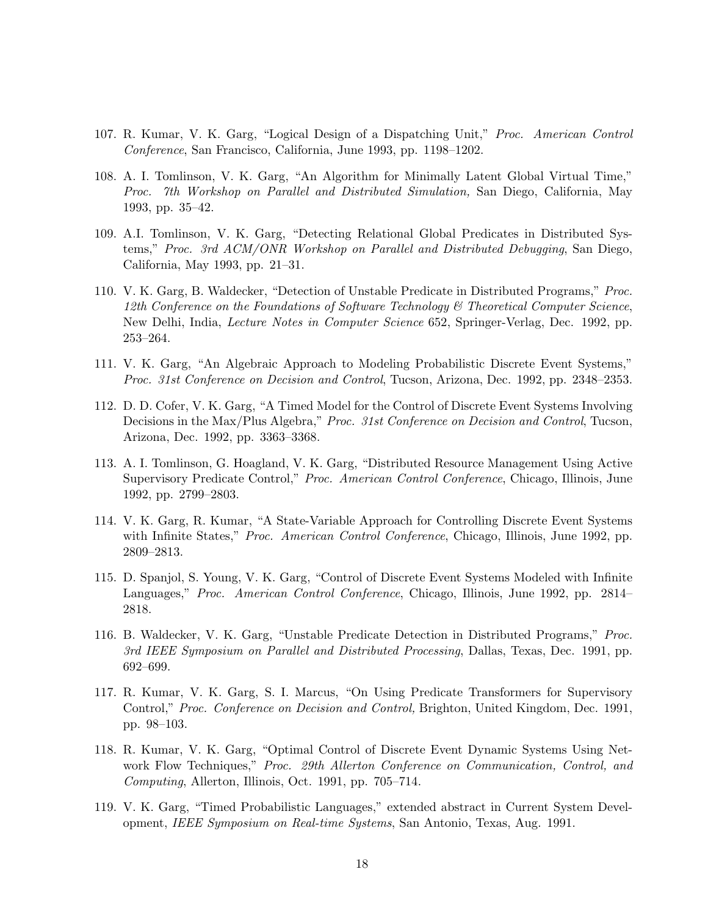107. R. Kumar, V. K. Garg, "Logical Design of a Dispatching Unit," *Proc. American Control Conference*, San Francisco, California, June 1993, pp. 1198–1202.

108. A. I. Tomlinson, V. K. Garg, "An Algorithm for Minimally Latent Global Virtual Time," *Proc. 7th Workshop on Parallel and Distributed Simulation,* San Diego, California, May 1993, pp. 35–42.

109. A.I. Tomlinson, V. K. Garg, "Detecting Relational Global Predicates in Distributed Systems," *Proc. 3rd ACM/ONR Workshop on Parallel and Distributed Debugging*, San Diego, California, May 1993, pp. 21–31.

110. V. K. Garg, B. Waldecker, "Detection of Unstable Predicate in Distributed Programs," *Proc. 12th Conference on the Foundations of Software Technology & Theoretical Computer Science*, New Delhi, India, *Lecture Notes in Computer Science* 652, Springer-Verlag, Dec. 1992, pp. 253–264.

111. V. K. Garg, "An Algebraic Approach to Modeling Probabilistic Discrete Event Systems," *Proc. 31st Conference on Decision and Control*, Tucson, Arizona, Dec. 1992, pp. 2348–2353.

112. D. D. Cofer, V. K. Garg, "A Timed Model for the Control of Discrete Event Systems Involving Decisions in the Max/Plus Algebra," *Proc. 31st Conference on Decision and Control*, Tucson, Arizona, Dec. 1992, pp. 3363–3368.

113. A. I. Tomlinson, G. Hoagland, V. K. Garg, "Distributed Resource Management Using Active Supervisory Predicate Control," *Proc. American Control Conference*, Chicago, Illinois, June 1992, pp. 2799–2803.

114. V. K. Garg, R. Kumar, "A State-Variable Approach for Controlling Discrete Event Systems with Infinite States," *Proc. American Control Conference*, Chicago, Illinois, June 1992, pp. 2809–2813.

115. D. Spanjol, S. Young, V. K. Garg, "Control of Discrete Event Systems Modeled with Infinite Languages," *Proc. American Control Conference*, Chicago, Illinois, June 1992, pp. 2814–2818.

116. B. Waldecker, V. K. Garg, "Unstable Predicate Detection in Distributed Programs," *Proc. 3rd IEEE Symposium on Parallel and Distributed Processing*, Dallas, Texas, Dec. 1991, pp. 692–699.

117. R. Kumar, V. K. Garg, S. I. Marcus, "On Using Predicate Transformers for Supervisory Control," *Proc. Conference on Decision and Control,* Brighton, United Kingdom, Dec. 1991, pp. 98–103.

118. R. Kumar, V. K. Garg, "Optimal Control of Discrete Event Dynamic Systems Using Network Flow Techniques," *Proc. 29th Allerton Conference on Communication, Control, and Computing*, Allerton, Illinois, Oct. 1991, pp. 705–714.

119. V. K. Garg, "Timed Probabilistic Languages," extended abstract in Current System Development, *IEEE Symposium on Real-time Systems*, San Antonio, Texas, Aug. 1991.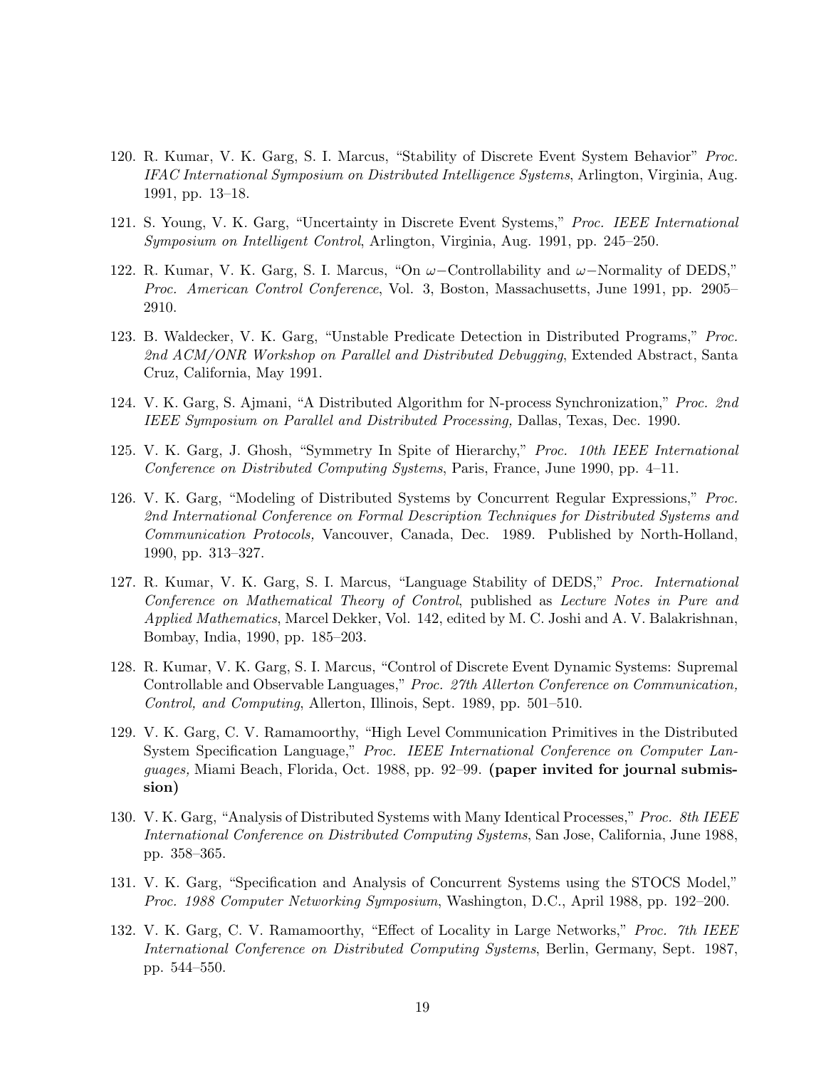120. R. Kumar, V. K. Garg, S. I. Marcus, "Stability of Discrete Event System Behavior" *Proc. IFAC International Symposium on Distributed Intelligence Systems*, Arlington, Virginia, Aug. 1991, pp. 13–18.

121. S. Young, V. K. Garg, "Uncertainty in Discrete Event Systems," *Proc. IEEE International Symposium on Intelligent Control*, Arlington, Virginia, Aug. 1991, pp. 245–250.

122. R. Kumar, V. K. Garg, S. I. Marcus, "On $\omega-$Controllability and $\omega-$Normality of DEDS," *Proc. American Control Conference*, Vol. 3, Boston, Massachusetts, June 1991, pp. 2905–2910.

123. B. Waldecker, V. K. Garg, "Unstable Predicate Detection in Distributed Programs," *Proc. 2nd ACM/ONR Workshop on Parallel and Distributed Debugging*, Extended Abstract, Santa Cruz, California, May 1991.

124. V. K. Garg, S. Ajmani, "A Distributed Algorithm for N-process Synchronization," *Proc. 2nd IEEE Symposium on Parallel and Distributed Processing,* Dallas, Texas, Dec. 1990.

125. V. K. Garg, J. Ghosh, "Symmetry In Spite of Hierarchy," *Proc. 10th IEEE International Conference on Distributed Computing Systems*, Paris, France, June 1990, pp. 4–11.

126. V. K. Garg, "Modeling of Distributed Systems by Concurrent Regular Expressions," *Proc. 2nd International Conference on Formal Description Techniques for Distributed Systems and Communication Protocols,* Vancouver, Canada, Dec. 1989. Published by North-Holland, 1990, pp. 313–327.

127. R. Kumar, V. K. Garg, S. I. Marcus, "Language Stability of DEDS," *Proc. International Conference on Mathematical Theory of Control*, published as *Lecture Notes in Pure and Applied Mathematics*, Marcel Dekker, Vol. 142, edited by M. C. Joshi and A. V. Balakrishnan, Bombay, India, 1990, pp. 185–203.

128. R. Kumar, V. K. Garg, S. I. Marcus, "Control of Discrete Event Dynamic Systems: Supremal Controllable and Observable Languages," *Proc. 27th Allerton Conference on Communication, Control, and Computing*, Allerton, Illinois, Sept. 1989, pp. 501–510.

129. V. K. Garg, C. V. Ramamoorthy, "High Level Communication Primitives in the Distributed System Specification Language," *Proc. IEEE International Conference on Computer Languages,* Miami Beach, Florida, Oct. 1988, pp. 92–99. **(paper invited for journal submission)**

130. V. K. Garg, "Analysis of Distributed Systems with Many Identical Processes," *Proc. 8th IEEE International Conference on Distributed Computing Systems*, San Jose, California, June 1988, pp. 358–365.

131. V. K. Garg, "Specification and Analysis of Concurrent Systems using the STOCS Model," *Proc. 1988 Computer Networking Symposium*, Washington, D.C., April 1988, pp. 192–200.

132. V. K. Garg, C. V. Ramamoorthy, "Effect of Locality in Large Networks," *Proc. 7th IEEE International Conference on Distributed Computing Systems*, Berlin, Germany, Sept. 1987, pp. 544–550.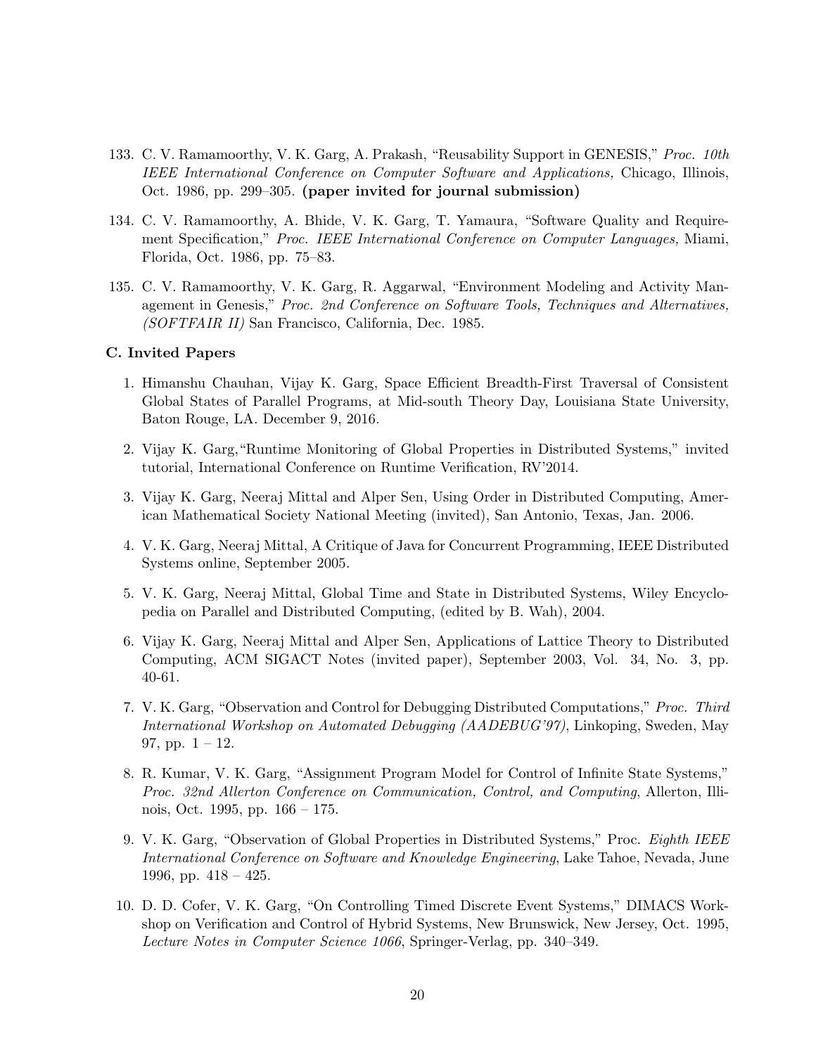133. C. V. Ramamoorthy, V. K. Garg, A. Prakash, "Reusability Support in GENESIS," *Proc. 10th IEEE International Conference on Computer Software and Applications,* Chicago, Illinois, Oct. 1986, pp. 299–305. **(paper invited for journal submission)**

134. C. V. Ramamoorthy, A. Bhide, V. K. Garg, T. Yamaura, "Software Quality and Requirement Specification," *Proc. IEEE International Conference on Computer Languages,* Miami, Florida, Oct. 1986, pp. 75–83.

135. C. V. Ramamoorthy, V. K. Garg, R. Aggarwal, "Environment Modeling and Activity Management in Genesis," *Proc. 2nd Conference on Software Tools, Techniques and Alternatives, (SOFTFAIR II)* San Francisco, California, Dec. 1985.

### C. Invited Papers

1. Himanshu Chauhan, Vijay K. Garg, Space Efficient Breadth-First Traversal of Consistent Global States of Parallel Programs, at Mid-south Theory Day, Louisiana State University, Baton Rouge, LA. December 9, 2016.

2. Vijay K. Garg,"Runtime Monitoring of Global Properties in Distributed Systems," invited tutorial, International Conference on Runtime Verification, RV'2014.

3. Vijay K. Garg, Neeraj Mittal and Alper Sen, Using Order in Distributed Computing, American Mathematical Society National Meeting (invited), San Antonio, Texas, Jan. 2006.

4. V. K. Garg, Neeraj Mittal, A Critique of Java for Concurrent Programming, IEEE Distributed Systems online, September 2005.

5. V. K. Garg, Neeraj Mittal, Global Time and State in Distributed Systems, Wiley Encyclopedia on Parallel and Distributed Computing, (edited by B. Wah), 2004.

6. Vijay K. Garg, Neeraj Mittal and Alper Sen, Applications of Lattice Theory to Distributed Computing, ACM SIGACT Notes (invited paper), September 2003, Vol. 34, No. 3, pp. 40-61.

7. V. K. Garg, "Observation and Control for Debugging Distributed Computations," *Proc. Third International Workshop on Automated Debugging (AADEBUG'97)*, Linkoping, Sweden, May 97, pp. 1 – 12.

8. R. Kumar, V. K. Garg, "Assignment Program Model for Control of Infinite State Systems," *Proc. 32nd Allerton Conference on Communication, Control, and Computing*, Allerton, Illinois, Oct. 1995, pp. 166 – 175.

9. V. K. Garg, "Observation of Global Properties in Distributed Systems," Proc. *Eighth IEEE International Conference on Software and Knowledge Engineering*, Lake Tahoe, Nevada, June 1996, pp. 418 – 425.

10. D. D. Cofer, V. K. Garg, "On Controlling Timed Discrete Event Systems," DIMACS Workshop on Verification and Control of Hybrid Systems, New Brunswick, New Jersey, Oct. 1995, *Lecture Notes in Computer Science 1066*, Springer-Verlag, pp. 340–349.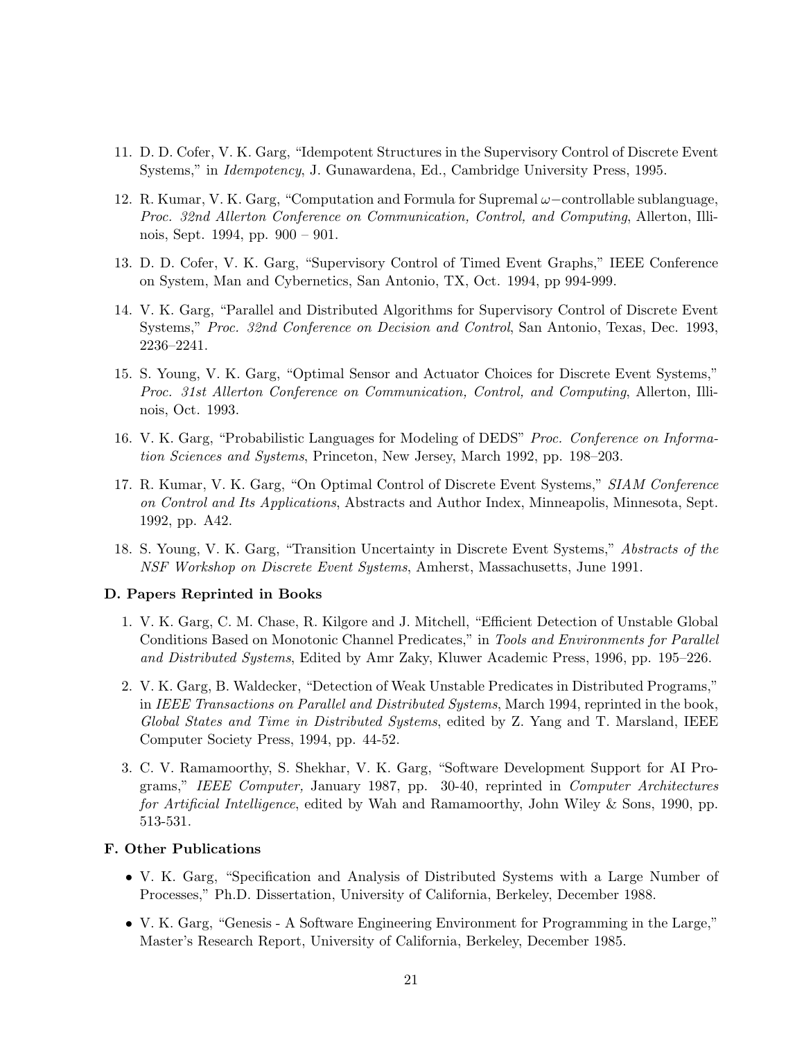11. D. D. Cofer, V. K. Garg, "Idempotent Structures in the Supervisory Control of Discrete Event Systems," in *Idempotency*, J. Gunawardena, Ed., Cambridge University Press, 1995.

12. R. Kumar, V. K. Garg, "Computation and Formula for Supremal $\omega-$controllable sublanguage, *Proc. 32nd Allerton Conference on Communication, Control, and Computing*, Allerton, Illinois, Sept. 1994, pp. 900 – 901.

13. D. D. Cofer, V. K. Garg, "Supervisory Control of Timed Event Graphs," IEEE Conference on System, Man and Cybernetics, San Antonio, TX, Oct. 1994, pp 994-999.

14. V. K. Garg, "Parallel and Distributed Algorithms for Supervisory Control of Discrete Event Systems," *Proc. 32nd Conference on Decision and Control*, San Antonio, Texas, Dec. 1993, 2236–2241.

15. S. Young, V. K. Garg, "Optimal Sensor and Actuator Choices for Discrete Event Systems," *Proc. 31st Allerton Conference on Communication, Control, and Computing*, Allerton, Illinois, Oct. 1993.

16. V. K. Garg, "Probabilistic Languages for Modeling of DEDS" *Proc. Conference on Information Sciences and Systems*, Princeton, New Jersey, March 1992, pp. 198–203.

17. R. Kumar, V. K. Garg, "On Optimal Control of Discrete Event Systems," *SIAM Conference on Control and Its Applications*, Abstracts and Author Index, Minneapolis, Minnesota, Sept. 1992, pp. A42.

18. S. Young, V. K. Garg, "Transition Uncertainty in Discrete Event Systems," *Abstracts of the NSF Workshop on Discrete Event Systems*, Amherst, Massachusetts, June 1991.

### D. Papers Reprinted in Books

1. V. K. Garg, C. M. Chase, R. Kilgore and J. Mitchell, "Efficient Detection of Unstable Global Conditions Based on Monotonic Channel Predicates," in *Tools and Environments for Parallel and Distributed Systems*, Edited by Amr Zaky, Kluwer Academic Press, 1996, pp. 195–226.

2. V. K. Garg, B. Waldecker, "Detection of Weak Unstable Predicates in Distributed Programs," in *IEEE Transactions on Parallel and Distributed Systems*, March 1994, reprinted in the book, *Global States and Time in Distributed Systems*, edited by Z. Yang and T. Marsland, IEEE Computer Society Press, 1994, pp. 44-52.

3. C. V. Ramamoorthy, S. Shekhar, V. K. Garg, "Software Development Support for AI Programs," *IEEE Computer,* January 1987, pp. 30-40, reprinted in *Computer Architectures for Artificial Intelligence*, edited by Wah and Ramamoorthy, John Wiley & Sons, 1990, pp. 513-531.

### F. Other Publications

- V. K. Garg, "Specification and Analysis of Distributed Systems with a Large Number of Processes," Ph.D. Dissertation, University of California, Berkeley, December 1988.
- V. K. Garg, "Genesis - A Software Engineering Environment for Programming in the Large," Master's Research Report, University of California, Berkeley, December 1985.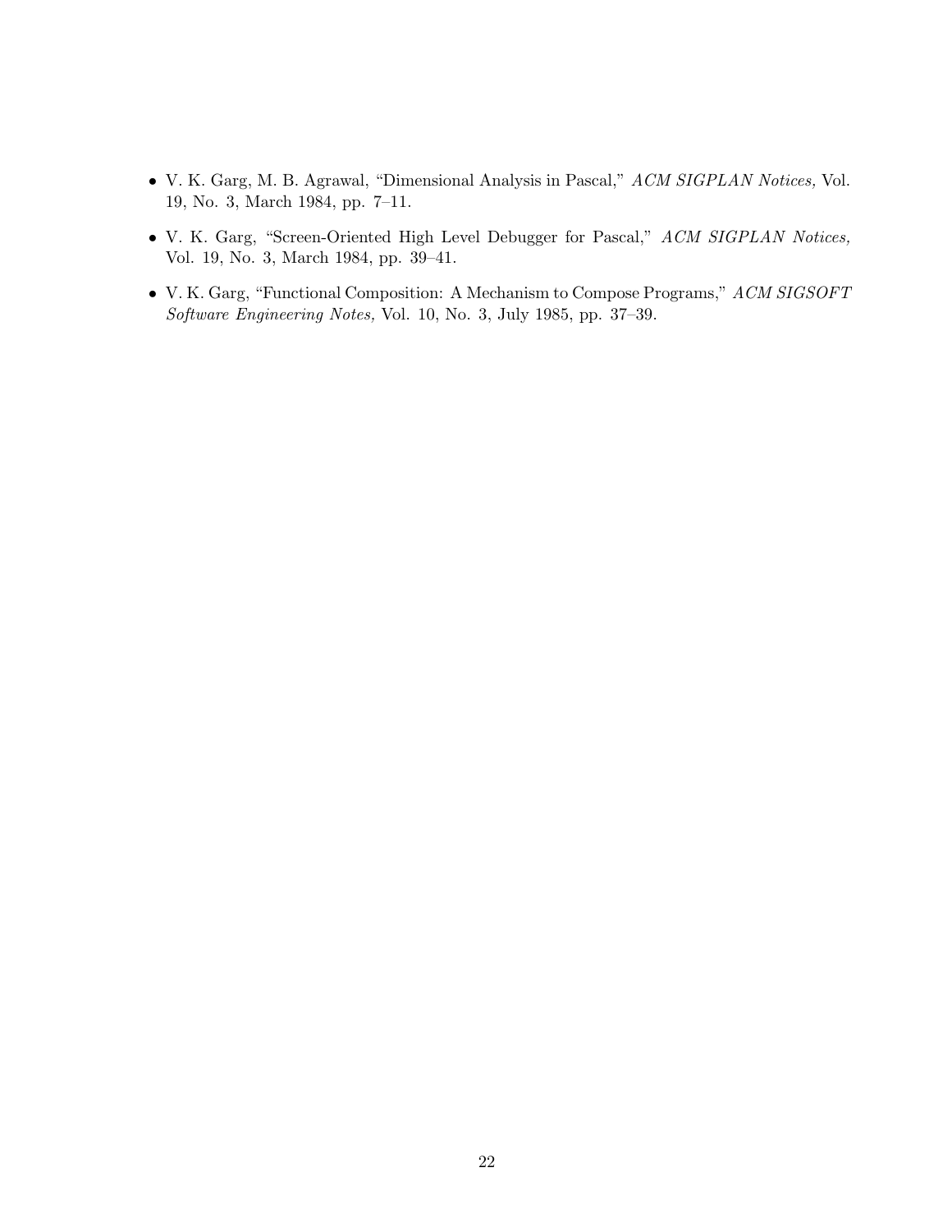- V. K. Garg, M. B. Agrawal, "Dimensional Analysis in Pascal," *ACM SIGPLAN Notices,* Vol. 19, No. 3, March 1984, pp. 7–11.
- V. K. Garg, "Screen-Oriented High Level Debugger for Pascal," *ACM SIGPLAN Notices,* Vol. 19, No. 3, March 1984, pp. 39–41.
- V. K. Garg, "Functional Composition: A Mechanism to Compose Programs," *ACM SIGSOFT Software Engineering Notes,* Vol. 10, No. 3, July 1985, pp. 37–39.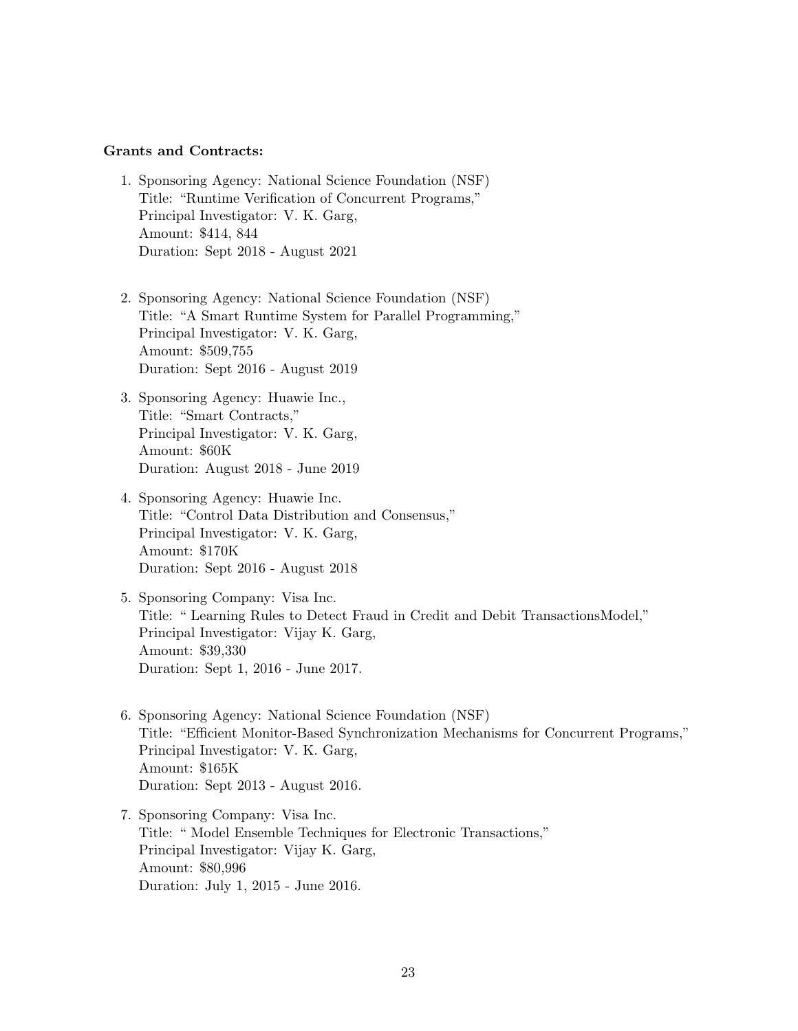**Grants and Contracts:**

1. Sponsoring Agency: National Science Foundation (NSF)
   Title: "Runtime Verification of Concurrent Programs,"
   Principal Investigator: V. K. Garg,
   Amount: $414, 844
   Duration: Sept 2018 - August 2021

2. Sponsoring Agency: National Science Foundation (NSF)
   Title: "A Smart Runtime System for Parallel Programming,"
   Principal Investigator: V. K. Garg,
   Amount: $509,755
   Duration: Sept 2016 - August 2019

3. Sponsoring Agency: Huawie Inc.,
   Title: "Smart Contracts,"
   Principal Investigator: V. K. Garg,
   Amount: $60K
   Duration: August 2018 - June 2019

4. Sponsoring Agency: Huawie Inc.
   Title: "Control Data Distribution and Consensus,"
   Principal Investigator: V. K. Garg,
   Amount: $170K
   Duration: Sept 2016 - August 2018

5. Sponsoring Company: Visa Inc.
   Title: " Learning Rules to Detect Fraud in Credit and Debit TransactionsModel,"
   Principal Investigator: Vijay K. Garg,
   Amount: $39,330
   Duration: Sept 1, 2016 - June 2017.

6. Sponsoring Agency: National Science Foundation (NSF)
   Title: "Efficient Monitor-Based Synchronization Mechanisms for Concurrent Programs,"
   Principal Investigator: V. K. Garg,
   Amount: $165K
   Duration: Sept 2013 - August 2016.

7. Sponsoring Company: Visa Inc.
   Title: " Model Ensemble Techniques for Electronic Transactions,"
   Principal Investigator: Vijay K. Garg,
   Amount: $80,996
   Duration: July 1, 2015 - June 2016.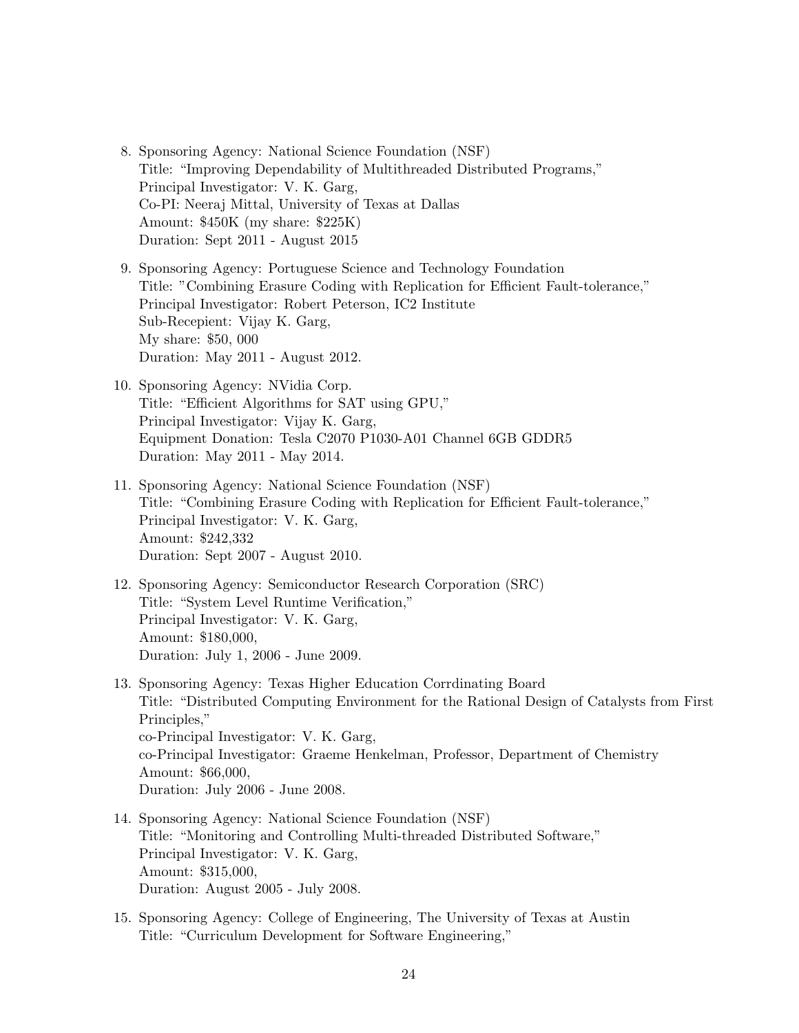8. Sponsoring Agency: National Science Foundation (NSF)
   Title: "Improving Dependability of Multithreaded Distributed Programs,"
   Principal Investigator: V. K. Garg,
   Co-PI: Neeraj Mittal, University of Texas at Dallas
   Amount: $450K (my share: $225K)
   Duration: Sept 2011 - August 2015

9. Sponsoring Agency: Portuguese Science and Technology Foundation
   Title: "Combining Erasure Coding with Replication for Efficient Fault-tolerance,"
   Principal Investigator: Robert Peterson, IC2 Institute
   Sub-Recepient: Vijay K. Garg,
   My share: $50, 000
   Duration: May 2011 - August 2012.

10. Sponsoring Agency: NVidia Corp.
    Title: "Efficient Algorithms for SAT using GPU,"
    Principal Investigator: Vijay K. Garg,
    Equipment Donation: Tesla C2070 P1030-A01 Channel 6GB GDDR5
    Duration: May 2011 - May 2014.

11. Sponsoring Agency: National Science Foundation (NSF)
    Title: "Combining Erasure Coding with Replication for Efficient Fault-tolerance,"
    Principal Investigator: V. K. Garg,
    Amount: $242,332
    Duration: Sept 2007 - August 2010.

12. Sponsoring Agency: Semiconductor Research Corporation (SRC)
    Title: "System Level Runtime Verification,"
    Principal Investigator: V. K. Garg,
    Amount: $180,000,
    Duration: July 1, 2006 - June 2009.

13. Sponsoring Agency: Texas Higher Education Corrdinating Board
    Title: "Distributed Computing Environment for the Rational Design of Catalysts from First Principles,"
    co-Principal Investigator: V. K. Garg,
    co-Principal Investigator: Graeme Henkelman, Professor, Department of Chemistry
    Amount: $66,000,
    Duration: July 2006 - June 2008.

14. Sponsoring Agency: National Science Foundation (NSF)
    Title: "Monitoring and Controlling Multi-threaded Distributed Software,"
    Principal Investigator: V. K. Garg,
    Amount: $315,000,
    Duration: August 2005 - July 2008.

15. Sponsoring Agency: College of Engineering, The University of Texas at Austin
    Title: "Curriculum Development for Software Engineering,"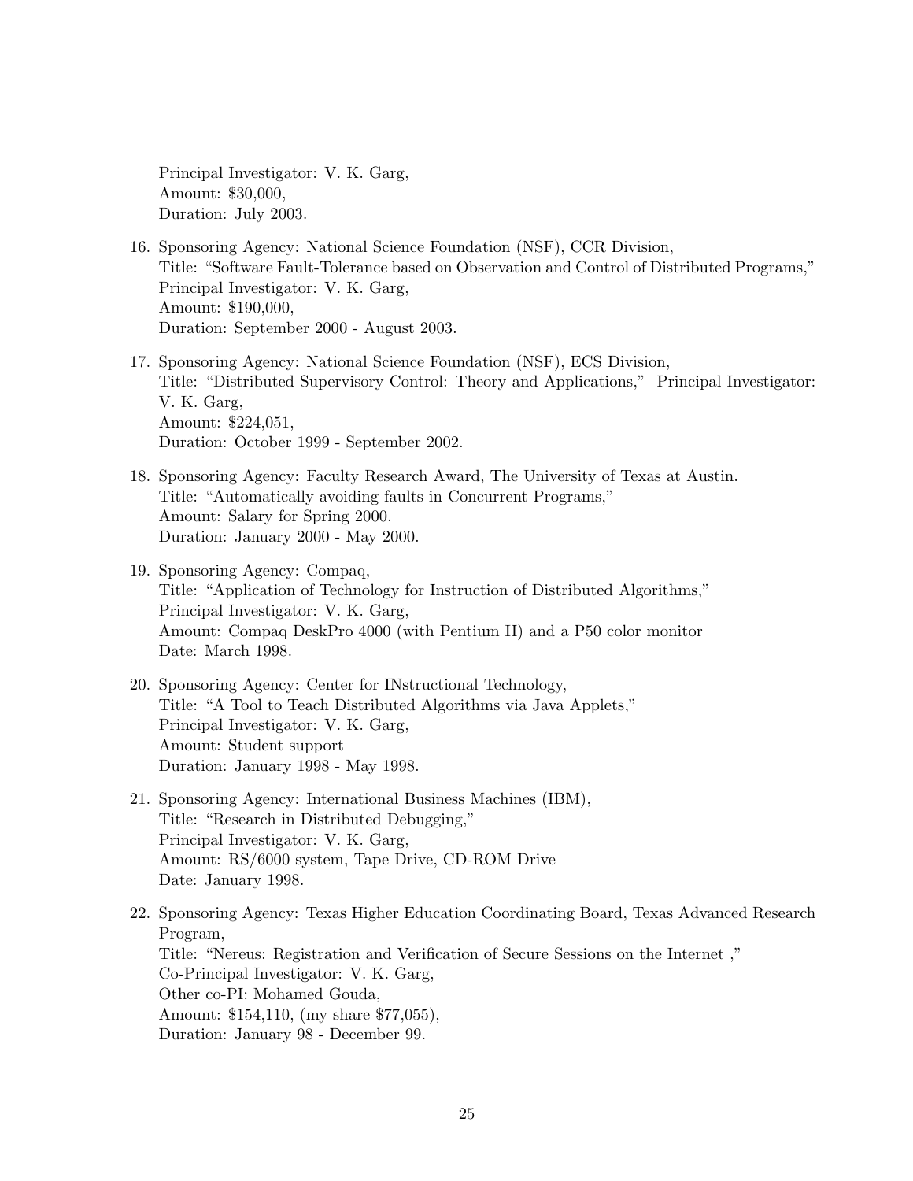Principal Investigator: V. K. Garg,
Amount: $30,000,
Duration: July 2003.

16. Sponsoring Agency: National Science Foundation (NSF), CCR Division,
Title: "Software Fault-Tolerance based on Observation and Control of Distributed Programs,"
Principal Investigator: V. K. Garg,
Amount: $190,000,
Duration: September 2000 - August 2003.

17. Sponsoring Agency: National Science Foundation (NSF), ECS Division,
Title: "Distributed Supervisory Control: Theory and Applications," Principal Investigator: V. K. Garg,
Amount: $224,051,
Duration: October 1999 - September 2002.

18. Sponsoring Agency: Faculty Research Award, The University of Texas at Austin.
Title: "Automatically avoiding faults in Concurrent Programs,"
Amount: Salary for Spring 2000.
Duration: January 2000 - May 2000.

19. Sponsoring Agency: Compaq,
Title: "Application of Technology for Instruction of Distributed Algorithms,"
Principal Investigator: V. K. Garg,
Amount: Compaq DeskPro 4000 (with Pentium II) and a P50 color monitor
Date: March 1998.

20. Sponsoring Agency: Center for INstructional Technology,
Title: "A Tool to Teach Distributed Algorithms via Java Applets,"
Principal Investigator: V. K. Garg,
Amount: Student support
Duration: January 1998 - May 1998.

21. Sponsoring Agency: International Business Machines (IBM),
Title: "Research in Distributed Debugging,"
Principal Investigator: V. K. Garg,
Amount: RS/6000 system, Tape Drive, CD-ROM Drive
Date: January 1998.

22. Sponsoring Agency: Texas Higher Education Coordinating Board, Texas Advanced Research Program,
Title: "Nereus: Registration and Verification of Secure Sessions on the Internet ,"
Co-Principal Investigator: V. K. Garg,
Other co-PI: Mohamed Gouda,
Amount: $154,110, (my share $77,055),
Duration: January 98 - December 99.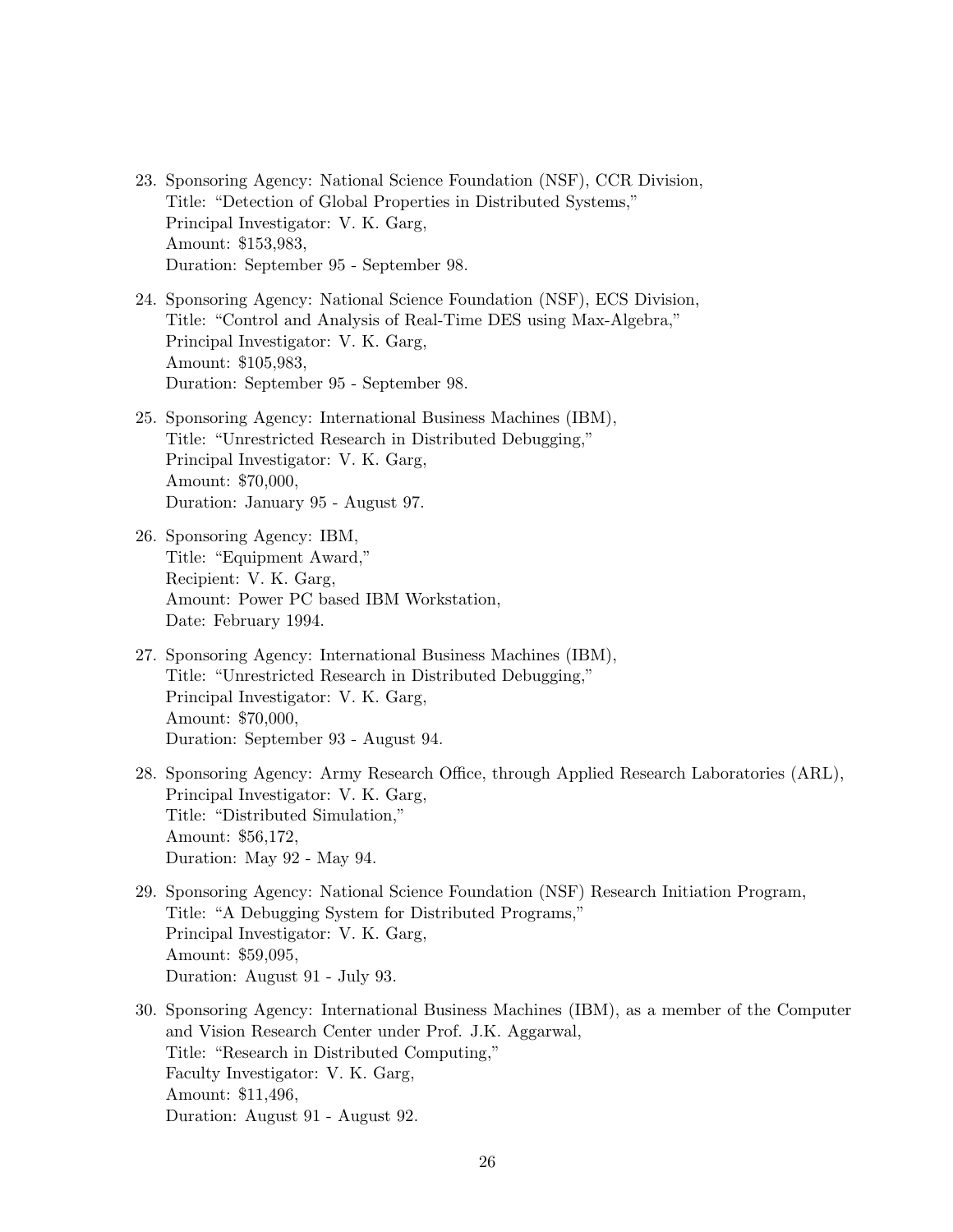23. Sponsoring Agency: National Science Foundation (NSF), CCR Division,
    Title: "Detection of Global Properties in Distributed Systems,"
    Principal Investigator: V. K. Garg,
    Amount: $153,983,
    Duration: September 95 - September 98.

24. Sponsoring Agency: National Science Foundation (NSF), ECS Division,
    Title: "Control and Analysis of Real-Time DES using Max-Algebra,"
    Principal Investigator: V. K. Garg,
    Amount: $105,983,
    Duration: September 95 - September 98.

25. Sponsoring Agency: International Business Machines (IBM),
    Title: "Unrestricted Research in Distributed Debugging,"
    Principal Investigator: V. K. Garg,
    Amount: $70,000,
    Duration: January 95 - August 97.

26. Sponsoring Agency: IBM,
    Title: "Equipment Award,"
    Recipient: V. K. Garg,
    Amount: Power PC based IBM Workstation,
    Date: February 1994.

27. Sponsoring Agency: International Business Machines (IBM),
    Title: "Unrestricted Research in Distributed Debugging,"
    Principal Investigator: V. K. Garg,
    Amount: $70,000,
    Duration: September 93 - August 94.

28. Sponsoring Agency: Army Research Office, through Applied Research Laboratories (ARL),
    Principal Investigator: V. K. Garg,
    Title: "Distributed Simulation,"
    Amount: $56,172,
    Duration: May 92 - May 94.

29. Sponsoring Agency: National Science Foundation (NSF) Research Initiation Program,
    Title: "A Debugging System for Distributed Programs,"
    Principal Investigator: V. K. Garg,
    Amount: $59,095,
    Duration: August 91 - July 93.

30. Sponsoring Agency: International Business Machines (IBM), as a member of the Computer and Vision Research Center under Prof. J.K. Aggarwal,
    Title: "Research in Distributed Computing,"
    Faculty Investigator: V. K. Garg,
    Amount: $11,496,
    Duration: August 91 - August 92.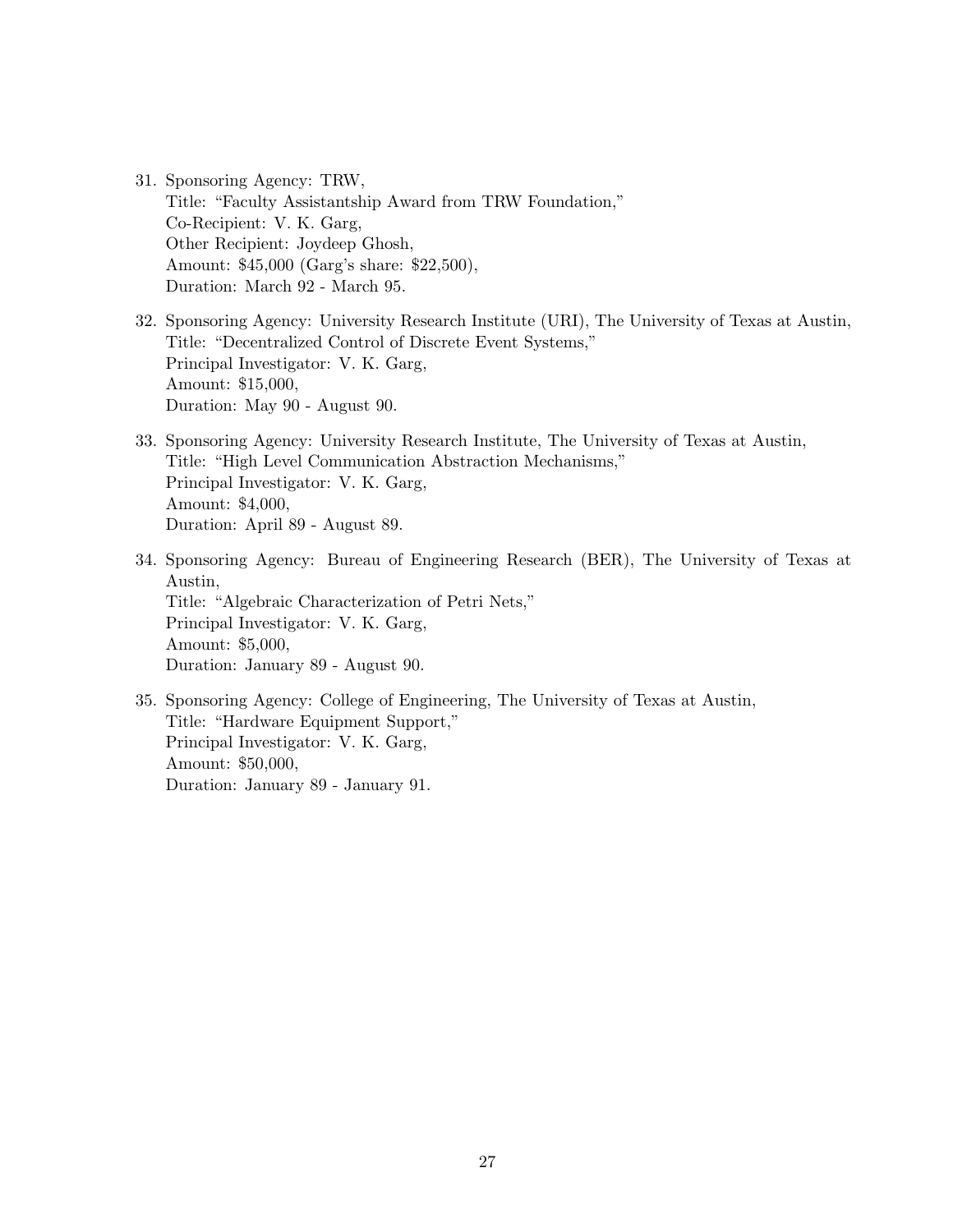31. Sponsoring Agency: TRW,
    Title: "Faculty Assistantship Award from TRW Foundation,"
    Co-Recipient: V. K. Garg,
    Other Recipient: Joydeep Ghosh,
    Amount: $45,000 (Garg's share: $22,500),
    Duration: March 92 - March 95.

32. Sponsoring Agency: University Research Institute (URI), The University of Texas at Austin,
    Title: "Decentralized Control of Discrete Event Systems,"
    Principal Investigator: V. K. Garg,
    Amount: $15,000,
    Duration: May 90 - August 90.

33. Sponsoring Agency: University Research Institute, The University of Texas at Austin,
    Title: "High Level Communication Abstraction Mechanisms,"
    Principal Investigator: V. K. Garg,
    Amount: $4,000,
    Duration: April 89 - August 89.

34. Sponsoring Agency: Bureau of Engineering Research (BER), The University of Texas at Austin,
    Title: "Algebraic Characterization of Petri Nets,"
    Principal Investigator: V. K. Garg,
    Amount: $5,000,
    Duration: January 89 - August 90.

35. Sponsoring Agency: College of Engineering, The University of Texas at Austin,
    Title: "Hardware Equipment Support,"
    Principal Investigator: V. K. Garg,
    Amount: $50,000,
    Duration: January 89 - January 91.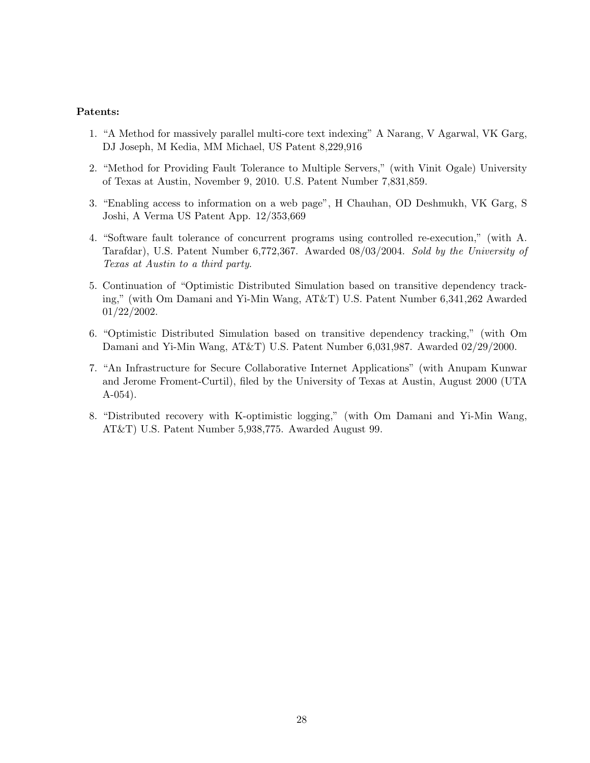**Patents:**

1. "A Method for massively parallel multi-core text indexing" A Narang, V Agarwal, VK Garg, DJ Joseph, M Kedia, MM Michael, US Patent 8,229,916
2. "Method for Providing Fault Tolerance to Multiple Servers," (with Vinit Ogale) University of Texas at Austin, November 9, 2010. U.S. Patent Number 7,831,859.
3. "Enabling access to information on a web page", H Chauhan, OD Deshmukh, VK Garg, S Joshi, A Verma US Patent App. 12/353,669
4. "Software fault tolerance of concurrent programs using controlled re-execution," (with A. Tarafdar), U.S. Patent Number 6,772,367. Awarded 08/03/2004. *Sold by the University of Texas at Austin to a third party.*
5. Continuation of "Optimistic Distributed Simulation based on transitive dependency tracking," (with Om Damani and Yi-Min Wang, AT&T) U.S. Patent Number 6,341,262 Awarded 01/22/2002.
6. "Optimistic Distributed Simulation based on transitive dependency tracking," (with Om Damani and Yi-Min Wang, AT&T) U.S. Patent Number 6,031,987. Awarded 02/29/2000.
7. "An Infrastructure for Secure Collaborative Internet Applications" (with Anupam Kunwar and Jerome Froment-Curtil), filed by the University of Texas at Austin, August 2000 (UTA A-054).
8. "Distributed recovery with K-optimistic logging," (with Om Damani and Yi-Min Wang, AT&T) U.S. Patent Number 5,938,775. Awarded August 99.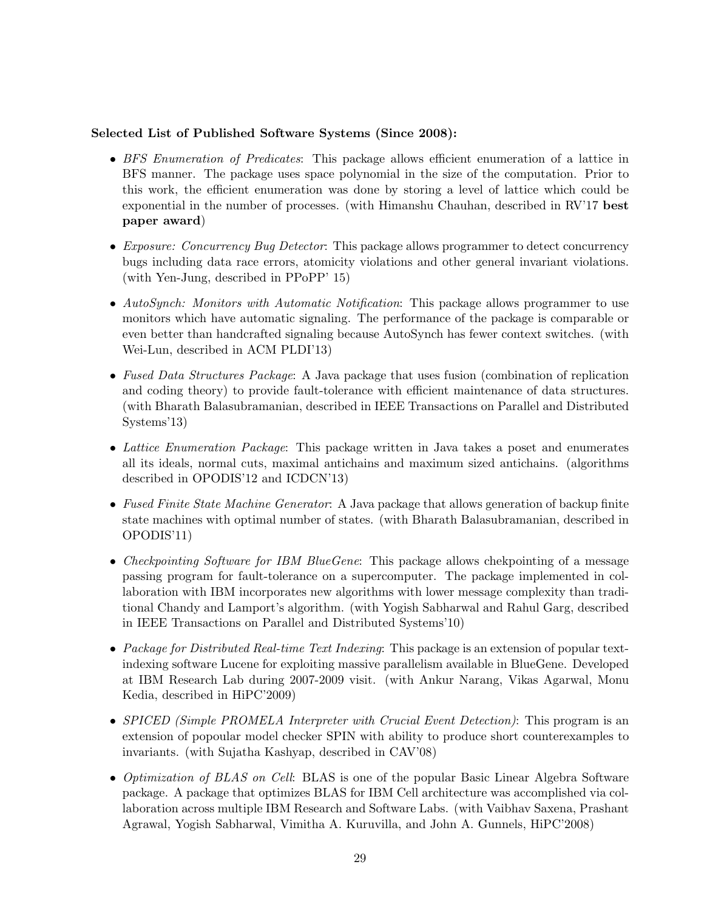**Selected List of Published Software Systems (Since 2008):**

- *BFS Enumeration of Predicates*: This package allows efficient enumeration of a lattice in BFS manner. The package uses space polynomial in the size of the computation. Prior to this work, the efficient enumeration was done by storing a level of lattice which could be exponential in the number of processes. (with Himanshu Chauhan, described in RV'17 **best paper award**)

- *Exposure: Concurrency Bug Detector*: This package allows programmer to detect concurrency bugs including data race errors, atomicity violations and other general invariant violations. (with Yen-Jung, described in PPoPP' 15)

- *AutoSynch: Monitors with Automatic Notification*: This package allows programmer to use monitors which have automatic signaling. The performance of the package is comparable or even better than handcrafted signaling because AutoSynch has fewer context switches. (with Wei-Lun, described in ACM PLDI'13)

- *Fused Data Structures Package*: A Java package that uses fusion (combination of replication and coding theory) to provide fault-tolerance with efficient maintenance of data structures. (with Bharath Balasubramanian, described in IEEE Transactions on Parallel and Distributed Systems'13)

- *Lattice Enumeration Package*: This package written in Java takes a poset and enumerates all its ideals, normal cuts, maximal antichains and maximum sized antichains. (algorithms described in OPODIS'12 and ICDCN'13)

- *Fused Finite State Machine Generator*: A Java package that allows generation of backup finite state machines with optimal number of states. (with Bharath Balasubramanian, described in OPODIS'11)

- *Checkpointing Software for IBM BlueGene*: This package allows chekpointing of a message passing program for fault-tolerance on a supercomputer. The package implemented in collaboration with IBM incorporates new algorithms with lower message complexity than traditional Chandy and Lamport's algorithm. (with Yogish Sabharwal and Rahul Garg, described in IEEE Transactions on Parallel and Distributed Systems'10)

- *Package for Distributed Real-time Text Indexing*: This package is an extension of popular text-indexing software Lucene for exploiting massive parallelism available in BlueGene. Developed at IBM Research Lab during 2007-2009 visit. (with Ankur Narang, Vikas Agarwal, Monu Kedia, described in HiPC'2009)

- *SPICED (Simple PROMELA Interpreter with Crucial Event Detection)*: This program is an extension of popoular model checker SPIN with ability to produce short counterexamples to invariants. (with Sujatha Kashyap, described in CAV'08)

- *Optimization of BLAS on Cell*: BLAS is one of the popular Basic Linear Algebra Software package. A package that optimizes BLAS for IBM Cell architecture was accomplished via collaboration across multiple IBM Research and Software Labs. (with Vaibhav Saxena, Prashant Agrawal, Yogish Sabharwal, Vimitha A. Kuruvilla, and John A. Gunnels, HiPC'2008)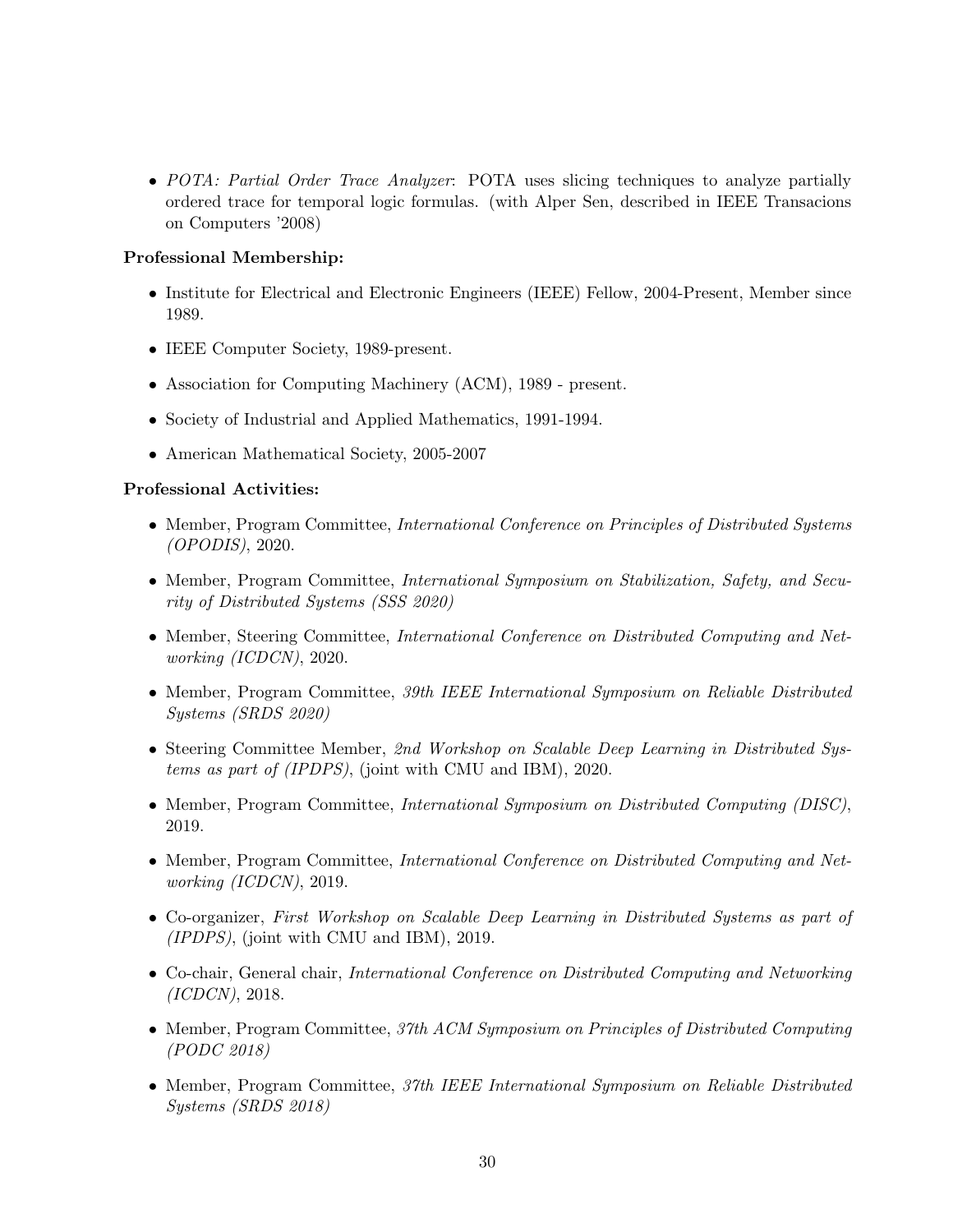- *POTA: Partial Order Trace Analyzer*: POTA uses slicing techniques to analyze partially ordered trace for temporal logic formulas. (with Alper Sen, described in IEEE Transacions on Computers '2008)

**Professional Membership:**

- Institute for Electrical and Electronic Engineers (IEEE) Fellow, 2004-Present, Member since 1989.
- IEEE Computer Society, 1989-present.
- Association for Computing Machinery (ACM), 1989 - present.
- Society of Industrial and Applied Mathematics, 1991-1994.
- American Mathematical Society, 2005-2007

**Professional Activities:**

- Member, Program Committee, *International Conference on Principles of Distributed Systems (OPODIS)*, 2020.
- Member, Program Committee, *International Symposium on Stabilization, Safety, and Security of Distributed Systems (SSS 2020)*
- Member, Steering Committee, *International Conference on Distributed Computing and Networking (ICDCN)*, 2020.
- Member, Program Committee, *39th IEEE International Symposium on Reliable Distributed Systems (SRDS 2020)*
- Steering Committee Member, *2nd Workshop on Scalable Deep Learning in Distributed Systems as part of (IPDPS)*, (joint with CMU and IBM), 2020.
- Member, Program Committee, *International Symposium on Distributed Computing (DISC)*, 2019.
- Member, Program Committee, *International Conference on Distributed Computing and Networking (ICDCN)*, 2019.
- Co-organizer, *First Workshop on Scalable Deep Learning in Distributed Systems as part of (IPDPS)*, (joint with CMU and IBM), 2019.
- Co-chair, General chair, *International Conference on Distributed Computing and Networking (ICDCN)*, 2018.
- Member, Program Committee, *37th ACM Symposium on Principles of Distributed Computing (PODC 2018)*
- Member, Program Committee, *37th IEEE International Symposium on Reliable Distributed Systems (SRDS 2018)*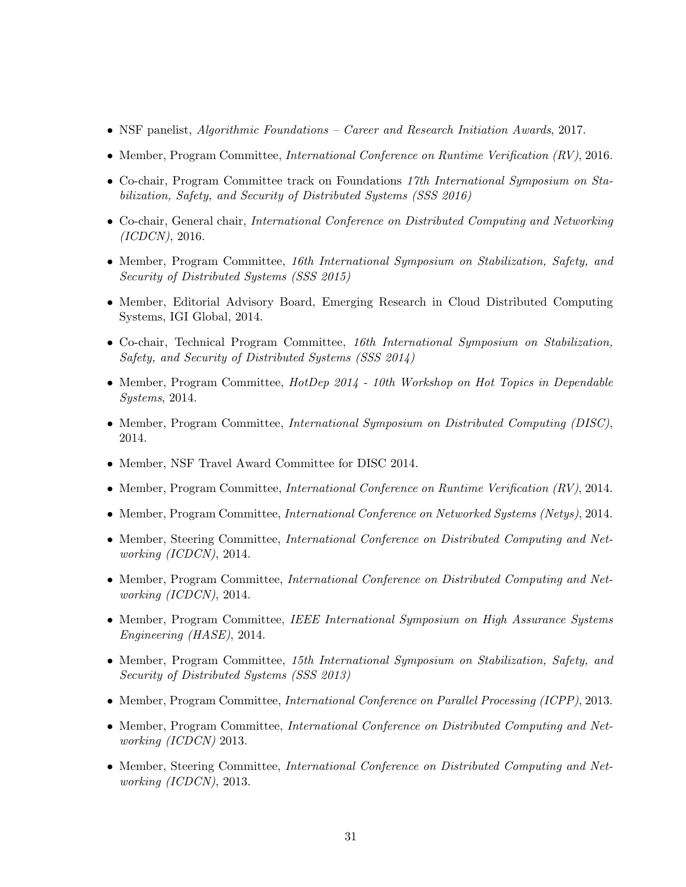- NSF panelist, *Algorithmic Foundations – Career and Research Initiation Awards*, 2017.
- Member, Program Committee, *International Conference on Runtime Verification (RV)*, 2016.
- Co-chair, Program Committee track on Foundations *17th International Symposium on Stabilization, Safety, and Security of Distributed Systems (SSS 2016)*
- Co-chair, General chair, *International Conference on Distributed Computing and Networking (ICDCN)*, 2016.
- Member, Program Committee, *16th International Symposium on Stabilization, Safety, and Security of Distributed Systems (SSS 2015)*
- Member, Editorial Advisory Board, Emerging Research in Cloud Distributed Computing Systems, IGI Global, 2014.
- Co-chair, Technical Program Committee, *16th International Symposium on Stabilization, Safety, and Security of Distributed Systems (SSS 2014)*
- Member, Program Committee, *HotDep 2014 - 10th Workshop on Hot Topics in Dependable Systems*, 2014.
- Member, Program Committee, *International Symposium on Distributed Computing (DISC)*, 2014.
- Member, NSF Travel Award Committee for DISC 2014.
- Member, Program Committee, *International Conference on Runtime Verification (RV)*, 2014.
- Member, Program Committee, *International Conference on Networked Systems (Netys)*, 2014.
- Member, Steering Committee, *International Conference on Distributed Computing and Networking (ICDCN)*, 2014.
- Member, Program Committee, *International Conference on Distributed Computing and Networking (ICDCN)*, 2014.
- Member, Program Committee, *IEEE International Symposium on High Assurance Systems Engineering (HASE)*, 2014.
- Member, Program Committee, *15th International Symposium on Stabilization, Safety, and Security of Distributed Systems (SSS 2013)*
- Member, Program Committee, *International Conference on Parallel Processing (ICPP)*, 2013.
- Member, Program Committee, *International Conference on Distributed Computing and Networking (ICDCN)* 2013.
- Member, Steering Committee, *International Conference on Distributed Computing and Networking (ICDCN)*, 2013.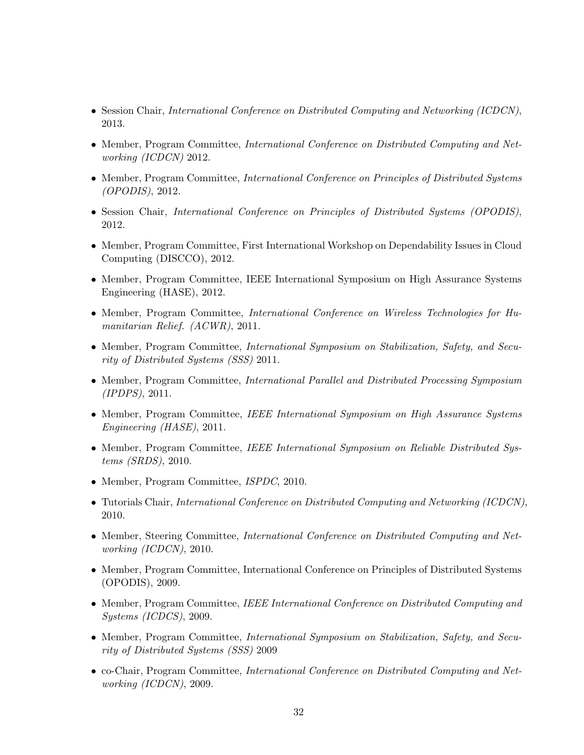- Session Chair, *International Conference on Distributed Computing and Networking (ICDCN)*, 2013.
- Member, Program Committee, *International Conference on Distributed Computing and Networking (ICDCN)* 2012.
- Member, Program Committee, *International Conference on Principles of Distributed Systems (OPODIS)*, 2012.
- Session Chair, *International Conference on Principles of Distributed Systems (OPODIS)*, 2012.
- Member, Program Committee, First International Workshop on Dependability Issues in Cloud Computing (DISCCO), 2012.
- Member, Program Committee, IEEE International Symposium on High Assurance Systems Engineering (HASE), 2012.
- Member, Program Committee, *International Conference on Wireless Technologies for Humanitarian Relief. (ACWR)*, 2011.
- Member, Program Committee, *International Symposium on Stabilization, Safety, and Security of Distributed Systems (SSS)* 2011.
- Member, Program Committee, *International Parallel and Distributed Processing Symposium (IPDPS)*, 2011.
- Member, Program Committee, *IEEE International Symposium on High Assurance Systems Engineering (HASE)*, 2011.
- Member, Program Committee, *IEEE International Symposium on Reliable Distributed Systems (SRDS)*, 2010.
- Member, Program Committee, *ISPDC*, 2010.
- Tutorials Chair, *International Conference on Distributed Computing and Networking (ICDCN)*, 2010.
- Member, Steering Committee, *International Conference on Distributed Computing and Networking (ICDCN)*, 2010.
- Member, Program Committee, International Conference on Principles of Distributed Systems (OPODIS), 2009.
- Member, Program Committee, *IEEE International Conference on Distributed Computing and Systems (ICDCS)*, 2009.
- Member, Program Committee, *International Symposium on Stabilization, Safety, and Security of Distributed Systems (SSS)* 2009
- co-Chair, Program Committee, *International Conference on Distributed Computing and Networking (ICDCN)*, 2009.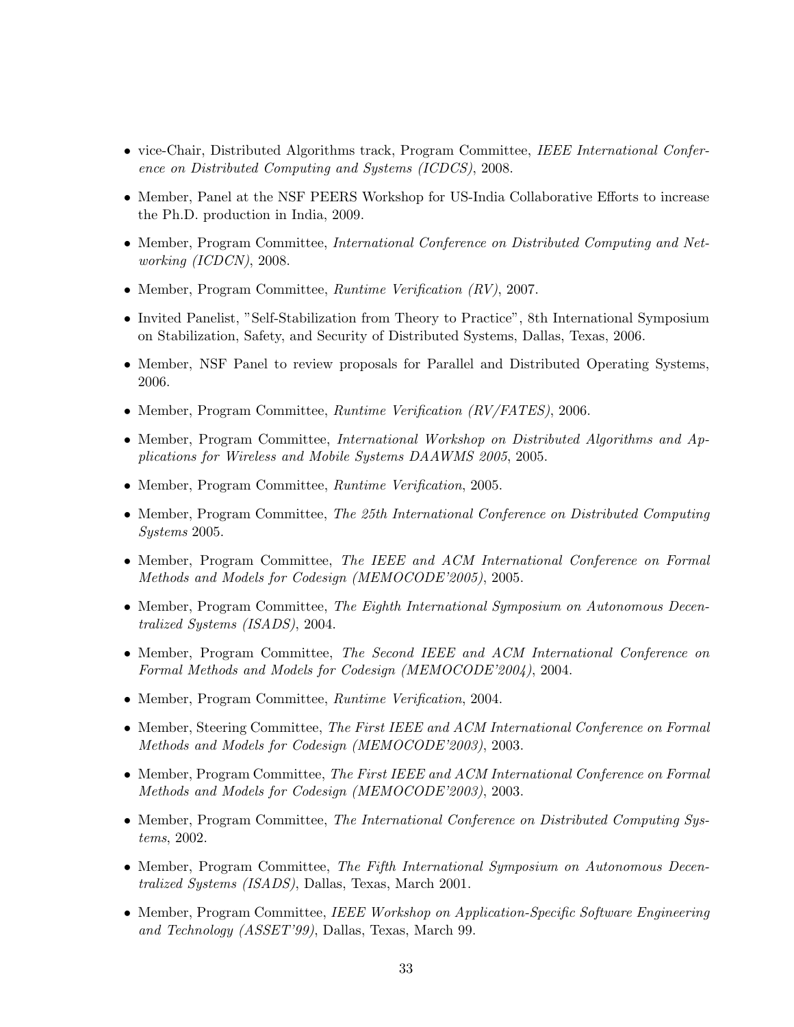- vice-Chair, Distributed Algorithms track, Program Committee, *IEEE International Conference on Distributed Computing and Systems (ICDCS)*, 2008.
- Member, Panel at the NSF PEERS Workshop for US-India Collaborative Efforts to increase the Ph.D. production in India, 2009.
- Member, Program Committee, *International Conference on Distributed Computing and Networking (ICDCN)*, 2008.
- Member, Program Committee, *Runtime Verification (RV)*, 2007.
- Invited Panelist, "Self-Stabilization from Theory to Practice", 8th International Symposium on Stabilization, Safety, and Security of Distributed Systems, Dallas, Texas, 2006.
- Member, NSF Panel to review proposals for Parallel and Distributed Operating Systems, 2006.
- Member, Program Committee, *Runtime Verification (RV/FATES)*, 2006.
- Member, Program Committee, *International Workshop on Distributed Algorithms and Applications for Wireless and Mobile Systems DAAWMS 2005*, 2005.
- Member, Program Committee, *Runtime Verification*, 2005.
- Member, Program Committee, *The 25th International Conference on Distributed Computing Systems* 2005.
- Member, Program Committee, *The IEEE and ACM International Conference on Formal Methods and Models for Codesign (MEMOCODE'2005)*, 2005.
- Member, Program Committee, *The Eighth International Symposium on Autonomous Decentralized Systems (ISADS)*, 2004.
- Member, Program Committee, *The Second IEEE and ACM International Conference on Formal Methods and Models for Codesign (MEMOCODE'2004)*, 2004.
- Member, Program Committee, *Runtime Verification*, 2004.
- Member, Steering Committee, *The First IEEE and ACM International Conference on Formal Methods and Models for Codesign (MEMOCODE'2003)*, 2003.
- Member, Program Committee, *The First IEEE and ACM International Conference on Formal Methods and Models for Codesign (MEMOCODE'2003)*, 2003.
- Member, Program Committee, *The International Conference on Distributed Computing Systems*, 2002.
- Member, Program Committee, *The Fifth International Symposium on Autonomous Decentralized Systems (ISADS)*, Dallas, Texas, March 2001.
- Member, Program Committee, *IEEE Workshop on Application-Specific Software Engineering and Technology (ASSET'99)*, Dallas, Texas, March 99.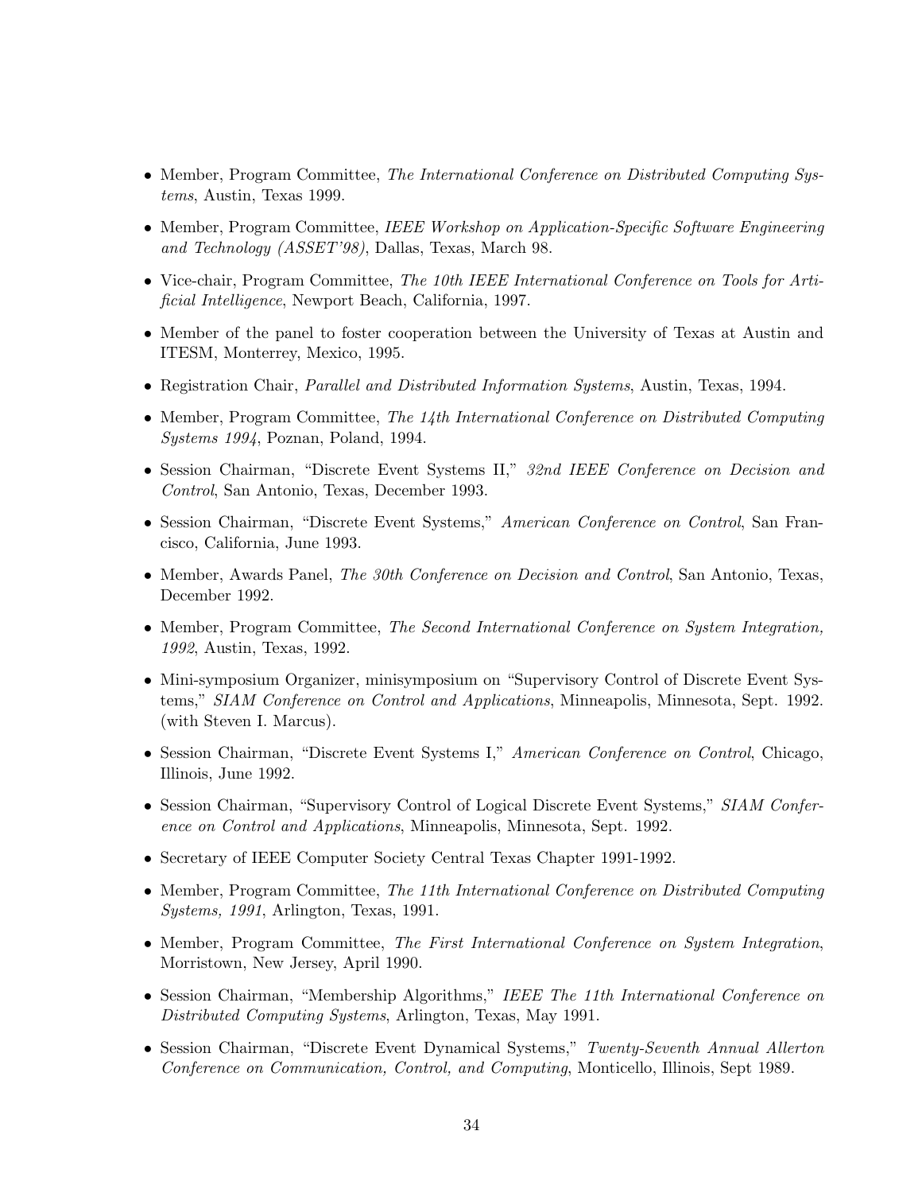- Member, Program Committee, *The International Conference on Distributed Computing Systems*, Austin, Texas 1999.
- Member, Program Committee, *IEEE Workshop on Application-Specific Software Engineering and Technology (ASSET'98)*, Dallas, Texas, March 98.
- Vice-chair, Program Committee, *The 10th IEEE International Conference on Tools for Artificial Intelligence*, Newport Beach, California, 1997.
- Member of the panel to foster cooperation between the University of Texas at Austin and ITESM, Monterrey, Mexico, 1995.
- Registration Chair, *Parallel and Distributed Information Systems*, Austin, Texas, 1994.
- Member, Program Committee, *The 14th International Conference on Distributed Computing Systems 1994*, Poznan, Poland, 1994.
- Session Chairman, "Discrete Event Systems II," *32nd IEEE Conference on Decision and Control*, San Antonio, Texas, December 1993.
- Session Chairman, "Discrete Event Systems," *American Conference on Control*, San Francisco, California, June 1993.
- Member, Awards Panel, *The 30th Conference on Decision and Control*, San Antonio, Texas, December 1992.
- Member, Program Committee, *The Second International Conference on System Integration, 1992*, Austin, Texas, 1992.
- Mini-symposium Organizer, minisymposium on "Supervisory Control of Discrete Event Systems," *SIAM Conference on Control and Applications*, Minneapolis, Minnesota, Sept. 1992. (with Steven I. Marcus).
- Session Chairman, "Discrete Event Systems I," *American Conference on Control*, Chicago, Illinois, June 1992.
- Session Chairman, "Supervisory Control of Logical Discrete Event Systems," *SIAM Conference on Control and Applications*, Minneapolis, Minnesota, Sept. 1992.
- Secretary of IEEE Computer Society Central Texas Chapter 1991-1992.
- Member, Program Committee, *The 11th International Conference on Distributed Computing Systems, 1991*, Arlington, Texas, 1991.
- Member, Program Committee, *The First International Conference on System Integration*, Morristown, New Jersey, April 1990.
- Session Chairman, "Membership Algorithms," *IEEE The 11th International Conference on Distributed Computing Systems*, Arlington, Texas, May 1991.
- Session Chairman, "Discrete Event Dynamical Systems," *Twenty-Seventh Annual Allerton Conference on Communication, Control, and Computing*, Monticello, Illinois, Sept 1989.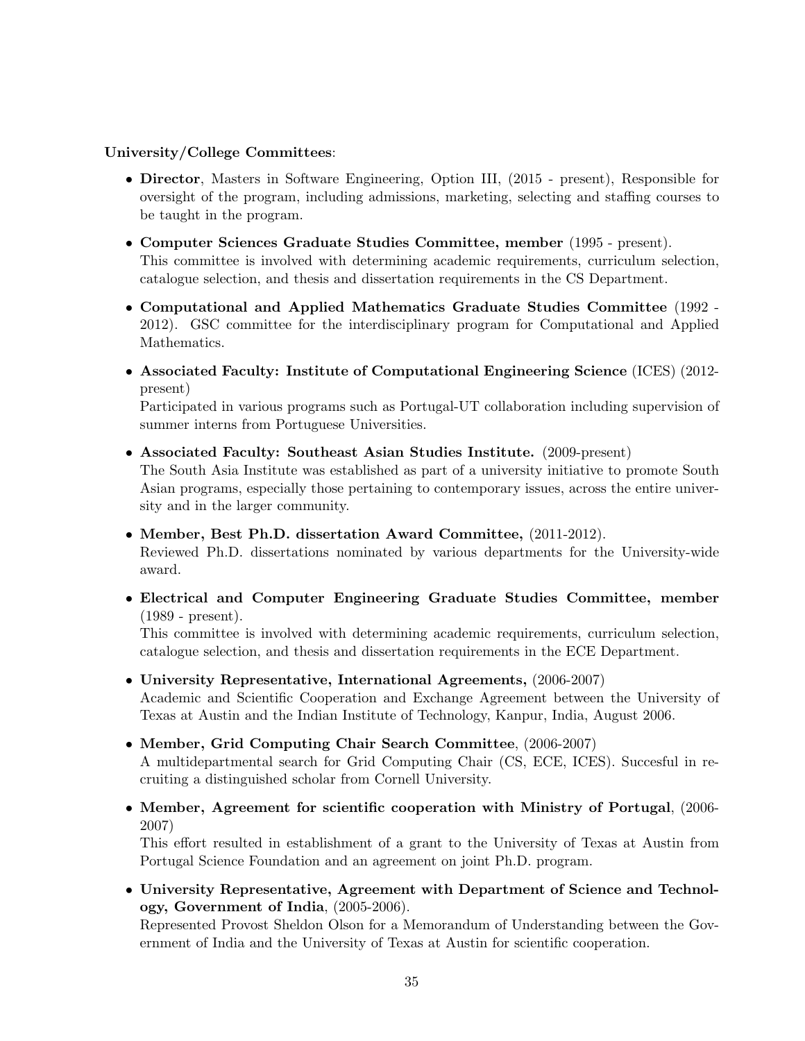**University/College Committees**:

- **Director**, Masters in Software Engineering, Option III, (2015 - present), Responsible for oversight of the program, including admissions, marketing, selecting and staffing courses to be taught in the program.
- **Computer Sciences Graduate Studies Committee, member** (1995 - present).
  This committee is involved with determining academic requirements, curriculum selection, catalogue selection, and thesis and dissertation requirements in the CS Department.
- **Computational and Applied Mathematics Graduate Studies Committee** (1992 - 2012). GSC committee for the interdisciplinary program for Computational and Applied Mathematics.
- **Associated Faculty: Institute of Computational Engineering Science** (ICES) (2012-present)
  Participated in various programs such as Portugal-UT collaboration including supervision of summer interns from Portuguese Universities.
- **Associated Faculty: Southeast Asian Studies Institute.** (2009-present)
  The South Asia Institute was established as part of a university initiative to promote South Asian programs, especially those pertaining to contemporary issues, across the entire university and in the larger community.
- **Member, Best Ph.D. dissertation Award Committee,** (2011-2012).
  Reviewed Ph.D. dissertations nominated by various departments for the University-wide award.
- **Electrical and Computer Engineering Graduate Studies Committee, member** (1989 - present).
  This committee is involved with determining academic requirements, curriculum selection, catalogue selection, and thesis and dissertation requirements in the ECE Department.
- **University Representative, International Agreements,** (2006-2007)
  Academic and Scientific Cooperation and Exchange Agreement between the University of Texas at Austin and the Indian Institute of Technology, Kanpur, India, August 2006.
- **Member, Grid Computing Chair Search Committee**, (2006-2007)
  A multidepartmental search for Grid Computing Chair (CS, ECE, ICES). Succesful in recruiting a distinguished scholar from Cornell University.
- **Member, Agreement for scientific cooperation with Ministry of Portugal**, (2006-2007)
  This effort resulted in establishment of a grant to the University of Texas at Austin from Portugal Science Foundation and an agreement on joint Ph.D. program.
- **University Representative, Agreement with Department of Science and Technology, Government of India**, (2005-2006).
  Represented Provost Sheldon Olson for a Memorandum of Understanding between the Government of India and the University of Texas at Austin for scientific cooperation.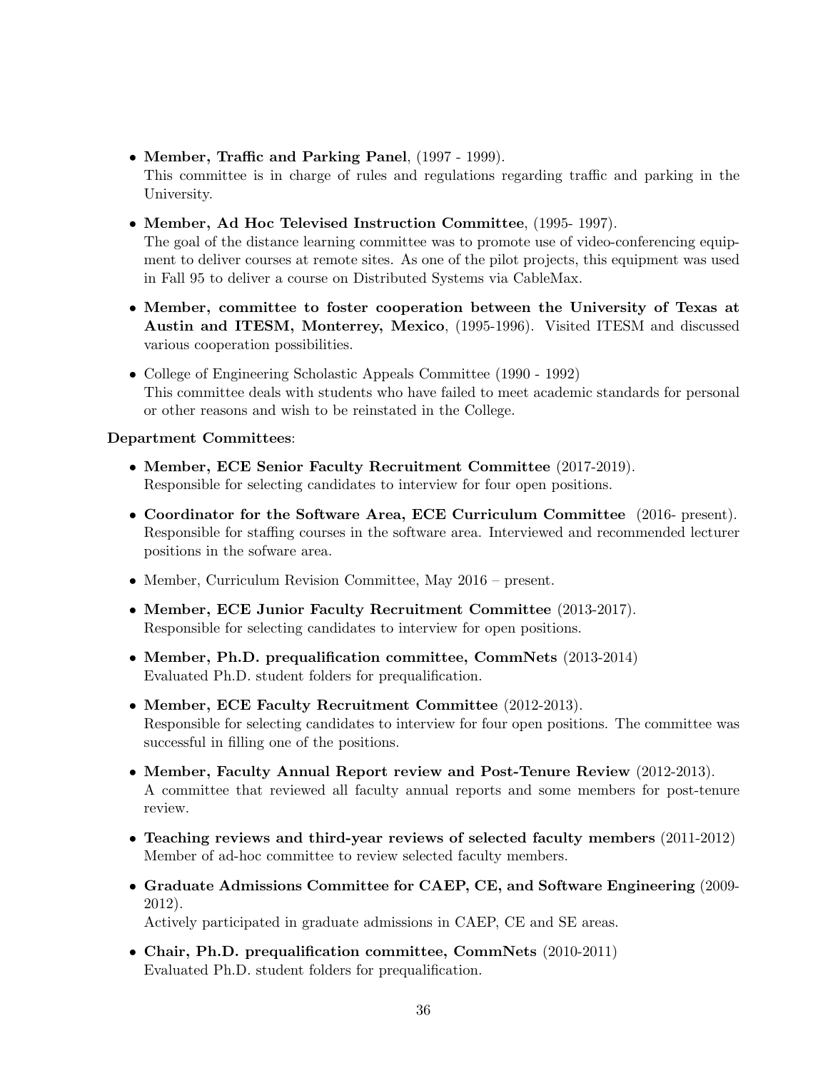- **Member, Traffic and Parking Panel**, (1997 - 1999).
  This committee is in charge of rules and regulations regarding traffic and parking in the University.

- **Member, Ad Hoc Televised Instruction Committee**, (1995- 1997).
  The goal of the distance learning committee was to promote use of video-conferencing equipment to deliver courses at remote sites. As one of the pilot projects, this equipment was used in Fall 95 to deliver a course on Distributed Systems via CableMax.

- **Member, committee to foster cooperation between the University of Texas at Austin and ITESM, Monterrey, Mexico**, (1995-1996). Visited ITESM and discussed various cooperation possibilities.

- College of Engineering Scholastic Appeals Committee (1990 - 1992)
  This committee deals with students who have failed to meet academic standards for personal or other reasons and wish to be reinstated in the College.

**Department Committees**:

- **Member, ECE Senior Faculty Recruitment Committee** (2017-2019).
  Responsible for selecting candidates to interview for four open positions.

- **Coordinator for the Software Area, ECE Curriculum Committee** (2016- present).
  Responsible for staffing courses in the software area. Interviewed and recommended lecturer positions in the sofware area.

- Member, Curriculum Revision Committee, May 2016 – present.

- **Member, ECE Junior Faculty Recruitment Committee** (2013-2017).
  Responsible for selecting candidates to interview for open positions.

- **Member, Ph.D. prequalification committee, CommNets** (2013-2014)
  Evaluated Ph.D. student folders for prequalification.

- **Member, ECE Faculty Recruitment Committee** (2012-2013).
  Responsible for selecting candidates to interview for four open positions. The committee was successful in filling one of the positions.

- **Member, Faculty Annual Report review and Post-Tenure Review** (2012-2013).
  A committee that reviewed all faculty annual reports and some members for post-tenure review.

- **Teaching reviews and third-year reviews of selected faculty members** (2011-2012)
  Member of ad-hoc committee to review selected faculty members.

- **Graduate Admissions Committee for CAEP, CE, and Software Engineering** (2009-2012).
  Actively participated in graduate admissions in CAEP, CE and SE areas.

- **Chair, Ph.D. prequalification committee, CommNets** (2010-2011)
  Evaluated Ph.D. student folders for prequalification.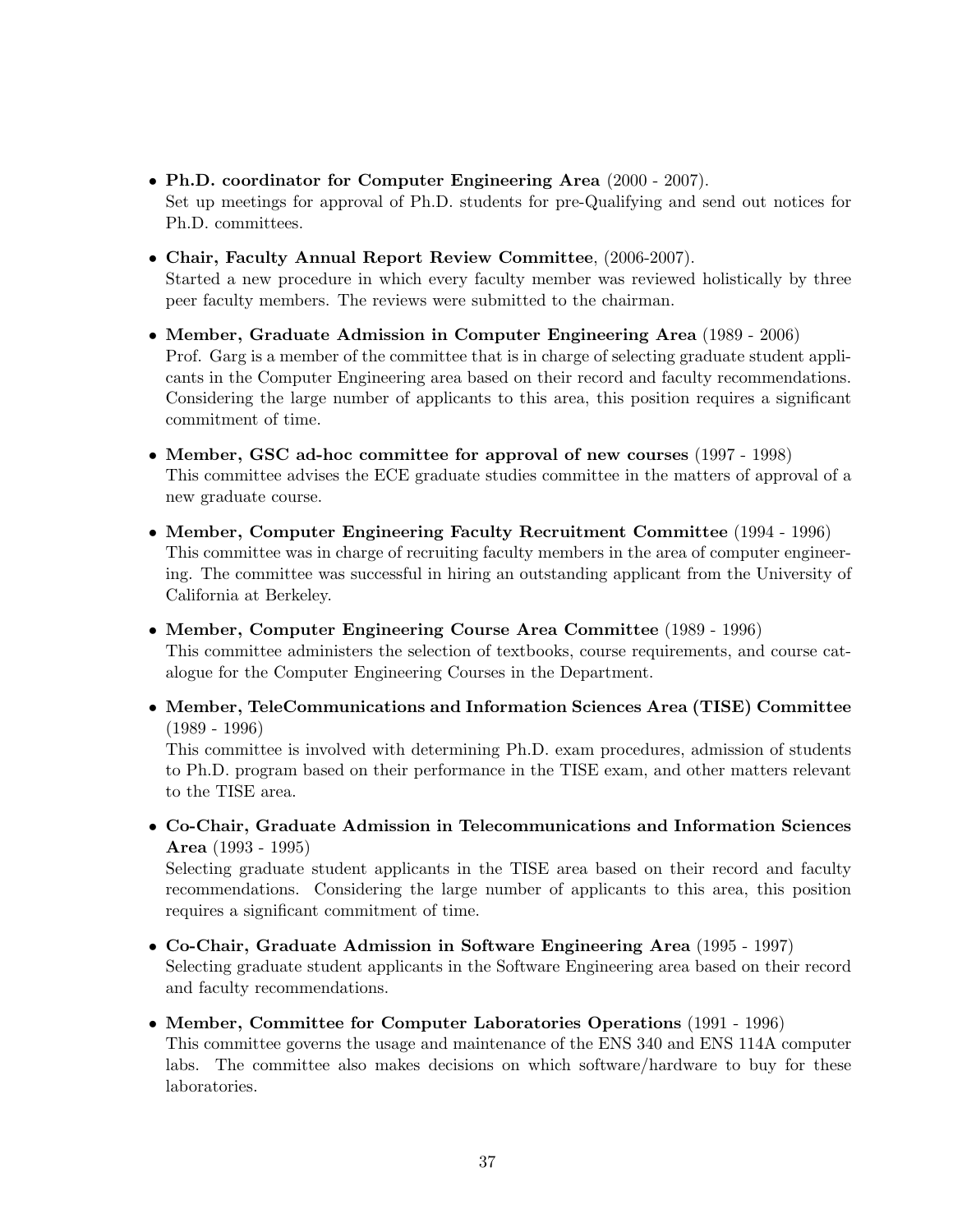- **Ph.D. coordinator for Computer Engineering Area** (2000 - 2007).
  Set up meetings for approval of Ph.D. students for pre-Qualifying and send out notices for Ph.D. committees.

- **Chair, Faculty Annual Report Review Committee**, (2006-2007).
  Started a new procedure in which every faculty member was reviewed holistically by three peer faculty members. The reviews were submitted to the chairman.

- **Member, Graduate Admission in Computer Engineering Area** (1989 - 2006)
  Prof. Garg is a member of the committee that is in charge of selecting graduate student applicants in the Computer Engineering area based on their record and faculty recommendations. Considering the large number of applicants to this area, this position requires a significant commitment of time.

- **Member, GSC ad-hoc committee for approval of new courses** (1997 - 1998)
  This committee advises the ECE graduate studies committee in the matters of approval of a new graduate course.

- **Member, Computer Engineering Faculty Recruitment Committee** (1994 - 1996)
  This committee was in charge of recruiting faculty members in the area of computer engineering. The committee was successful in hiring an outstanding applicant from the University of California at Berkeley.

- **Member, Computer Engineering Course Area Committee** (1989 - 1996)
  This committee administers the selection of textbooks, course requirements, and course catalogue for the Computer Engineering Courses in the Department.

- **Member, TeleCommunications and Information Sciences Area (TISE) Committee** (1989 - 1996)
  This committee is involved with determining Ph.D. exam procedures, admission of students to Ph.D. program based on their performance in the TISE exam, and other matters relevant to the TISE area.

- **Co-Chair, Graduate Admission in Telecommunications and Information Sciences Area** (1993 - 1995)
  Selecting graduate student applicants in the TISE area based on their record and faculty recommendations. Considering the large number of applicants to this area, this position requires a significant commitment of time.

- **Co-Chair, Graduate Admission in Software Engineering Area** (1995 - 1997)
  Selecting graduate student applicants in the Software Engineering area based on their record and faculty recommendations.

- **Member, Committee for Computer Laboratories Operations** (1991 - 1996)
  This committee governs the usage and maintenance of the ENS 340 and ENS 114A computer labs. The committee also makes decisions on which software/hardware to buy for these laboratories.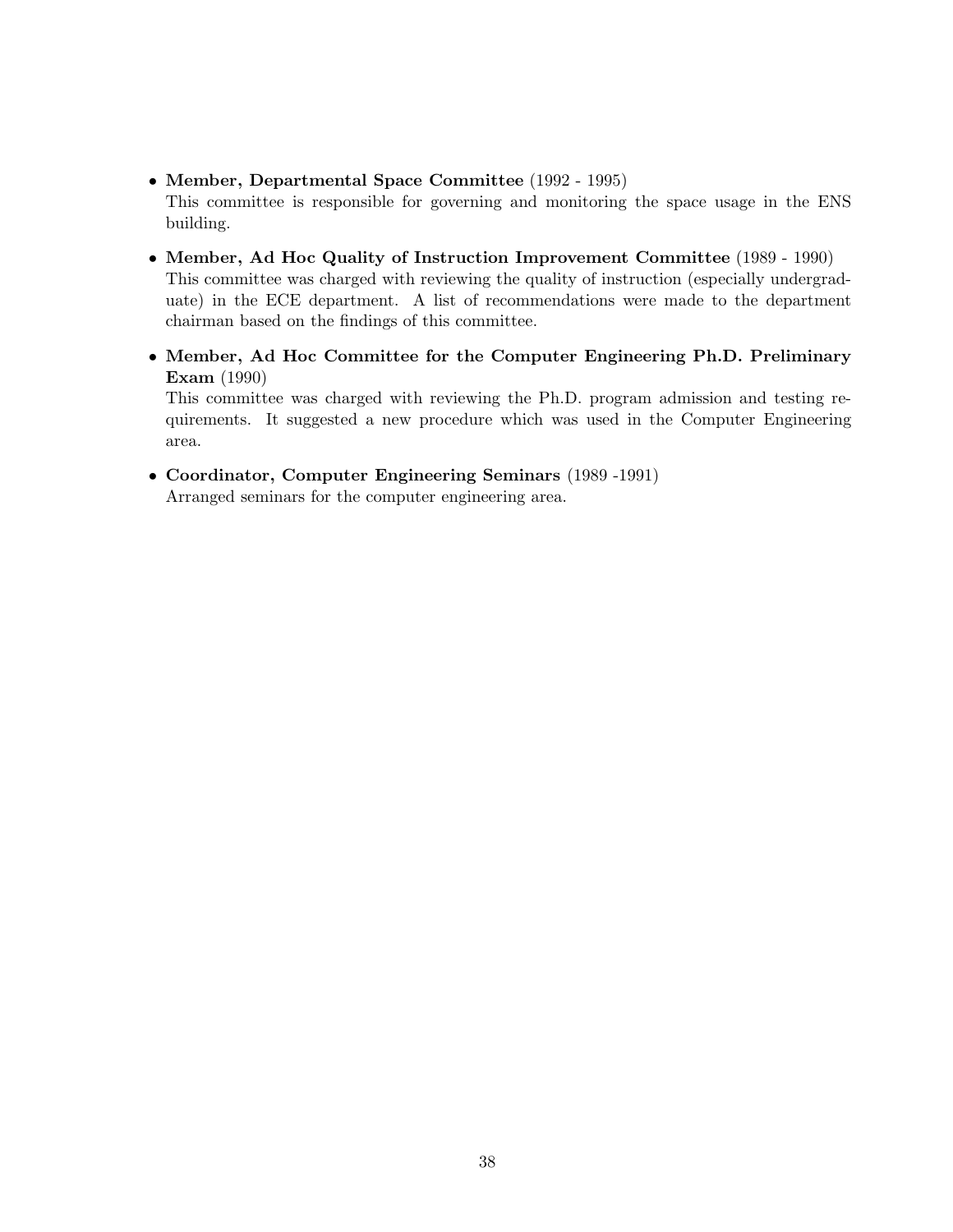- **Member, Departmental Space Committee** (1992 - 1995)
  This committee is responsible for governing and monitoring the space usage in the ENS building.

- **Member, Ad Hoc Quality of Instruction Improvement Committee** (1989 - 1990)
  This committee was charged with reviewing the quality of instruction (especially undergraduate) in the ECE department. A list of recommendations were made to the department chairman based on the findings of this committee.

- **Member, Ad Hoc Committee for the Computer Engineering Ph.D. Preliminary Exam** (1990)
  This committee was charged with reviewing the Ph.D. program admission and testing requirements. It suggested a new procedure which was used in the Computer Engineering area.

- **Coordinator, Computer Engineering Seminars** (1989 -1991)
  Arranged seminars for the computer engineering area.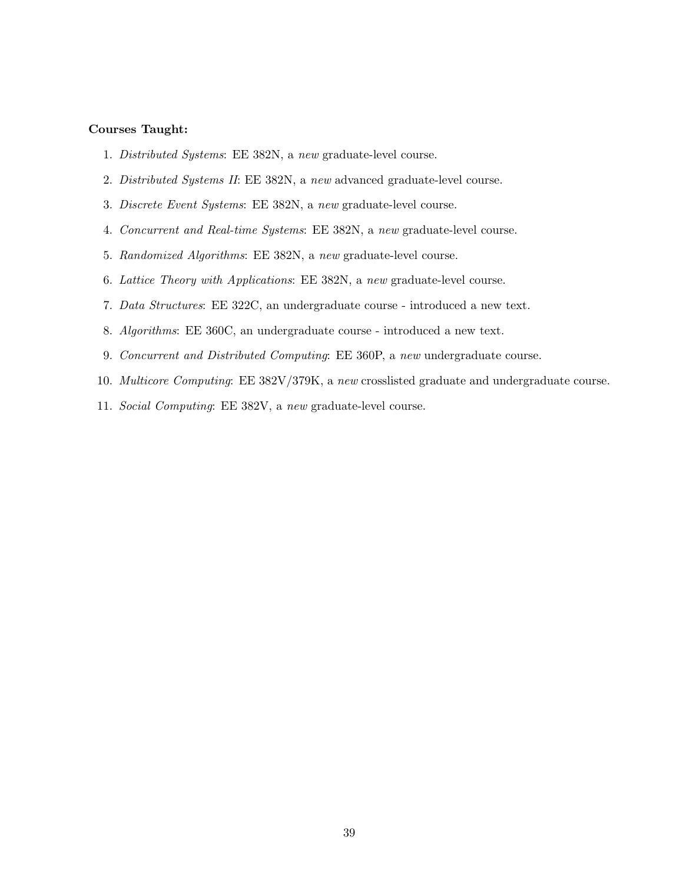**Courses Taught:**

1. *Distributed Systems*: EE 382N, a *new* graduate-level course.
2. *Distributed Systems II*: EE 382N, a *new* advanced graduate-level course.
3. *Discrete Event Systems*: EE 382N, a *new* graduate-level course.
4. *Concurrent and Real-time Systems*: EE 382N, a *new* graduate-level course.
5. *Randomized Algorithms*: EE 382N, a *new* graduate-level course.
6. *Lattice Theory with Applications*: EE 382N, a *new* graduate-level course.
7. *Data Structures*: EE 322C, an undergraduate course - introduced a new text.
8. *Algorithms*: EE 360C, an undergraduate course - introduced a new text.
9. *Concurrent and Distributed Computing*: EE 360P, a *new* undergraduate course.
10. *Multicore Computing*: EE 382V/379K, a *new* crosslisted graduate and undergraduate course.
11. *Social Computing*: EE 382V, a *new* graduate-level course.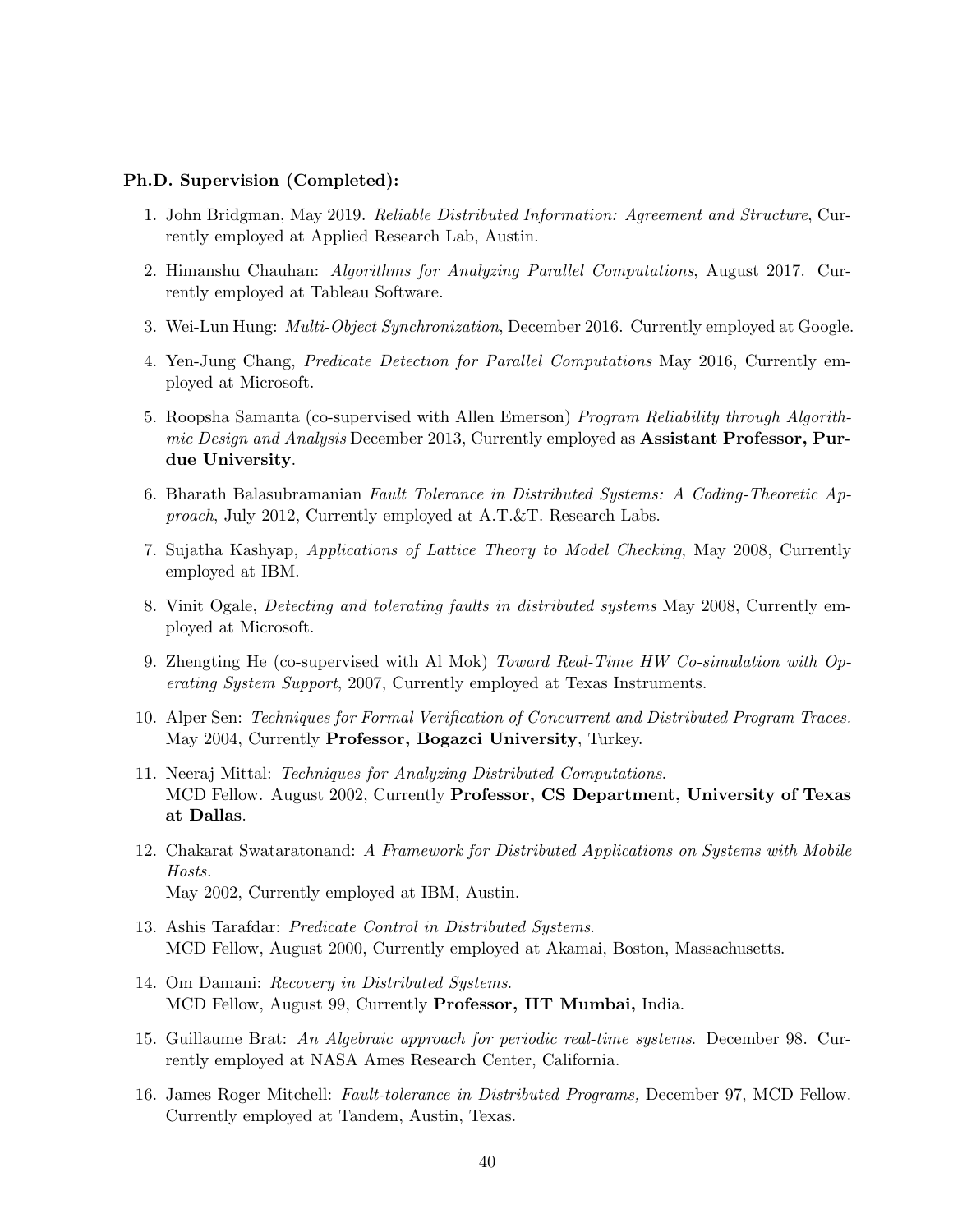**Ph.D. Supervision (Completed):**

1. John Bridgman, May 2019. *Reliable Distributed Information: Agreement and Structure*, Currently employed at Applied Research Lab, Austin.

2. Himanshu Chauhan: *Algorithms for Analyzing Parallel Computations*, August 2017. Currently employed at Tableau Software.

3. Wei-Lun Hung: *Multi-Object Synchronization*, December 2016. Currently employed at Google.

4. Yen-Jung Chang, *Predicate Detection for Parallel Computations* May 2016, Currently employed at Microsoft.

5. Roopsha Samanta (co-supervised with Allen Emerson) *Program Reliability through Algorithmic Design and Analysis* December 2013, Currently employed as **Assistant Professor, Purdue University**.

6. Bharath Balasubramanian *Fault Tolerance in Distributed Systems: A Coding-Theoretic Approach*, July 2012, Currently employed at A.T.&T. Research Labs.

7. Sujatha Kashyap, *Applications of Lattice Theory to Model Checking*, May 2008, Currently employed at IBM.

8. Vinit Ogale, *Detecting and tolerating faults in distributed systems* May 2008, Currently employed at Microsoft.

9. Zhengting He (co-supervised with Al Mok) *Toward Real-Time HW Co-simulation with Operating System Support*, 2007, Currently employed at Texas Instruments.

10. Alper Sen: *Techniques for Formal Verification of Concurrent and Distributed Program Traces.* May 2004, Currently **Professor, Bogazci University**, Turkey.

11. Neeraj Mittal: *Techniques for Analyzing Distributed Computations*.
MCD Fellow. August 2002, Currently **Professor, CS Department, University of Texas at Dallas**.

12. Chakarat Swataratonand: *A Framework for Distributed Applications on Systems with Mobile Hosts.*
May 2002, Currently employed at IBM, Austin.

13. Ashis Tarafdar: *Predicate Control in Distributed Systems.*
MCD Fellow, August 2000, Currently employed at Akamai, Boston, Massachusetts.

14. Om Damani: *Recovery in Distributed Systems.*
MCD Fellow, August 99, Currently **Professor, IIT Mumbai,** India.

15. Guillaume Brat: *An Algebraic approach for periodic real-time systems*. December 98. Currently employed at NASA Ames Research Center, California.

16. James Roger Mitchell: *Fault-tolerance in Distributed Programs,* December 97, MCD Fellow. Currently employed at Tandem, Austin, Texas.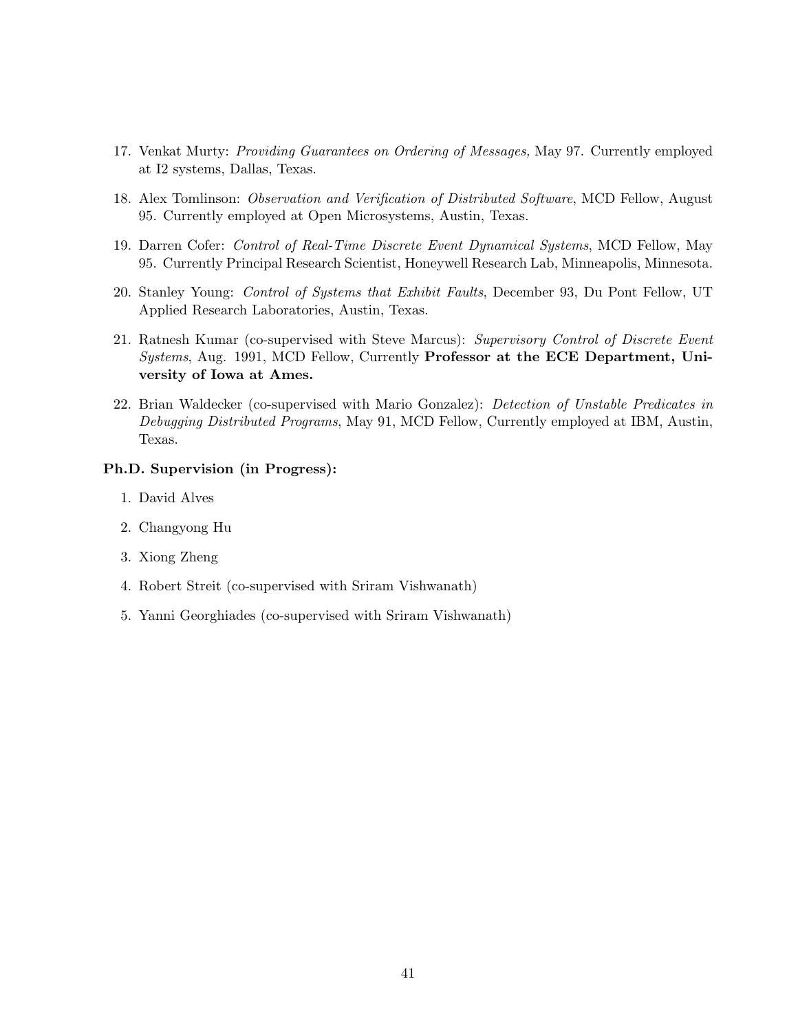17. Venkat Murty: *Providing Guarantees on Ordering of Messages,* May 97. Currently employed at I2 systems, Dallas, Texas.

18. Alex Tomlinson: *Observation and Verification of Distributed Software*, MCD Fellow, August 95. Currently employed at Open Microsystems, Austin, Texas.

19. Darren Cofer: *Control of Real-Time Discrete Event Dynamical Systems*, MCD Fellow, May 95. Currently Principal Research Scientist, Honeywell Research Lab, Minneapolis, Minnesota.

20. Stanley Young: *Control of Systems that Exhibit Faults*, December 93, Du Pont Fellow, UT Applied Research Laboratories, Austin, Texas.

21. Ratnesh Kumar (co-supervised with Steve Marcus): *Supervisory Control of Discrete Event Systems*, Aug. 1991, MCD Fellow, Currently **Professor at the ECE Department, University of Iowa at Ames.**

22. Brian Waldecker (co-supervised with Mario Gonzalez): *Detection of Unstable Predicates in Debugging Distributed Programs*, May 91, MCD Fellow, Currently employed at IBM, Austin, Texas.

**Ph.D. Supervision (in Progress):**

1. David Alves
2. Changyong Hu
3. Xiong Zheng
4. Robert Streit (co-supervised with Sriram Vishwanath)
5. Yanni Georghiades (co-supervised with Sriram Vishwanath)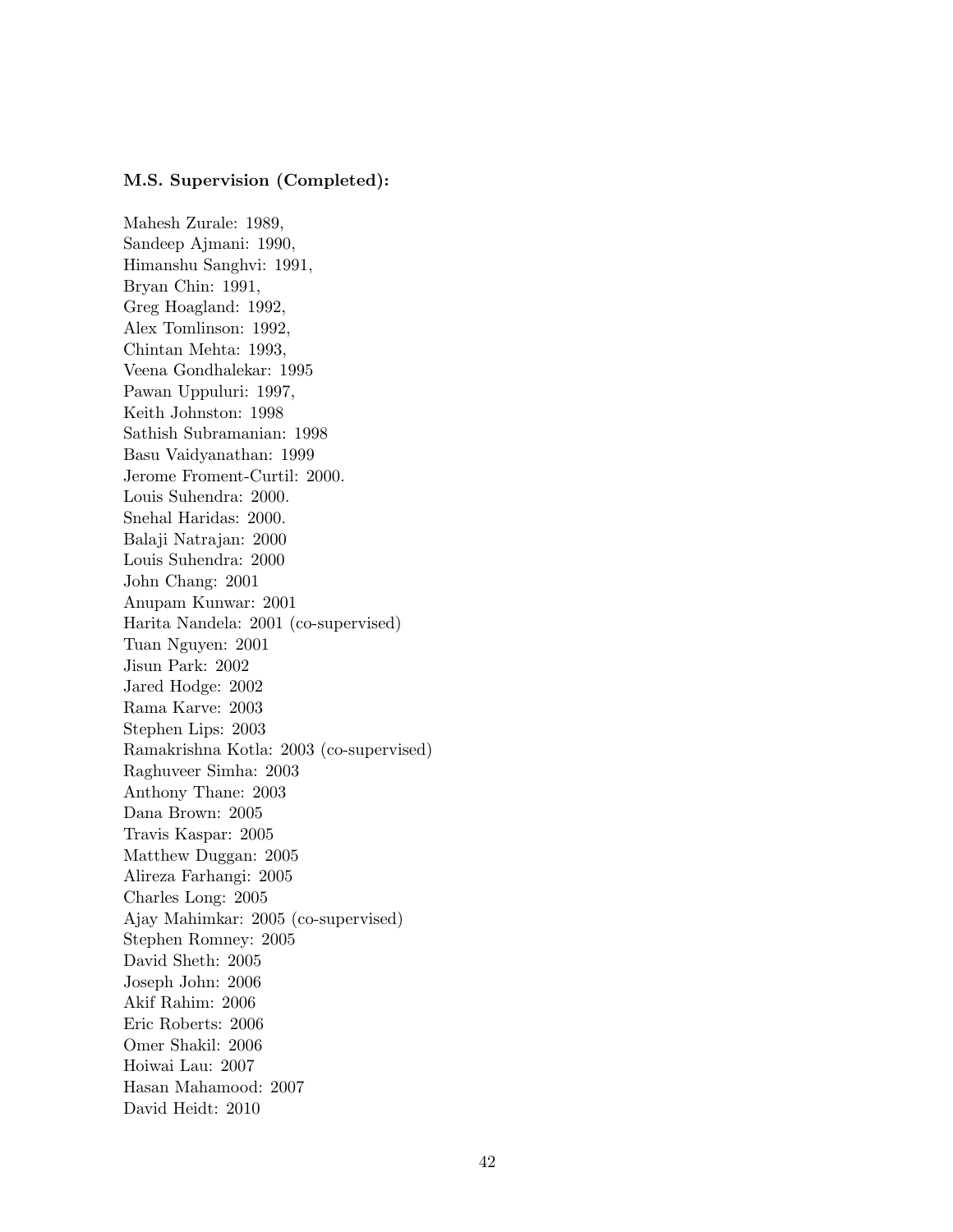**M.S. Supervision (Completed):**

Mahesh Zurale: 1989,
Sandeep Ajmani: 1990,
Himanshu Sanghvi: 1991,
Bryan Chin: 1991,
Greg Hoagland: 1992,
Alex Tomlinson: 1992,
Chintan Mehta: 1993,
Veena Gondhalekar: 1995
Pawan Uppuluri: 1997,
Keith Johnston: 1998
Sathish Subramanian: 1998
Basu Vaidyanathan: 1999
Jerome Froment-Curtil: 2000.
Louis Suhendra: 2000.
Snehal Haridas: 2000.
Balaji Natrajan: 2000
Louis Suhendra: 2000
John Chang: 2001
Anupam Kunwar: 2001
Harita Nandela: 2001 (co-supervised)
Tuan Nguyen: 2001
Jisun Park: 2002
Jared Hodge: 2002
Rama Karve: 2003
Stephen Lips: 2003
Ramakrishna Kotla: 2003 (co-supervised)
Raghuveer Simha: 2003
Anthony Thane: 2003
Dana Brown: 2005
Travis Kaspar: 2005
Matthew Duggan: 2005
Alireza Farhangi: 2005
Charles Long: 2005
Ajay Mahimkar: 2005 (co-supervised)
Stephen Romney: 2005
David Sheth: 2005
Joseph John: 2006
Akif Rahim: 2006
Eric Roberts: 2006
Omer Shakil: 2006
Hoiwai Lau: 2007
Hasan Mahamood: 2007
David Heidt: 2010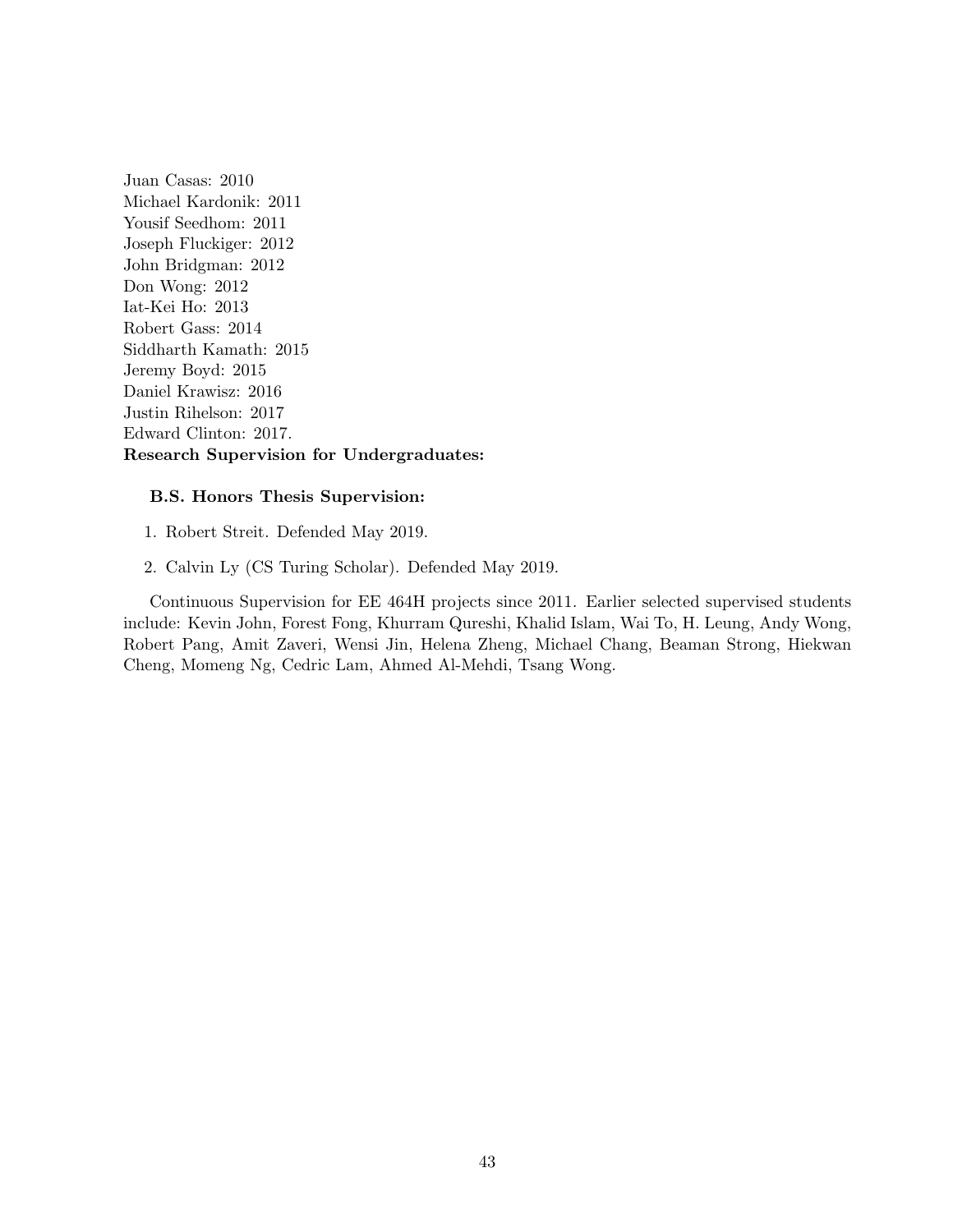Juan Casas: 2010
Michael Kardonik: 2011
Yousif Seedhom: 2011
Joseph Fluckiger: 2012
John Bridgman: 2012
Don Wong: 2012
Iat-Kei Ho: 2013
Robert Gass: 2014
Siddharth Kamath: 2015
Jeremy Boyd: 2015
Daniel Krawisz: 2016
Justin Rihelson: 2017
Edward Clinton: 2017.

**Research Supervision for Undergraduates:**

**B.S. Honors Thesis Supervision:**

1. Robert Streit. Defended May 2019.
2. Calvin Ly (CS Turing Scholar). Defended May 2019.

Continuous Supervision for EE 464H projects since 2011. Earlier selected supervised students include: Kevin John, Forest Fong, Khurram Qureshi, Khalid Islam, Wai To, H. Leung, Andy Wong, Robert Pang, Amit Zaveri, Wensi Jin, Helena Zheng, Michael Chang, Beaman Strong, Hiekwan Cheng, Momeng Ng, Cedric Lam, Ahmed Al-Mehdi, Tsang Wong.